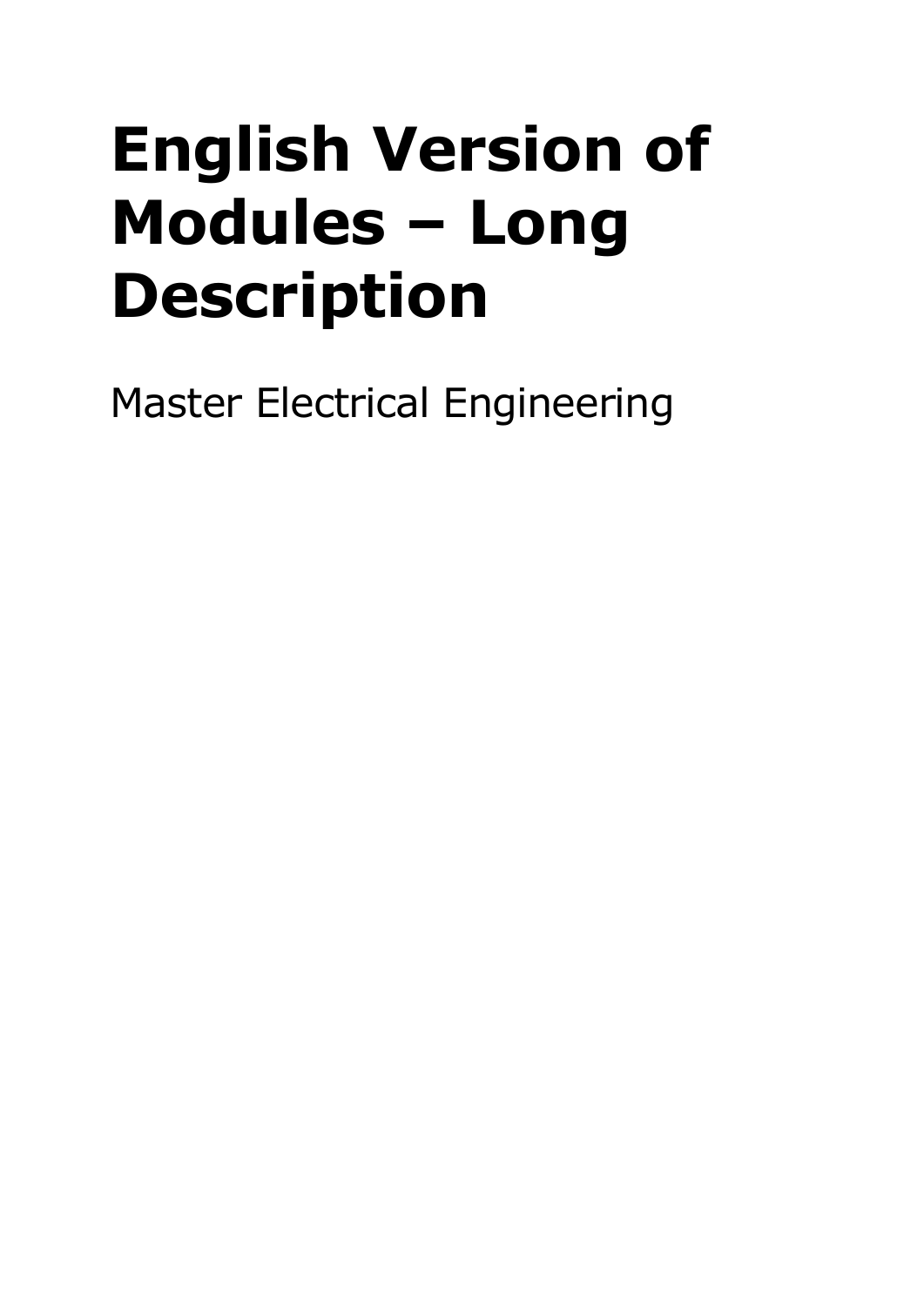# English Version of Modules – Long Description

Master Electrical Engineering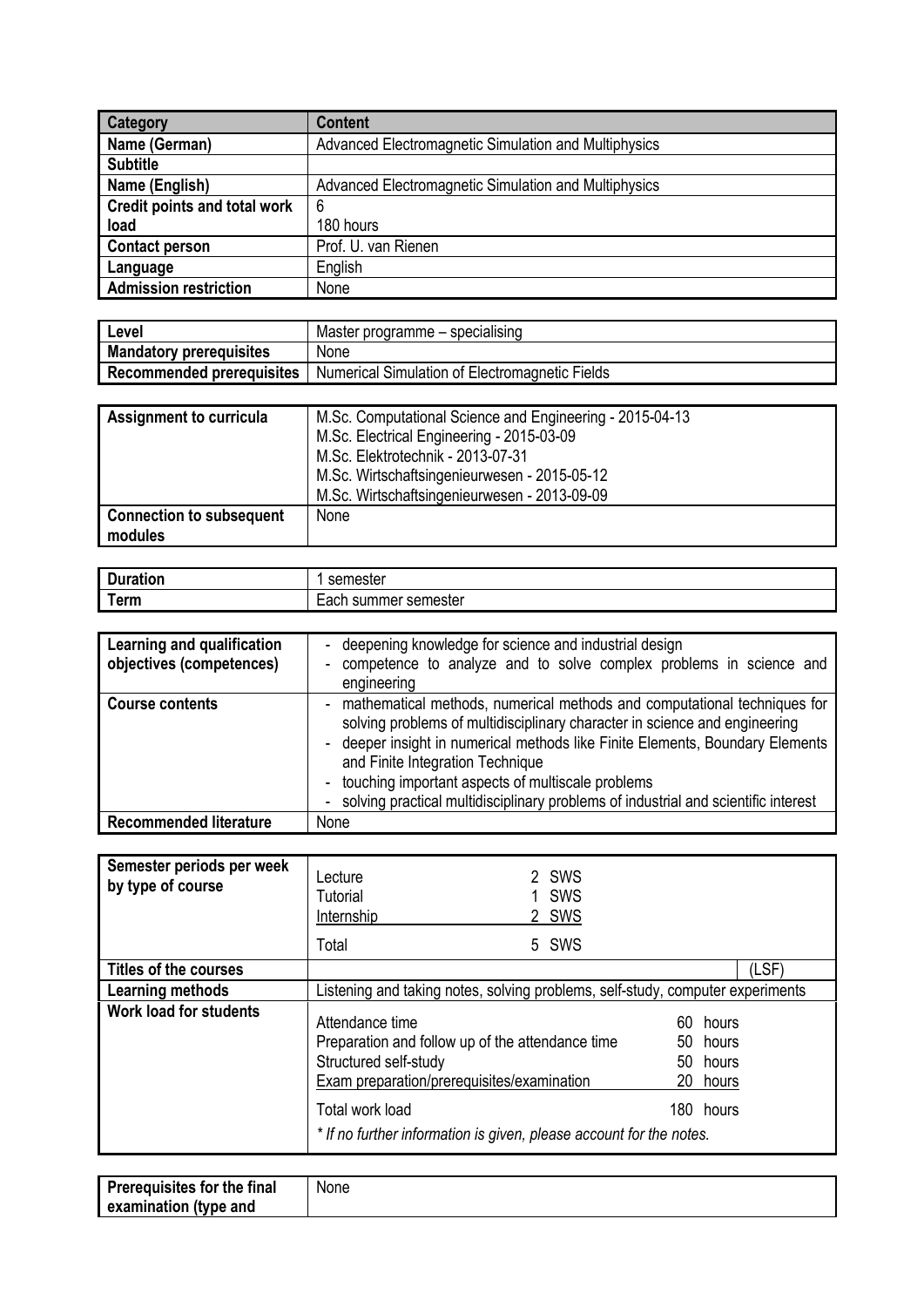| Category | Content |
|---|---|
| Name (German) | Advanced Electromagnetic Simulation and Multiphysics |
| Subtitle | |
| Name (English) | Advanced Electromagnetic Simulation and Multiphysics |
| Credit points and total work load | 6<br>180 hours |
| Contact person | Prof. U. van Rienen |
| Language | English |
| Admission restriction | None |

| Level | Master programme – specialising |
|---|---|
| Mandatory prerequisites | None |
| Recommended prerequisites | Numerical Simulation of Electromagnetic Fields |

| Assignment to curricula | M.Sc. Computational Science and Engineering - 2015-04-13<br>M.Sc. Electrical Engineering - 2015-03-09<br>M.Sc. Elektrotechnik - 2013-07-31<br>M.Sc. Wirtschaftsingenieurwesen - 2015-05-12<br>M.Sc. Wirtschaftsingenieurwesen - 2013-09-09 |
|---|---|
| Connection to subsequent modules | None |

| Duration | 1 semester |
|---|---|
| Term | Each summer semester |

| Learning and qualification objectives (competences) | - deepening knowledge for science and industrial design<br>- competence to analyze and to solve complex problems in science and engineering |
|---|---|
| Course contents | - mathematical methods, numerical methods and computational techniques for solving problems of multidisciplinary character in science and engineering<br>- deeper insight in numerical methods like Finite Elements, Boundary Elements and Finite Integration Technique<br>- touching important aspects of multiscale problems<br>- solving practical multidisciplinary problems of industrial and scientific interest |
| Recommended literature | None |

| Semester periods per week by type of course | Lecture 2 SWS<br>Tutorial 1 SWS<br>Internship 2 SWS<br>Total 5 SWS |
|---|---|
| Titles of the courses | (LSF) |
| Learning methods | Listening and taking notes, solving problems, self-study, computer experiments |
| Work load for students | Attendance time 60 hours<br>Preparation and follow up of the attendance time 50 hours<br>Structured self-study 50 hours<br>Exam preparation/prerequisites/examination 20 hours<br>Total work load 180 hours<br>*\* If no further information is given, please account for the notes.* |

| Prerequisites for the final examination (type and | None |
|---|---|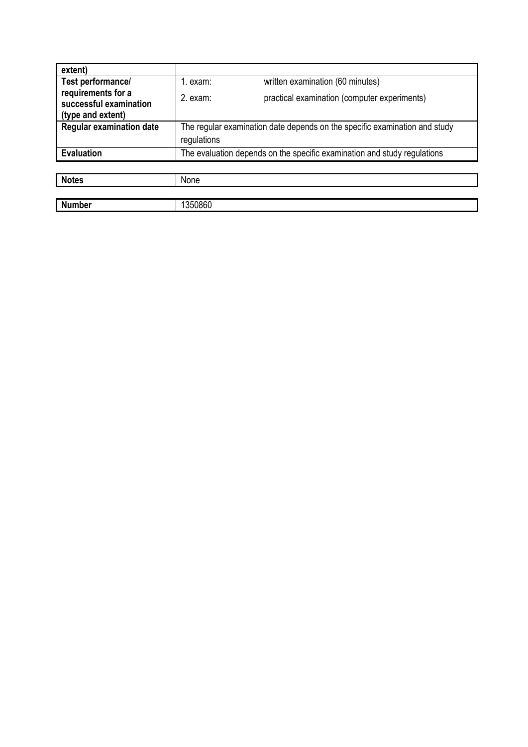| extent) | | |
|---|---|---|
| **Test performance/ requirements for a successful examination (type and extent)** | 1. exam: | written examination (60 minutes) |
| | 2. exam: | practical examination (computer experiments) |
| **Regular examination date** | The regular examination date depends on the specific examination and study regulations | |
| **Evaluation** | The evaluation depends on the specific examination and study regulations | |

| **Notes** | None |
|---|---|

| **Number** | 1350860 |
|---|---|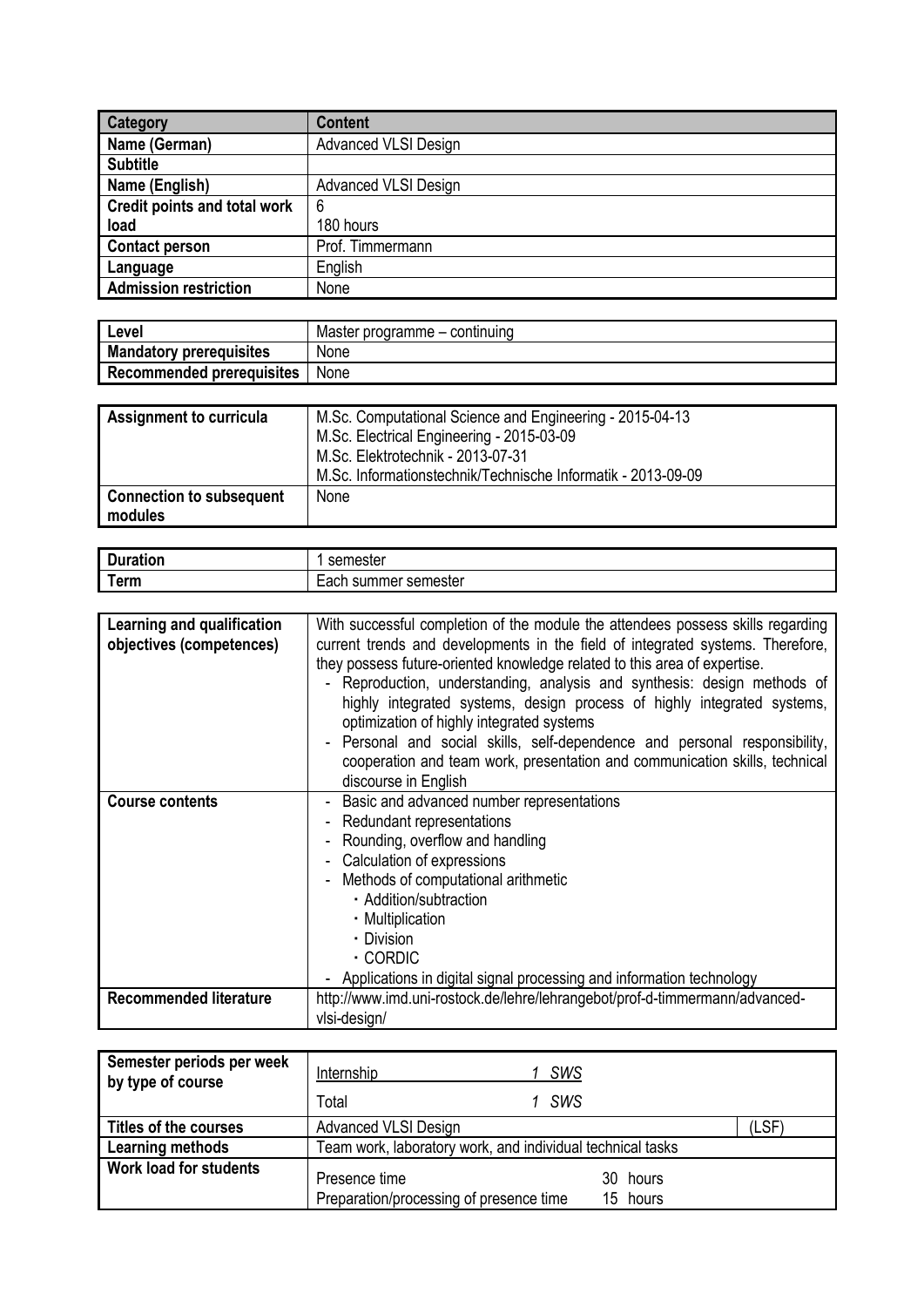| Category | Content |
| --- | --- |
| Name (German) | Advanced VLSI Design |
| Subtitle | |
| Name (English) | Advanced VLSI Design |
| Credit points and total work load | 6<br>180 hours |
| Contact person | Prof. Timmermann |
| Language | English |
| Admission restriction | None |

| Level | Master programme – continuing |
| --- | --- |
| Mandatory prerequisites | None |
| Recommended prerequisites | None |

| Assignment to curricula | M.Sc. Computational Science and Engineering - 2015-04-13<br>M.Sc. Electrical Engineering - 2015-03-09<br>M.Sc. Elektrotechnik - 2013-07-31<br>M.Sc. Informationstechnik/Technische Informatik - 2013-09-09 |
| --- | --- |
| Connection to subsequent modules | None |

| Duration | 1 semester |
| --- | --- |
| Term | Each summer semester |

| Learning and qualification objectives (competences) | With successful completion of the module the attendees possess skills regarding current trends and developments in the field of integrated systems. Therefore, they possess future-oriented knowledge related to this area of expertise.<br>- Reproduction, understanding, analysis and synthesis: design methods of highly integrated systems, design process of highly integrated systems, optimization of highly integrated systems<br>- Personal and social skills, self-dependence and personal responsibility, cooperation and team work, presentation and communication skills, technical discourse in English |
| --- | --- |
| Course contents | - Basic and advanced number representations<br>- Redundant representations<br>- Rounding, overflow and handling<br>- Calculation of expressions<br>- Methods of computational arithmetic<br>  · Addition/subtraction<br>  · Multiplication<br>  · Division<br>  · CORDIC<br>- Applications in digital signal processing and information technology |
| Recommended literature | http://www.imd.uni-rostock.de/lehre/lehrangebot/prof-d-timmermann/advanced-vlsi-design/ |

| Semester periods per week by type of course | Internship 1 SWS<br>Total 1 SWS | |
| --- | --- | --- |
| Titles of the courses | Advanced VLSI Design | (LSF) |
| Learning methods | Team work, laboratory work, and individual technical tasks | |
| Work load for students | Presence time 30 hours<br>Preparation/processing of presence time 15 hours | |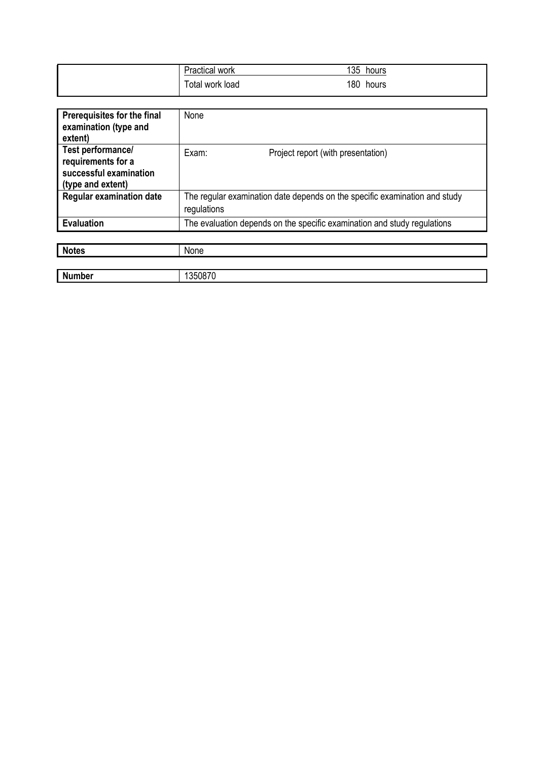| | | |
|---|---|---|
| | Practical work | 135 hours |
| | Total work load | 180 hours |

| | |
|---|---|
| **Prerequisites for the final examination (type and extent)** | None |
| **Test performance/ requirements for a successful examination (type and extent)** | Exam: Project report (with presentation) |
| **Regular examination date** | The regular examination date depends on the specific examination and study regulations |
| **Evaluation** | The evaluation depends on the specific examination and study regulations |

| | |
|---|---|
| **Notes** | None |

| | |
|---|---|
| **Number** | 1350870 |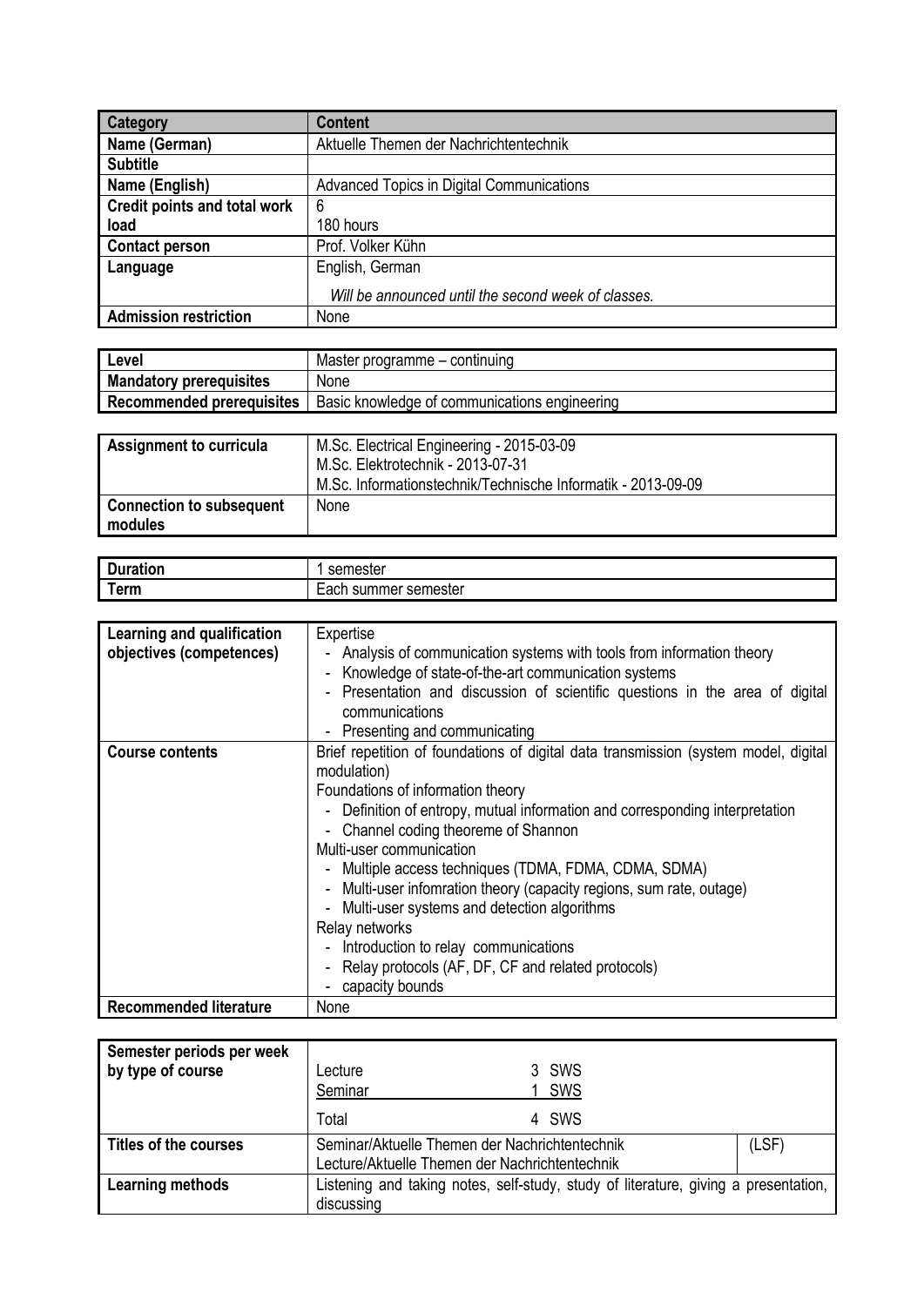| Category | Content |
| --- | --- |
| Name (German) | Aktuelle Themen der Nachrichtentechnik |
| Subtitle | |
| Name (English) | Advanced Topics in Digital Communications |
| Credit points and total work load | 6<br>180 hours |
| Contact person | Prof. Volker Kühn |
| Language | English, German<br>*Will be announced until the second week of classes.* |
| Admission restriction | None |

| Level | Master programme – continuing |
| --- | --- |
| Mandatory prerequisites | None |
| Recommended prerequisites | Basic knowledge of communications engineering |

| Assignment to curricula | M.Sc. Electrical Engineering - 2015-03-09<br>M.Sc. Elektrotechnik - 2013-07-31<br>M.Sc. Informationstechnik/Technische Informatik - 2013-09-09 |
| --- | --- |
| Connection to subsequent modules | None |

| Duration | 1 semester |
| --- | --- |
| Term | Each summer semester |

| Learning and qualification objectives (competences) | Expertise<br>- Analysis of communication systems with tools from information theory<br>- Knowledge of state-of-the-art communication systems<br>- Presentation and discussion of scientific questions in the area of digital communications<br>- Presenting and communicating |
| --- | --- |
| Course contents | Brief repetition of foundations of digital data transmission (system model, digital modulation)<br>Foundations of information theory<br>- Definition of entropy, mutual information and corresponding interpretation<br>- Channel coding theoreme of Shannon<br>Multi-user communication<br>- Multiple access techniques (TDMA, FDMA, CDMA, SDMA)<br>- Multi-user infomration theory (capacity regions, sum rate, outage)<br>- Multi-user systems and detection algorithms<br>Relay networks<br>- Introduction to relay communications<br>- Relay protocols (AF, DF, CF and related protocols)<br>- capacity bounds |
| Recommended literature | None |

| Semester periods per week by type of course | Lecture 3 SWS<br>Seminar 1 SWS<br>Total 4 SWS |
| --- | --- |
| Titles of the courses | Seminar/Aktuelle Themen der Nachrichtentechnik (LSF)<br>Lecture/Aktuelle Themen der Nachrichtentechnik |
| Learning methods | Listening and taking notes, self-study, study of literature, giving a presentation, discussing |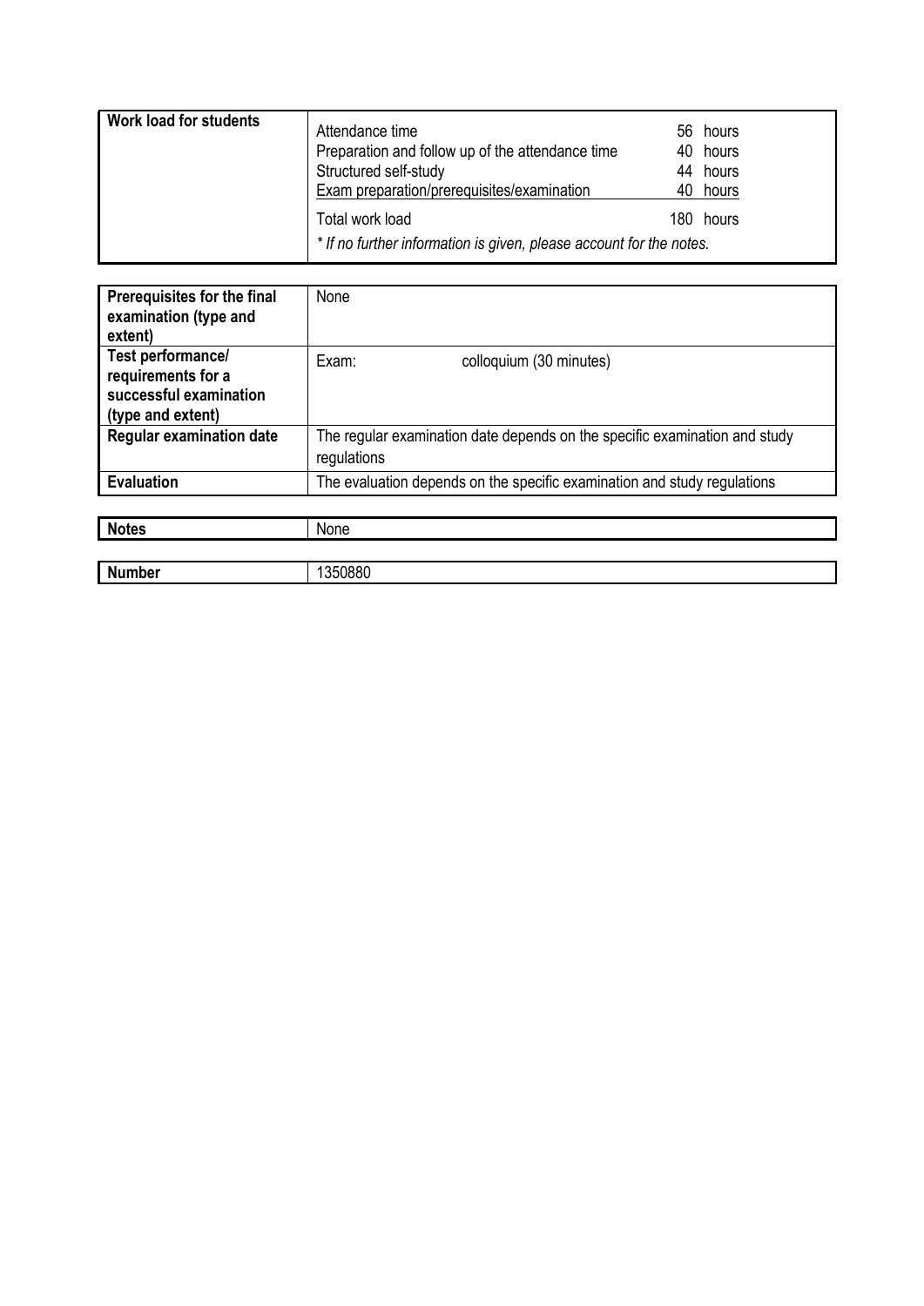| **Work load for students** | Attendance time | 56 hours |
|---|---|---|
| | Preparation and follow up of the attendance time | 40 hours |
| | Structured self-study | 44 hours |
| | Exam preparation/prerequisites/examination | 40 hours |
| | Total work load | 180 hours |
| | *\* If no further information is given, please account for the notes.* | |

| **Prerequisites for the final examination (type and extent)** | None |
|---|---|
| **Test performance/ requirements for a successful examination (type and extent)** | Exam: colloquium (30 minutes) |
| **Regular examination date** | The regular examination date depends on the specific examination and study regulations |
| **Evaluation** | The evaluation depends on the specific examination and study regulations |

| **Notes** | None |
|---|---|

| **Number** | 1350880 |
|---|---|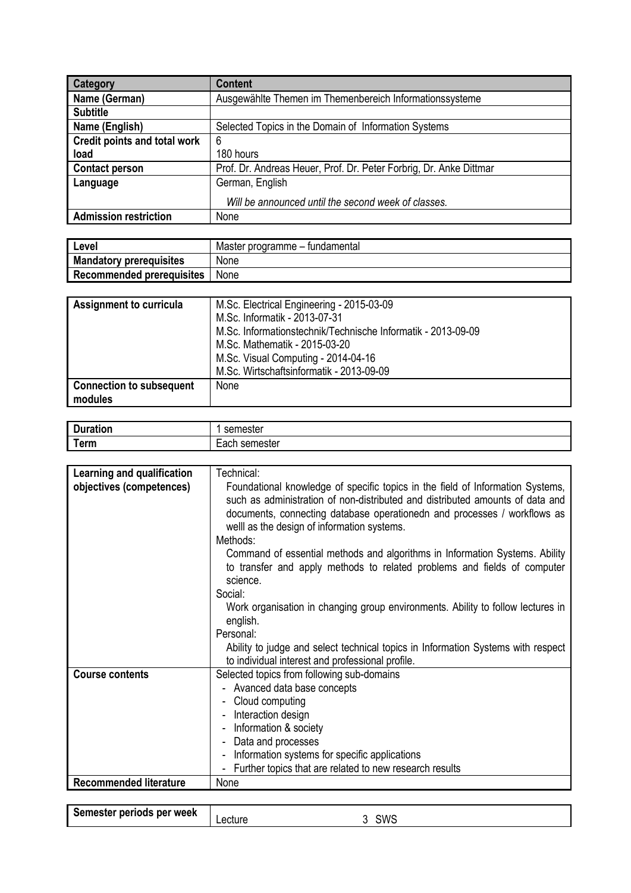| Category | Content |
|---|---|
| Name (German) | Ausgewählte Themen im Themenbereich Informationssysteme |
| Subtitle | |
| Name (English) | Selected Topics in the Domain of Information Systems |
| Credit points and total work load | 6<br>180 hours |
| Contact person | Prof. Dr. Andreas Heuer, Prof. Dr. Peter Forbrig, Dr. Anke Dittmar |
| Language | German, English<br>*Will be announced until the second week of classes.* |
| Admission restriction | None |

| Level | Master programme – fundamental |
|---|---|
| Mandatory prerequisites | None |
| Recommended prerequisites | None |

| Assignment to curricula | M.Sc. Electrical Engineering - 2015-03-09<br>M.Sc. Informatik - 2013-07-31<br>M.Sc. Informationstechnik/Technische Informatik - 2013-09-09<br>M.Sc. Mathematik - 2015-03-20<br>M.Sc. Visual Computing - 2014-04-16<br>M.Sc. Wirtschaftsinformatik - 2013-09-09 |
|---|---|
| Connection to subsequent modules | None |

| Duration | 1 semester |
|---|---|
| Term | Each semester |

| Learning and qualification objectives (competences) | Technical:<br>Foundational knowledge of specific topics in the field of Information Systems, such as administration of non-distributed and distributed amounts of data and documents, connecting database operationedn and processes / workflows as welll as the design of information systems.<br>Methods:<br>Command of essential methods and algorithms in Information Systems. Ability to transfer and apply methods to related problems and fields of computer science.<br>Social:<br>Work organisation in changing group environments. Ability to follow lectures in english.<br>Personal:<br>Ability to judge and select technical topics in Information Systems with respect to individual interest and professional profile. |
|---|---|
| Course contents | Selected topics from following sub-domains<br>- Avanced data base concepts<br>- Cloud computing<br>- Interaction design<br>- Information & society<br>- Data and processes<br>- Information systems for specific applications<br>- Further topics that are related to new research results |
| Recommended literature | None |

| Semester periods per week | Lecture | 3 SWS |
|---|---|---|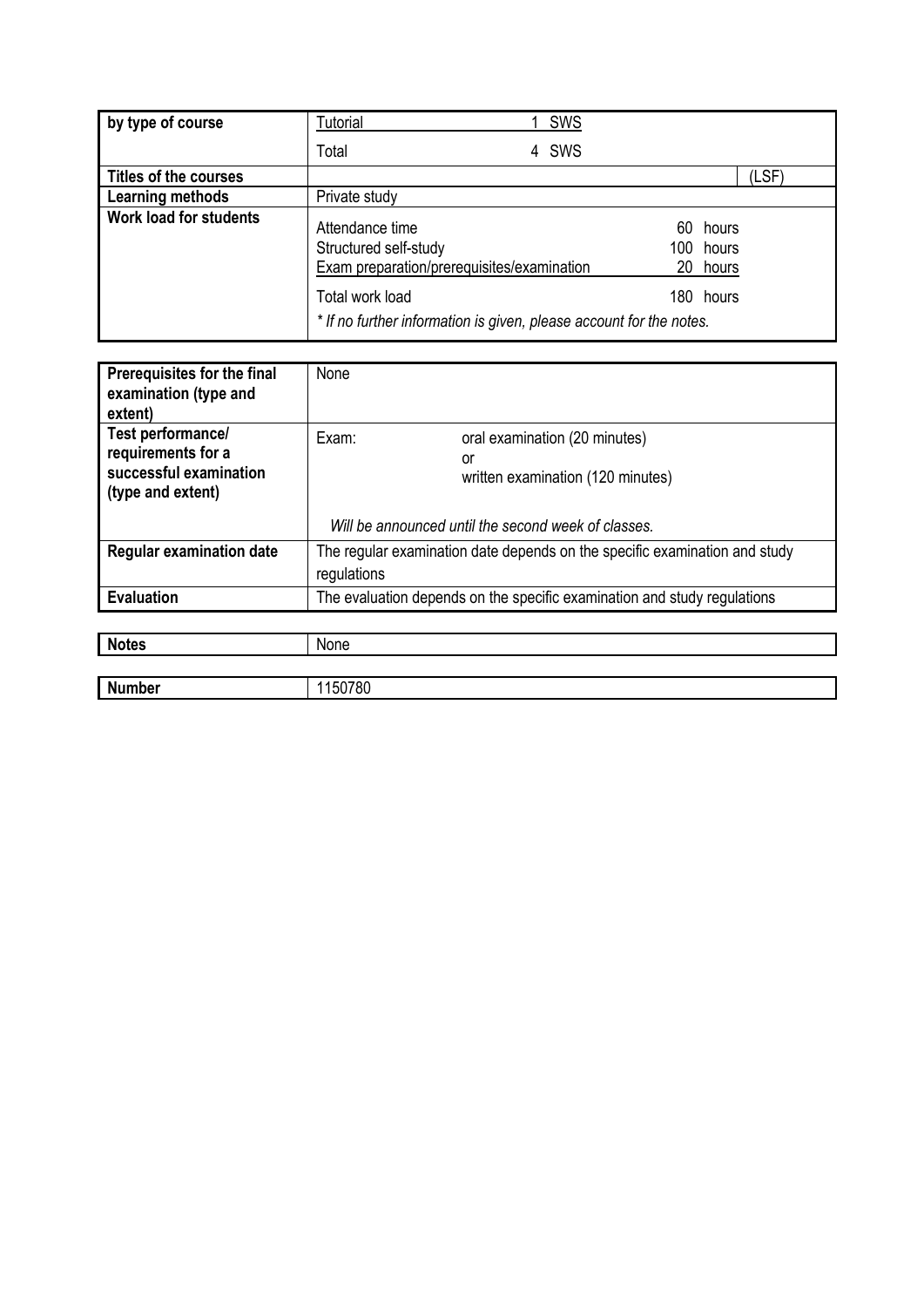| by type of course | Tutorial 1 SWS<br>Total 4 SWS |
| --- | --- |
| Titles of the courses | (LSF) |
| Learning methods | Private study |
| Work load for students | Attendance time 60 hours<br>Structured self-study 100 hours<br>Exam preparation/prerequisites/examination 20 hours<br>Total work load 180 hours<br>*\* If no further information is given, please account for the notes.* |

| Prerequisites for the final examination (type and extent) | None |
| --- | --- |
| Test performance/ requirements for a successful examination (type and extent) | Exam: oral examination (20 minutes)<br>or<br>written examination (120 minutes)<br>*Will be announced until the second week of classes.* |
| Regular examination date | The regular examination date depends on the specific examination and study regulations |
| Evaluation | The evaluation depends on the specific examination and study regulations |

| Notes | None |
| --- | --- |

| Number | 1150780 |
| --- | --- |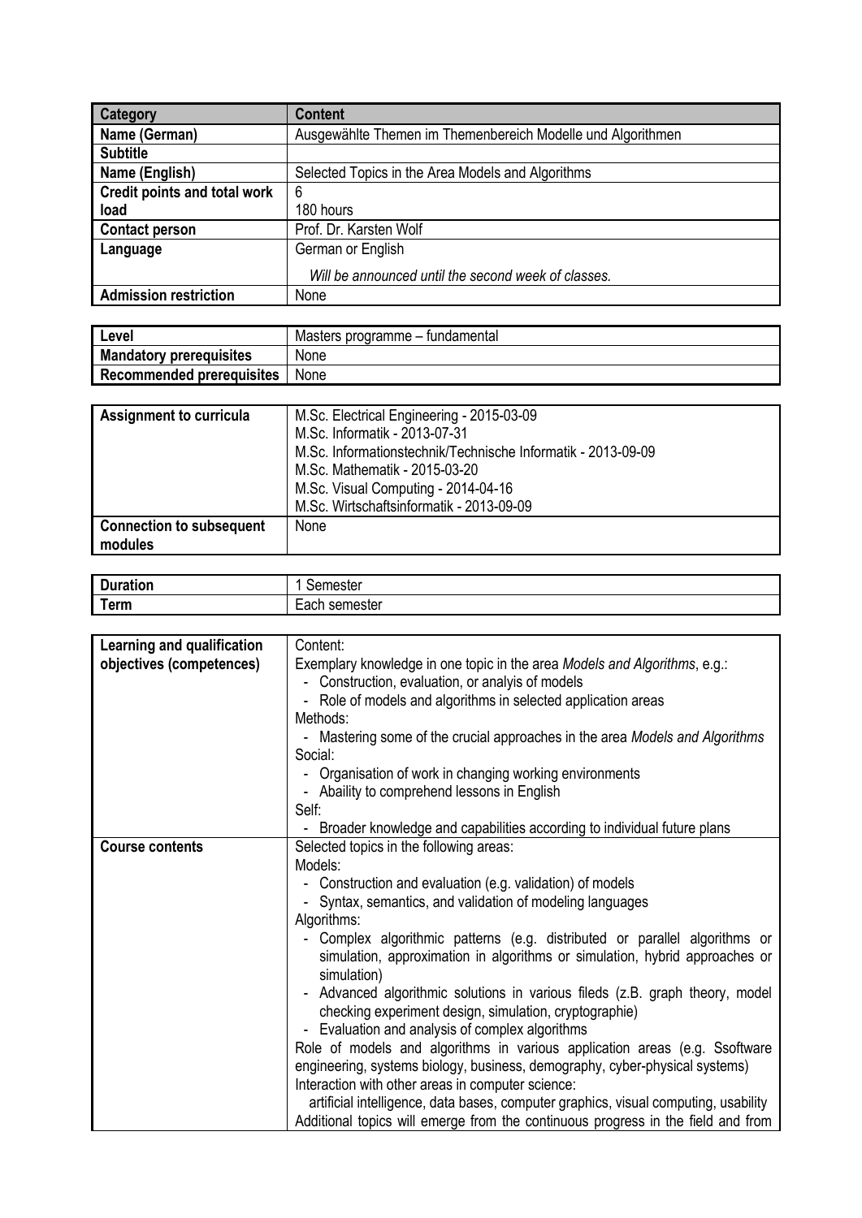| Category | Content |
|---|---|
| **Name (German)** | Ausgewählte Themen im Themenbereich Modelle und Algorithmen |
| **Subtitle** | |
| **Name (English)** | Selected Topics in the Area Models and Algorithms |
| **Credit points and total work load** | 6<br>180 hours |
| **Contact person** | Prof. Dr. Karsten Wolf |
| **Language** | German or English<br>*Will be announced until the second week of classes.* |
| **Admission restriction** | None |

| | |
|---|---|
| **Level** | Masters programme – fundamental |
| **Mandatory prerequisites** | None |
| **Recommended prerequisites** | None |

| | |
|---|---|
| **Assignment to curricula** | M.Sc. Electrical Engineering - 2015-03-09<br>M.Sc. Informatik - 2013-07-31<br>M.Sc. Informationstechnik/Technische Informatik - 2013-09-09<br>M.Sc. Mathematik - 2015-03-20<br>M.Sc. Visual Computing - 2014-04-16<br>M.Sc. Wirtschaftsinformatik - 2013-09-09 |
| **Connection to subsequent modules** | None |

| | |
|---|---|
| **Duration** | 1 Semester |
| **Term** | Each semester |

| | |
|---|---|
| **Learning and qualification objectives (competences)** | Content:<br>Exemplary knowledge in one topic in the area *Models and Algorithms*, e.g.:<br>- Construction, evaluation, or analyis of models<br>- Role of models and algorithms in selected application areas<br>Methods:<br>- Mastering some of the crucial approaches in the area *Models and Algorithms*<br>Social:<br>- Organisation of work in changing working environments<br>- Abaility to comprehend lessons in English<br>Self:<br>- Broader knowledge and capabilities according to individual future plans |
| **Course contents** | Selected topics in the following areas:<br>Models:<br>- Construction and evaluation (e.g. validation) of models<br>- Syntax, semantics, and validation of modeling languages<br>Algorithms:<br>- Complex algorithmic patterns (e.g. distributed or parallel algorithms or simulation, approximation in algorithms or simulation, hybrid approaches or simulation)<br>- Advanced algorithmic solutions in various fileds (z.B. graph theory, model checking experiment design, simulation, cryptographie)<br>- Evaluation and analysis of complex algorithms<br>Role of models and algorithms in various application areas (e.g. Ssoftware engineering, systems biology, business, demography, cyber-physical systems)<br>Interaction with other areas in computer science:<br>artificial intelligence, data bases, computer graphics, visual computing, usability<br>Additional topics will emerge from the continuous progress in the field and from |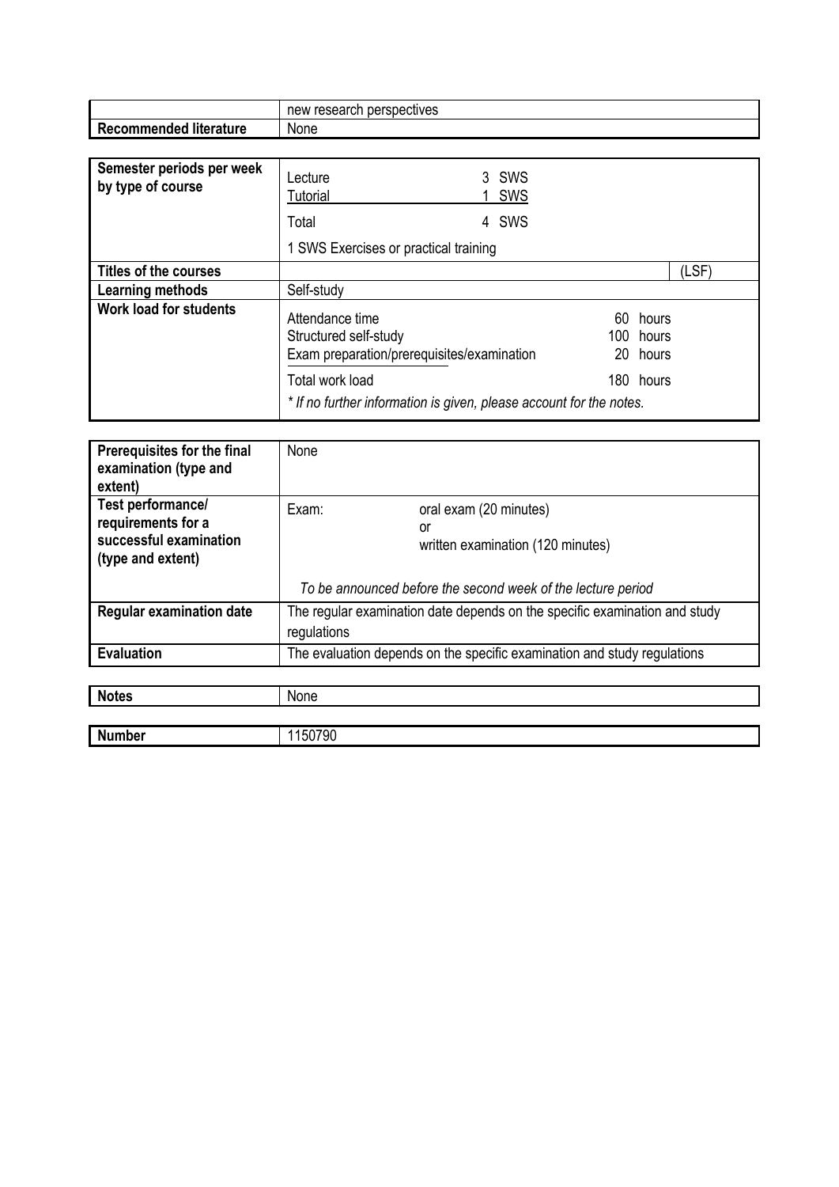| | |
|---|---|
| | new research perspectives |
| **Recommended literature** | None |

| | | | |
|---|---|---|---|
| **Semester periods per week by type of course** | Lecture<br>Tutorial<br>Total<br>1 SWS Exercises or practical training | 3 SWS<br>1 SWS<br>4 SWS | |
| **Titles of the courses** | | | (LSF) |
| **Learning methods** | Self-study | | |
| **Work load for students** | Attendance time<br>Structured self-study<br>Exam preparation/prerequisites/examination<br>Total work load<br>*\* If no further information is given, please account for the notes.* | 60 hours<br>100 hours<br>20 hours<br>180 hours | |

| | | |
|---|---|---|
| **Prerequisites for the final examination (type and extent)** | None | |
| **Test performance/ requirements for a successful examination (type and extent)** | Exam:<br><br><br>*To be announced before the second week of the lecture period* | oral exam (20 minutes)<br>or<br>written examination (120 minutes) |
| **Regular examination date** | The regular examination date depends on the specific examination and study regulations | |
| **Evaluation** | The evaluation depends on the specific examination and study regulations | |

| | |
|---|---|
| **Notes** | None |

| | |
|---|---|
| **Number** | 1150790 |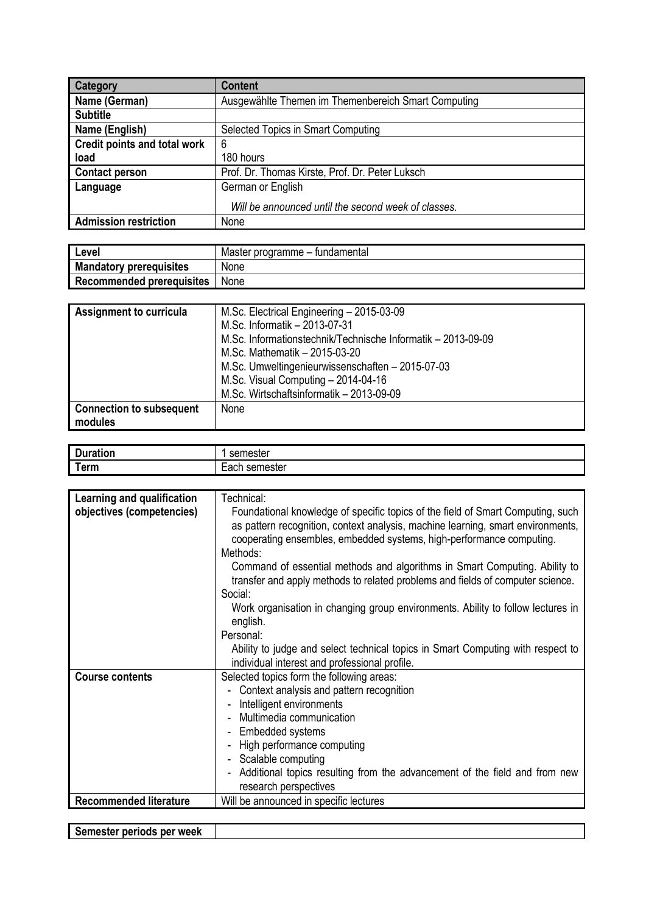| Category | Content |
|---|---|
| Name (German) | Ausgewählte Themen im Themenbereich Smart Computing |
| Subtitle | |
| Name (English) | Selected Topics in Smart Computing |
| Credit points and total work load | 6<br>180 hours |
| Contact person | Prof. Dr. Thomas Kirste, Prof. Dr. Peter Luksch |
| Language | German or English<br>*Will be announced until the second week of classes.* |
| Admission restriction | None |

| Level | Master programme – fundamental |
|---|---|
| Mandatory prerequisites | None |
| Recommended prerequisites | None |

| Assignment to curricula | M.Sc. Electrical Engineering – 2015-03-09<br>M.Sc. Informatik – 2013-07-31<br>M.Sc. Informationstechnik/Technische Informatik – 2013-09-09<br>M.Sc. Mathematik – 2015-03-20<br>M.Sc. Umweltingenieurwissenschaften – 2015-07-03<br>M.Sc. Visual Computing – 2014-04-16<br>M.Sc. Wirtschaftsinformatik – 2013-09-09 |
|---|---|
| Connection to subsequent modules | None |

| Duration | 1 semester |
|---|---|
| Term | Each semester |

| Learning and qualification objectives (competencies) | Technical:<br>Foundational knowledge of specific topics of the field of Smart Computing, such as pattern recognition, context analysis, machine learning, smart environments, cooperating ensembles, embedded systems, high-performance computing.<br>Methods:<br>Command of essential methods and algorithms in Smart Computing. Ability to transfer and apply methods to related problems and fields of computer science.<br>Social:<br>Work organisation in changing group environments. Ability to follow lectures in english.<br>Personal:<br>Ability to judge and select technical topics in Smart Computing with respect to individual interest and professional profile. |
|---|---|
| Course contents | Selected topics form the following areas:<br>- Context analysis and pattern recognition<br>- Intelligent environments<br>- Multimedia communication<br>- Embedded systems<br>- High performance computing<br>- Scalable computing<br>- Additional topics resulting from the advancement of the field and from new research perspectives |
| Recommended literature | Will be announced in specific lectures |

| Semester periods per week | |
|---|---|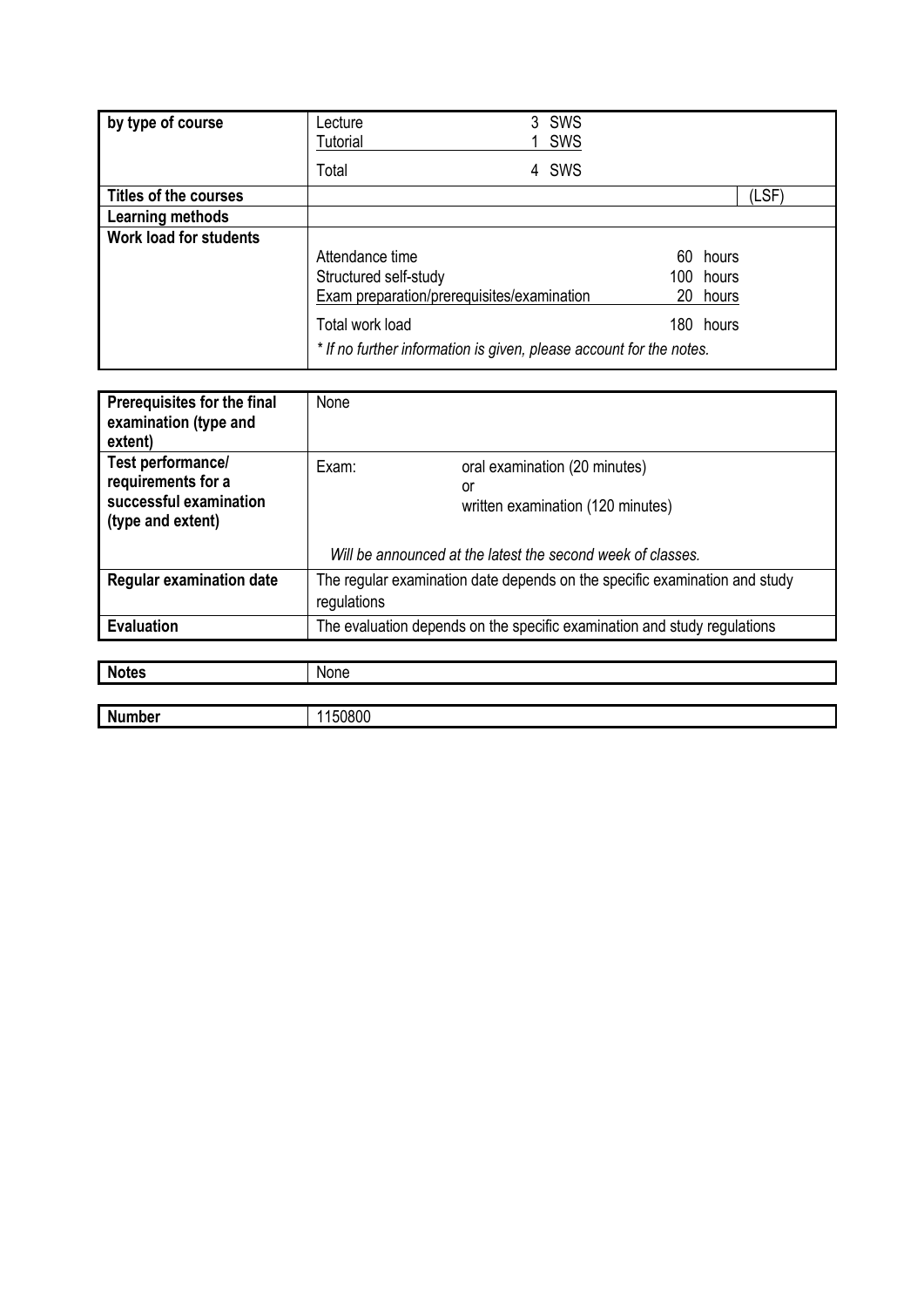| | |
|---|---|
| **by type of course** | Lecture 3 SWS<br>Tutorial 1 SWS<br>Total 4 SWS |
| **Titles of the courses** | (LSF) |
| **Learning methods** | |
| **Work load for students** | Attendance time 60 hours<br>Structured self-study 100 hours<br>Exam preparation/prerequisites/examination 20 hours<br>Total work load 180 hours<br>*\* If no further information is given, please account for the notes.* |

| | |
|---|---|
| **Prerequisites for the final examination (type and extent)** | None |
| **Test performance/ requirements for a successful examination (type and extent)** | Exam: oral examination (20 minutes)<br>or<br>written examination (120 minutes)<br>*Will be announced at the latest the second week of classes.* |
| **Regular examination date** | The regular examination date depends on the specific examination and study regulations |
| **Evaluation** | The evaluation depends on the specific examination and study regulations |

| | |
|---|---|
| **Notes** | None |

| | |
|---|---|
| **Number** | 1150800 |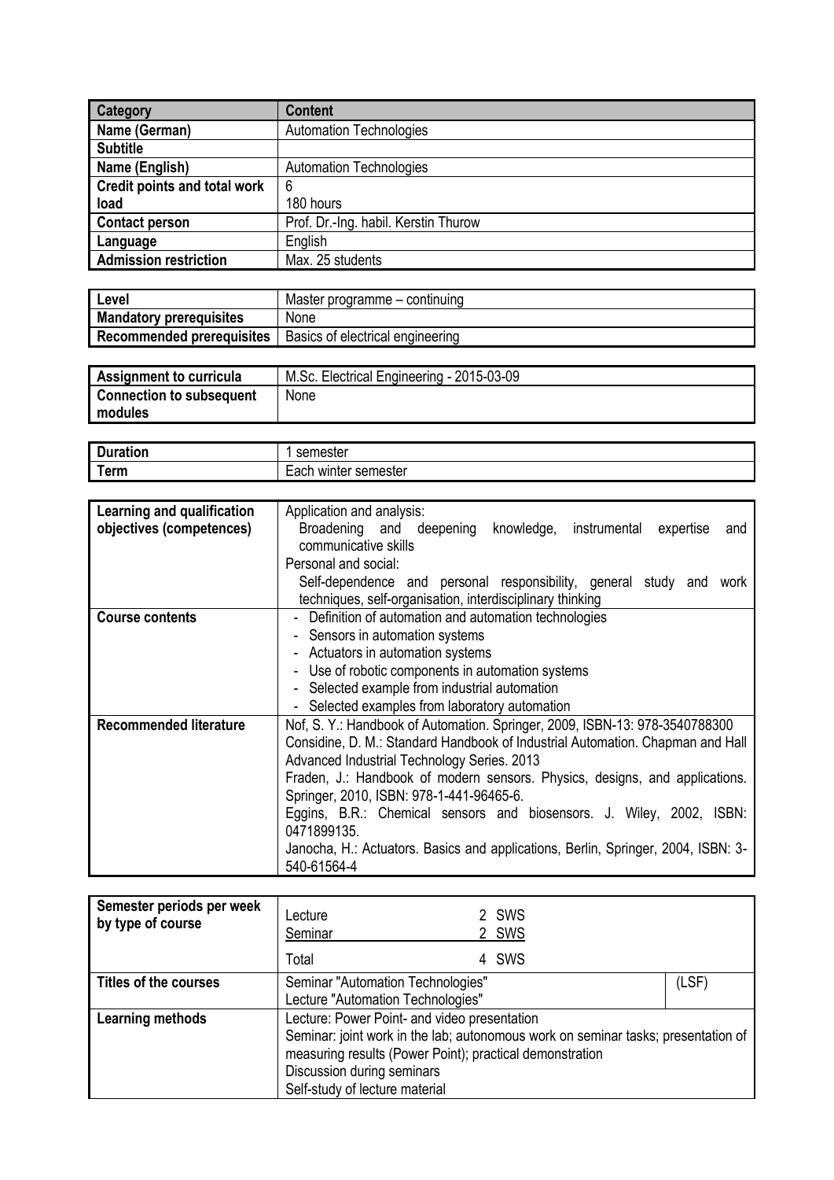| Category | Content |
|---|---|
| Name (German) | Automation Technologies |
| Subtitle | |
| Name (English) | Automation Technologies |
| Credit points and total work load | 6<br>180 hours |
| Contact person | Prof. Dr.-Ing. habil. Kerstin Thurow |
| Language | English |
| Admission restriction | Max. 25 students |

| | |
|---|---|
| Level | Master programme – continuing |
| Mandatory prerequisites | None |
| Recommended prerequisites | Basics of electrical engineering |

| | |
|---|---|
| Assignment to curricula | M.Sc. Electrical Engineering - 2015-03-09 |
| Connection to subsequent modules | None |

| | |
|---|---|
| Duration | 1 semester |
| Term | Each winter semester |

| | |
|---|---|
| Learning and qualification objectives (competences) | Application and analysis:<br>Broadening and deepening knowledge, instrumental expertise and communicative skills<br>Personal and social:<br>Self-dependence and personal responsibility, general study and work techniques, self-organisation, interdisciplinary thinking |
| Course contents | - Definition of automation and automation technologies<br>- Sensors in automation systems<br>- Actuators in automation systems<br>- Use of robotic components in automation systems<br>- Selected example from industrial automation<br>- Selected examples from laboratory automation |
| Recommended literature | Nof, S. Y.: Handbook of Automation. Springer, 2009, ISBN-13: 978-3540788300<br>Considine, D. M.: Standard Handbook of Industrial Automation. Chapman and Hall Advanced Industrial Technology Series. 2013<br>Fraden, J.: Handbook of modern sensors. Physics, designs, and applications. Springer, 2010, ISBN: 978-1-441-96465-6.<br>Eggins, B.R.: Chemical sensors and biosensors. J. Wiley, 2002, ISBN: 0471899135.<br>Janocha, H.: Actuators. Basics and applications, Berlin, Springer, 2004, ISBN: 3-540-61564-4 |

| | | |
|---|---|---|
| Semester periods per week by type of course | Lecture 2 SWS<br>Seminar 2 SWS<br>Total 4 SWS | |
| Titles of the courses | Seminar "Automation Technologies"<br>Lecture "Automation Technologies" | (LSF) |
| Learning methods | Lecture: Power Point- and video presentation<br>Seminar: joint work in the lab; autonomous work on seminar tasks; presentation of measuring results (Power Point); practical demonstration<br>Discussion during seminars<br>Self-study of lecture material | |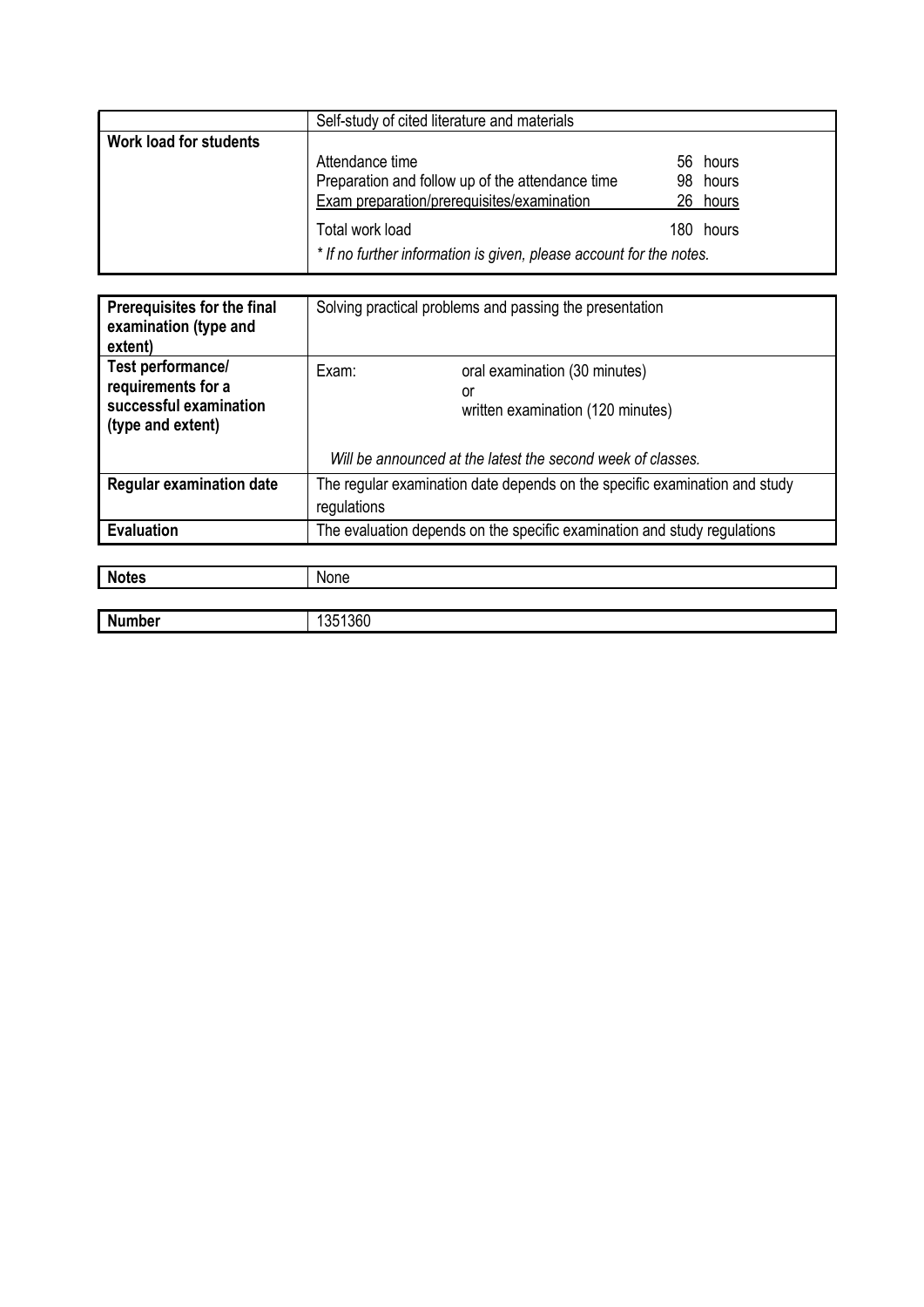| | |
|---|---|
| | Self-study of cited literature and materials |
| **Work load for students** | Attendance time 56 hours<br>Preparation and follow up of the attendance time 98 hours<br>Exam preparation/prerequisites/examination 26 hours<br>Total work load 180 hours<br>*\* If no further information is given, please account for the notes.* |

| | |
|---|---|
| **Prerequisites for the final examination (type and extent)** | Solving practical problems and passing the presentation |
| **Test performance/ requirements for a successful examination (type and extent)** | Exam: oral examination (30 minutes)<br>or<br>written examination (120 minutes)<br>*Will be announced at the latest the second week of classes.* |
| **Regular examination date** | The regular examination date depends on the specific examination and study regulations |
| **Evaluation** | The evaluation depends on the specific examination and study regulations |

| | |
|---|---|
| **Notes** | None |

| | |
|---|---|
| **Number** | 1351360 |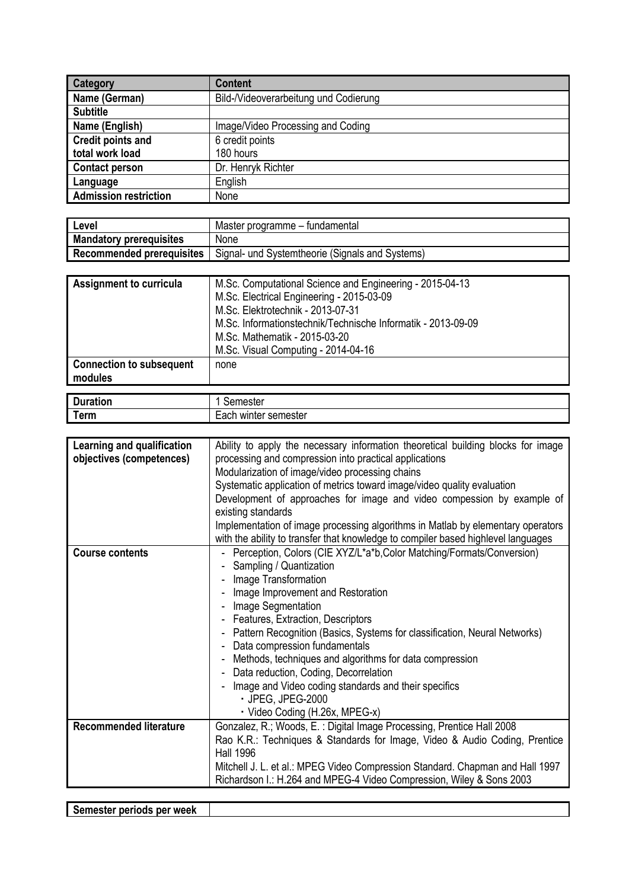| Category | Content |
| --- | --- |
| Name (German) | Bild-/Videoverarbeitung und Codierung |
| Subtitle | |
| Name (English) | Image/Video Processing and Coding |
| Credit points and total work load | 6 credit points<br>180 hours |
| Contact person | Dr. Henryk Richter |
| Language | English |
| Admission restriction | None |

| Level | Master programme – fundamental |
| --- | --- |
| Mandatory prerequisites | None |
| Recommended prerequisites | Signal- und Systemtheorie (Signals and Systems) |

| Assignment to curricula | M.Sc. Computational Science and Engineering - 2015-04-13<br>M.Sc. Electrical Engineering - 2015-03-09<br>M.Sc. Elektrotechnik - 2013-07-31<br>M.Sc. Informationstechnik/Technische Informatik - 2013-09-09<br>M.Sc. Mathematik - 2015-03-20<br>M.Sc. Visual Computing - 2014-04-16 |
| --- | --- |
| Connection to subsequent modules | none |

| Duration | 1 Semester |
| --- | --- |
| Term | Each winter semester |

| Learning and qualification objectives (competences) | Ability to apply the necessary information theoretical building blocks for image processing and compression into practical applications<br>Modularization of image/video processing chains<br>Systematic application of metrics toward image/video quality evaluation<br>Development of approaches for image and video compression by example of existing standards<br>Implementation of image processing algorithms in Matlab by elementary operators with the ability to transfer that knowledge to compiler based highlevel languages |
| --- | --- |
| Course contents | - Perception, Colors (CIE XYZ/L*a*b,Color Matching/Formats/Conversion)<br>- Sampling / Quantization<br>- Image Transformation<br>- Image Improvement and Restoration<br>- Image Segmentation<br>- Features, Extraction, Descriptors<br>- Pattern Recognition (Basics, Systems for classification, Neural Networks)<br>- Data compression fundamentals<br>- Methods, techniques and algorithms for data compression<br>- Data reduction, Coding, Decorrelation<br>- Image and Video coding standards and their specifics<br>　・JPEG, JPEG-2000<br>　・Video Coding (H.26x, MPEG-x) |
| Recommended literature | Gonzalez, R.; Woods, E. : Digital Image Processing, Prentice Hall 2008<br>Rao K.R.: Techniques & Standards for Image, Video & Audio Coding, Prentice Hall 1996<br>Mitchell J. L. et al.: MPEG Video Compression Standard. Chapman and Hall 1997<br>Richardson I.: H.264 and MPEG-4 Video Compression, Wiley & Sons 2003 |

| Semester periods per week | |
| --- | --- |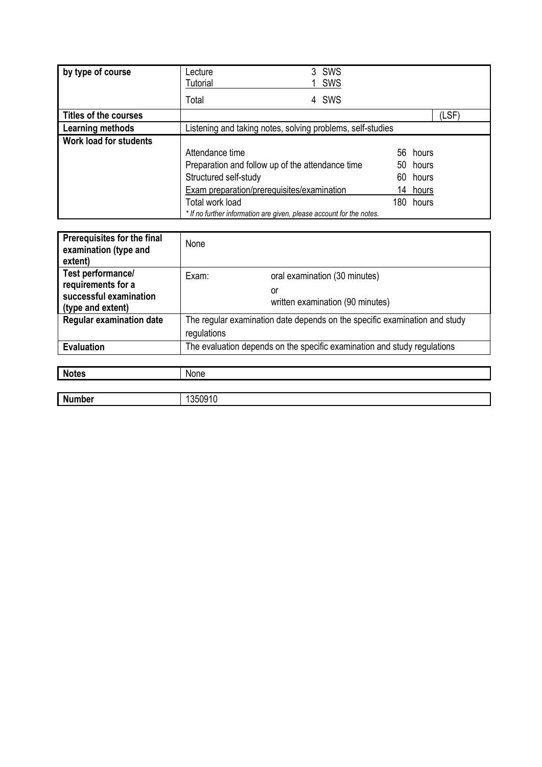| | | |
|---|---|---|
| **by type of course** | Lecture | 3 SWS |
| | Tutorial | 1 SWS |
| | Total | 4 SWS |
| **Titles of the courses** | | (LSF) |
| **Learning methods** | Listening and taking notes, solving problems, self-studies | |
| **Work load for students** | Attendance time | 56 hours |
| | Preparation and follow up of the attendance time | 50 hours |
| | Structured self-study | 60 hours |
| | Exam preparation/prerequisites/examination | 14 hours |
| | Total work load | 180 hours |
| | *\* If no further information are given, please account for the notes.* | |

| | | |
|---|---|---|
| **Prerequisites for the final examination (type and extent)** | None | |
| **Test performance/ requirements for a successful examination (type and extent)** | Exam: | oral examination (30 minutes)<br>or<br>written examination (90 minutes) |
| **Regular examination date** | The regular examination date depends on the specific examination and study regulations | |
| **Evaluation** | The evaluation depends on the specific examination and study regulations | |

| | |
|---|---|
| **Notes** | None |

| | |
|---|---|
| **Number** | 1350910 |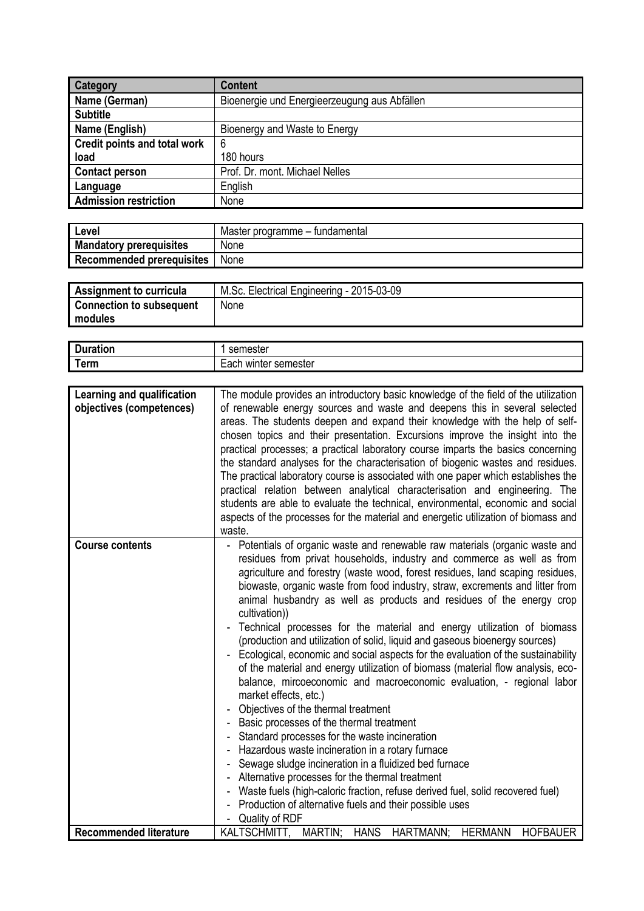| Category | Content |
| --- | --- |
| Name (German) | Bioenergie und Energieerzeugung aus Abfällen |
| Subtitle | |
| Name (English) | Bioenergy and Waste to Energy |
| Credit points and total work load | 6<br>180 hours |
| Contact person | Prof. Dr. mont. Michael Nelles |
| Language | English |
| Admission restriction | None |

| Level | Master programme – fundamental |
| --- | --- |
| Mandatory prerequisites | None |
| Recommended prerequisites | None |

| Assignment to curricula | M.Sc. Electrical Engineering - 2015-03-09 |
| --- | --- |
| Connection to subsequent modules | None |

| Duration | 1 semester |
| --- | --- |
| Term | Each winter semester |

| Learning and qualification objectives (competences) | The module provides an introductory basic knowledge of the field of the utilization of renewable energy sources and waste and deepens this in several selected areas. The students deepen and expand their knowledge with the help of self-chosen topics and their presentation. Excursions improve the insight into the practical processes; a practical laboratory course imparts the basics concerning the standard analyses for the characterisation of biogenic wastes and residues. The practical laboratory course is associated with one paper which establishes the practical relation between analytical characterisation and engineering. The students are able to evaluate the technical, environmental, economic and social aspects of the processes for the material and energetic utilization of biomass and waste. |
| --- | --- |
| Course contents | - Potentials of organic waste and renewable raw materials (organic waste and residues from privat households, industry and commerce as well as from agriculture and forestry (waste wood, forest residues, land scaping residues, biowaste, organic waste from food industry, straw, excrements and litter from animal husbandry as well as products and residues of the energy crop cultivation))<br>- Technical processes for the material and energy utilization of biomass (production and utilization of solid, liquid and gaseous bioenergy sources)<br>- Ecological, economic and social aspects for the evaluation of the sustainability of the material and energy utilization of biomass (material flow analysis, eco-balance, mircoeconomic and macroeconomic evaluation, - regional labor market effects, etc.)<br>- Objectives of the thermal treatment<br>- Basic processes of the thermal treatment<br>- Standard processes for the waste incineration<br>- Hazardous waste incineration in a rotary furnace<br>- Sewage sludge incineration in a fluidized bed furnace<br>- Alternative processes for the thermal treatment<br>- Waste fuels (high-caloric fraction, refuse derived fuel, solid recovered fuel)<br>- Production of alternative fuels and their possible uses<br>- Quality of RDF |
| Recommended literature | KALTSCHMITT, MARTIN; HANS HARTMANN; HERMANN HOFBAUER |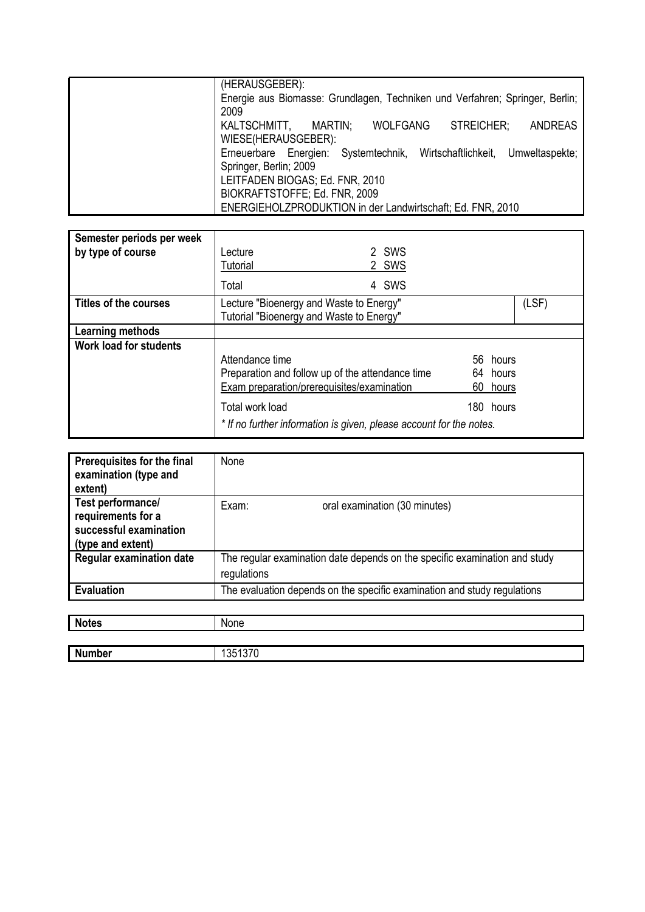| | |
|---|---|
| | (HERAUSGEBER):<br>Energie aus Biomasse: Grundlagen, Techniken und Verfahren; Springer, Berlin; 2009<br>KALTSCHMITT, MARTIN; WOLFGANG STREICHER; ANDREAS WIESE(HERAUSGEBER):<br>Erneuerbare Energien: Systemtechnik, Wirtschaftlichkeit, Umweltaspekte; Springer, Berlin; 2009<br>LEITFADEN BIOGAS; Ed. FNR, 2010<br>BIOKRAFTSTOFFE; Ed. FNR, 2009<br>ENERGIEHOLZPRODUKTION in der Landwirtschaft; Ed. FNR, 2010 |

| | |
|---|---|
| **Semester periods per week by type of course** | Lecture 2 SWS<br>Tutorial 2 SWS<br>Total 4 SWS |
| **Titles of the courses** | Lecture "Bioenergy and Waste to Energy"<br>Tutorial "Bioenergy and Waste to Energy" (LSF) |
| **Learning methods** | |
| **Work load for students** | Attendance time 56 hours<br>Preparation and follow up of the attendance time 64 hours<br>Exam preparation/prerequisites/examination 60 hours<br>Total work load 180 hours<br>*\* If no further information is given, please account for the notes.* |

| | |
|---|---|
| **Prerequisites for the final examination (type and extent)** | None |
| **Test performance/ requirements for a successful examination (type and extent)** | Exam: oral examination (30 minutes) |
| **Regular examination date** | The regular examination date depends on the specific examination and study regulations |
| **Evaluation** | The evaluation depends on the specific examination and study regulations |

| | |
|---|---|
| **Notes** | None |

| | |
|---|---|
| **Number** | 1351370 |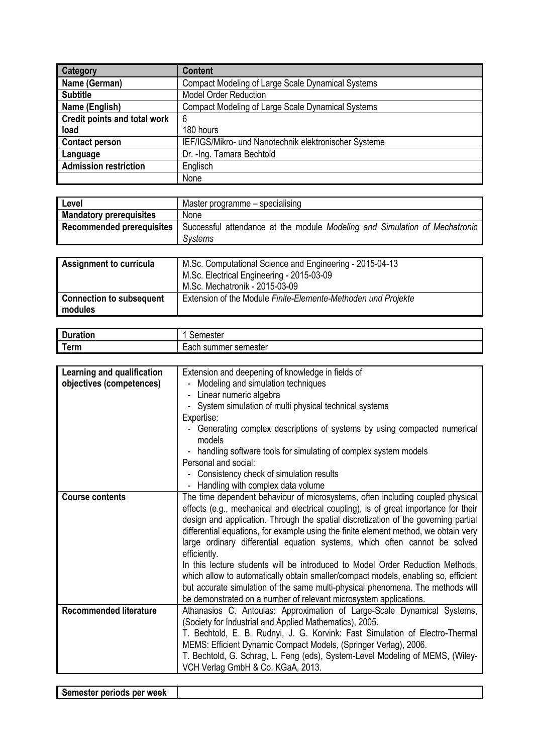| Category | Content |
| --- | --- |
| Name (German) | Compact Modeling of Large Scale Dynamical Systems |
| Subtitle | Model Order Reduction |
| Name (English) | Compact Modeling of Large Scale Dynamical Systems |
| Credit points and total work load | 6<br>180 hours |
| Contact person | IEF/IGS/Mikro- und Nanotechnik elektronischer Systeme |
| Language | Dr. -Ing. Tamara Bechtold |
| Admission restriction | Englisch |
| | None |

| Level | Master programme – specialising |
| --- | --- |
| Mandatory prerequisites | None |
| Recommended prerequisites | Successful attendance at the module *Modeling and Simulation of Mechatronic Systems* |

| Assignment to curricula | M.Sc. Computational Science and Engineering - 2015-04-13<br>M.Sc. Electrical Engineering - 2015-03-09<br>M.Sc. Mechatronik - 2015-03-09 |
| --- | --- |
| Connection to subsequent modules | Extension of the Module *Finite-Elemente-Methoden und Projekte* |

| Duration | 1 Semester |
| --- | --- |
| Term | Each summer semester |

| Learning and qualification objectives (competences) | Extension and deepening of knowledge in fields of<br>- Modeling and simulation techniques<br>- Linear numeric algebra<br>- System simulation of multi physical technical systems<br>Expertise:<br>- Generating complex descriptions of systems by using compacted numerical models<br>- handling software tools for simulating of complex system models<br>Personal and social:<br>- Consistency check of simulation results<br>- Handling with complex data volume |
| --- | --- |
| Course contents | The time dependent behaviour of microsystems, often including coupled physical effects (e.g., mechanical and electrical coupling), is of great importance for their design and application. Through the spatial discretization of the governing partial differential equations, for example using the finite element method, we obtain very large ordinary differential equation systems, which often cannot be solved efficiently.<br>In this lecture students will be introduced to Model Order Reduction Methods, which allow to automatically obtain smaller/compact models, enabling so, efficient but accurate simulation of the same multi-physical phenomena. The methods will be demonstrated on a number of relevant microsystem applications. |
| Recommended literature | Athanasios C. Antoulas: Approximation of Large-Scale Dynamical Systems, (Society for Industrial and Applied Mathematics), 2005.<br>T. Bechtold, E. B. Rudnyi, J. G. Korvink: Fast Simulation of Electro-Thermal MEMS: Efficient Dynamic Compact Models, (Springer Verlag), 2006.<br>T. Bechtold, G. Schrag, L. Feng (eds), System-Level Modeling of MEMS, (Wiley-VCH Verlag GmbH & Co. KGaA, 2013. |

| Semester periods per week | |
| --- | --- |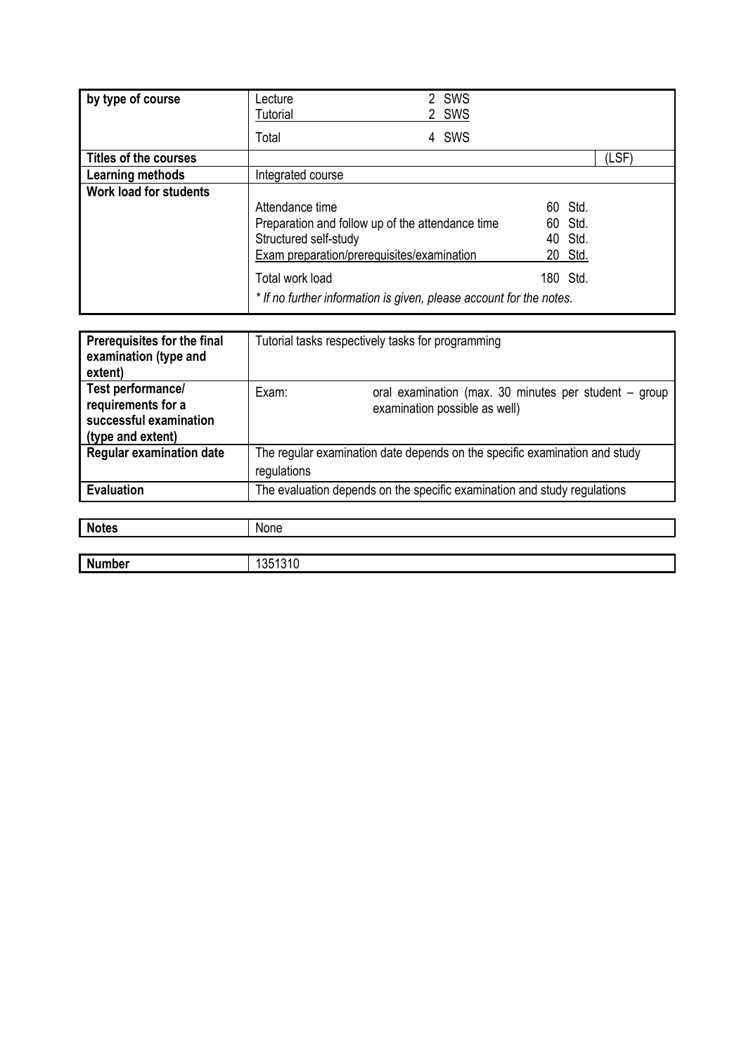| by type of course | Lecture 2 SWS<br>Tutorial 2 SWS<br>Total 4 SWS |
|---|---|
| Titles of the courses | (LSF) |
| Learning methods | Integrated course |
| Work load for students | Attendance time 60 Std.<br>Preparation and follow up of the attendance time 60 Std.<br>Structured self-study 40 Std.<br>Exam preparation/prerequisites/examination 20 Std.<br>Total work load 180 Std.<br>*\* If no further information is given, please account for the notes.* |

| Prerequisites for the final examination (type and extent) | Tutorial tasks respectively tasks for programming |
|---|---|
| Test performance/ requirements for a successful examination (type and extent) | Exam: oral examination (max. 30 minutes per student – group examination possible as well) |
| Regular examination date | The regular examination date depends on the specific examination and study regulations |
| Evaluation | The evaluation depends on the specific examination and study regulations |

| Notes | None |
|---|---|

| Number | 1351310 |
|---|---|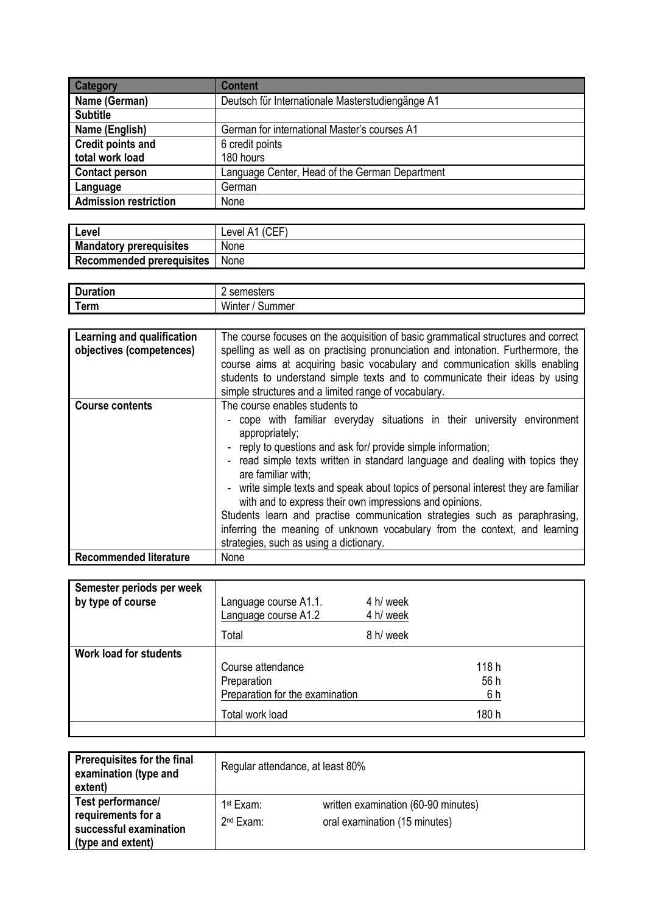| Category | Content |
|---|---|
| Name (German) | Deutsch für Internationale Masterstudiengänge A1 |
| Subtitle | |
| Name (English) | German for international Master's courses A1 |
| Credit points and total work load | 6 credit points<br>180 hours |
| Contact person | Language Center, Head of the German Department |
| Language | German |
| Admission restriction | None |

| | |
|---|---|
| Level | Level A1 (CEF) |
| Mandatory prerequisites | None |
| Recommended prerequisites | None |

| | |
|---|---|
| Duration | 2 semesters |
| Term | Winter / Summer |

| | |
|---|---|
| Learning and qualification objectives (competences) | The course focuses on the acquisition of basic grammatical structures and correct spelling as well as on practising pronunciation and intonation. Furthermore, the course aims at acquiring basic vocabulary and communication skills enabling students to understand simple texts and to communicate their ideas by using simple structures and a limited range of vocabulary. |
| Course contents | The course enables students to<br>- cope with familiar everyday situations in their university environment appropriately;<br>- reply to questions and ask for/ provide simple information;<br>- read simple texts written in standard language and dealing with topics they are familiar with;<br>- write simple texts and speak about topics of personal interest they are familiar with and to express their own impressions and opinions.<br>Students learn and practise communication strategies such as paraphrasing, inferring the meaning of unknown vocabulary from the context, and learning strategies, such as using a dictionary. |
| Recommended literature | None |

| | |
|---|---|
| Semester periods per week by type of course | Language course A1.1. 4 h/ week<br>Language course A1.2 4 h/ week<br>Total 8 h/ week |
| Work load for students | Course attendance 118 h<br>Preparation 56 h<br>Preparation for the examination 6 h<br>Total work load 180 h |
| | |

| | |
|---|---|
| Prerequisites for the final examination (type and extent) | Regular attendance, at least 80% |
| Test performance/ requirements for a successful examination (type and extent) | 1st Exam: written examination (60-90 minutes)<br>2nd Exam: oral examination (15 minutes) |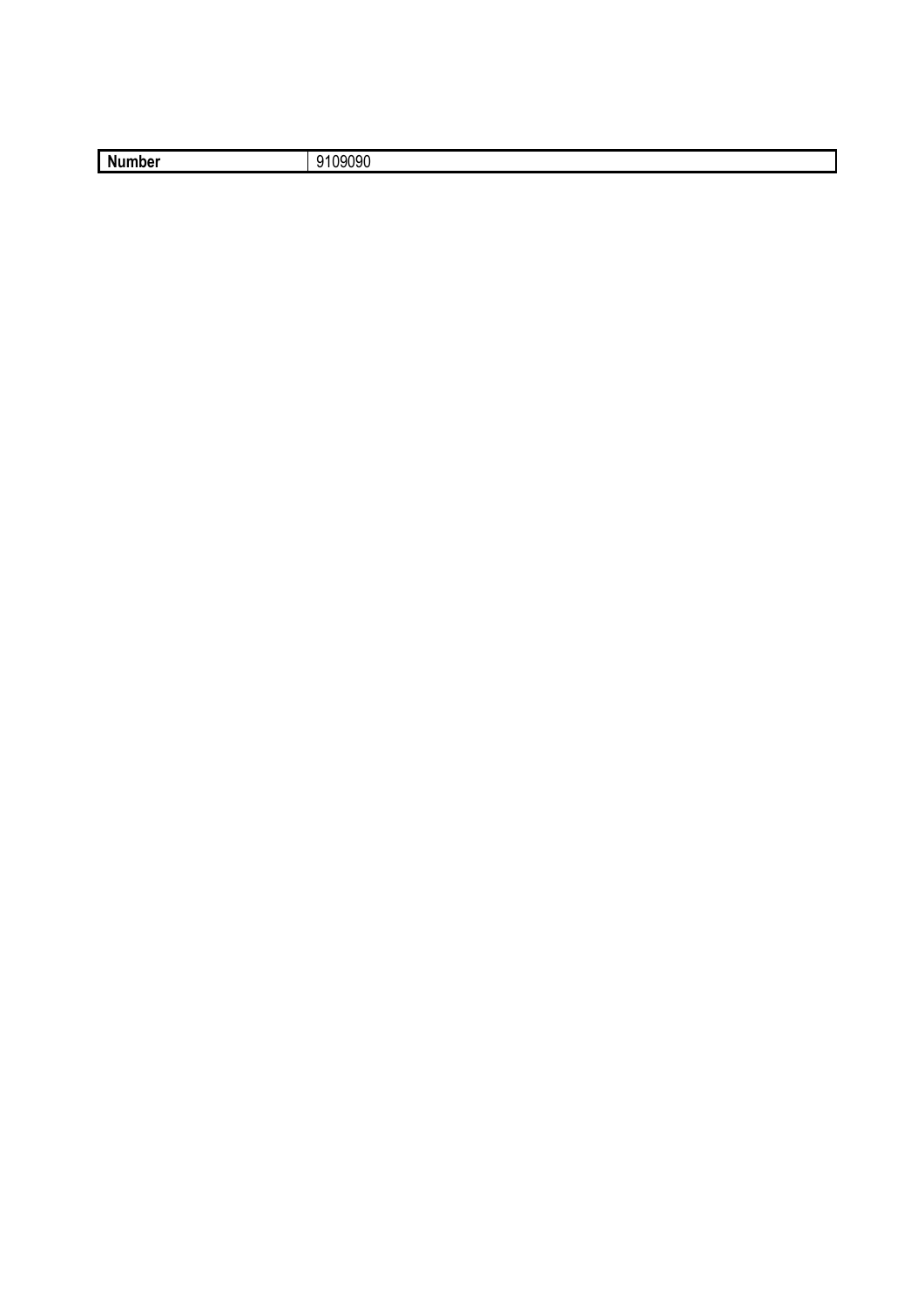| **Number** | 9109090 |
|---|---|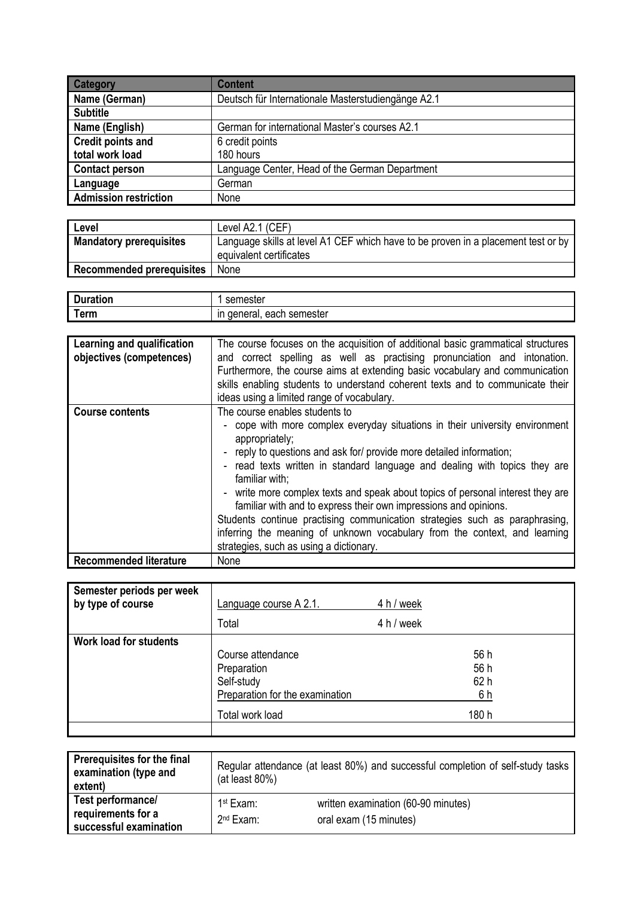| Category | Content |
|---|---|
| Name (German) | Deutsch für Internationale Masterstudiengänge A2.1 |
| Subtitle | |
| Name (English) | German for international Master's courses A2.1 |
| Credit points and total work load | 6 credit points<br>180 hours |
| Contact person | Language Center, Head of the German Department |
| Language | German |
| Admission restriction | None |

| | |
|---|---|
| **Level** | Level A2.1 (CEF) |
| **Mandatory prerequisites** | Language skills at level A1 CEF which have to be proven in a placement test or by equivalent certificates |
| **Recommended prerequisites** | None |

| | |
|---|---|
| **Duration** | 1 semester |
| **Term** | in general, each semester |

| | |
|---|---|
| **Learning and qualification objectives (competences)** | The course focuses on the acquisition of additional basic grammatical structures and correct spelling as well as practising pronunciation and intonation. Furthermore, the course aims at extending basic vocabulary and communication skills enabling students to understand coherent texts and to communicate their ideas using a limited range of vocabulary. |
| **Course contents** | The course enables students to<br>- cope with more complex everyday situations in their university environment appropriately;<br>- reply to questions and ask for/ provide more detailed information;<br>- read texts written in standard language and dealing with topics they are familiar with;<br>- write more complex texts and speak about topics of personal interest they are familiar with and to express their own impressions and opinions.<br>Students continue practising communication strategies such as paraphrasing, inferring the meaning of unknown vocabulary from the context, and learning strategies, such as using a dictionary. |
| **Recommended literature** | None |

| | | |
|---|---|---|
| **Semester periods per week by type of course** | Language course A 2.1. | 4 h / week |
| | Total | 4 h / week |
| **Work load for students** | Course attendance | 56 h |
| | Preparation | 56 h |
| | Self-study | 62 h |
| | Preparation for the examination | 6 h |
| | Total work load | 180 h |

| | | |
|---|---|---|
| **Prerequisites for the final examination (type and extent)** | Regular attendance (at least 80%) and successful completion of self-study tasks (at least 80%) | |
| **Test performance/ requirements for a successful examination** | 1st Exam: | written examination (60-90 minutes) |
| | 2nd Exam: | oral exam (15 minutes) |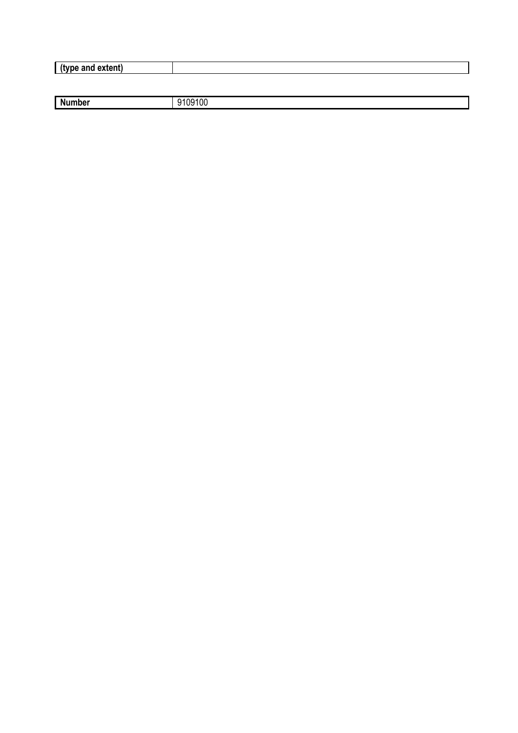| (type and extent) | |
|---|---|

| Number | 9109100 |
|---|---|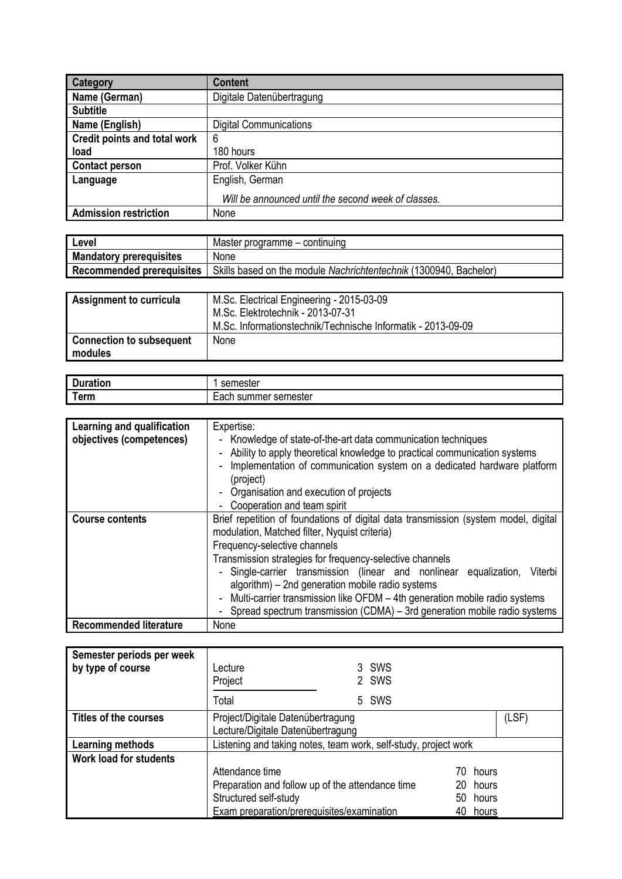| Category | Content |
|---|---|
| Name (German) | Digitale Datenübertragung |
| Subtitle | |
| Name (English) | Digital Communications |
| Credit points and total work load | 6<br>180 hours |
| Contact person | Prof. Volker Kühn |
| Language | English, German<br>*Will be announced until the second week of classes.* |
| Admission restriction | None |

| Level | Master programme – continuing |
|---|---|
| Mandatory prerequisites | None |
| Recommended prerequisites | Skills based on the module *Nachrichtentechnik* (1300940, Bachelor) |

| Assignment to curricula | M.Sc. Electrical Engineering - 2015-03-09<br>M.Sc. Elektrotechnik - 2013-07-31<br>M.Sc. Informationstechnik/Technische Informatik - 2013-09-09 |
|---|---|
| Connection to subsequent modules | None |

| Duration | 1 semester |
|---|---|
| Term | Each summer semester |

| Learning and qualification objectives (competences) | Expertise:<br>- Knowledge of state-of-the-art data communication techniques<br>- Ability to apply theoretical knowledge to practical communication systems<br>- Implementation of communication system on a dedicated hardware platform (project)<br>- Organisation and execution of projects<br>- Cooperation and team spirit |
|---|---|
| Course contents | Brief repetition of foundations of digital data transmission (system model, digital modulation, Matched filter, Nyquist criteria)<br>Frequency-selective channels<br>Transmission strategies for frequency-selective channels<br>- Single-carrier transmission (linear and nonlinear equalization, Viterbi algorithm) – 2nd generation mobile radio systems<br>- Multi-carrier transmission like OFDM – 4th generation mobile radio systems<br>- Spread spectrum transmission (CDMA) – 3rd generation mobile radio systems |
| Recommended literature | None |

| Semester periods per week by type of course | Lecture 3 SWS<br>Project 2 SWS<br>Total 5 SWS |
|---|---|
| Titles of the courses | Project/Digitale Datenübertragung (LSF)<br>Lecture/Digitale Datenübertragung |
| Learning methods | Listening and taking notes, team work, self-study, project work |
| Work load for students | Attendance time 70 hours<br>Preparation and follow up of the attendance time 20 hours<br>Structured self-study 50 hours<br>Exam preparation/prerequisites/examination 40 hours |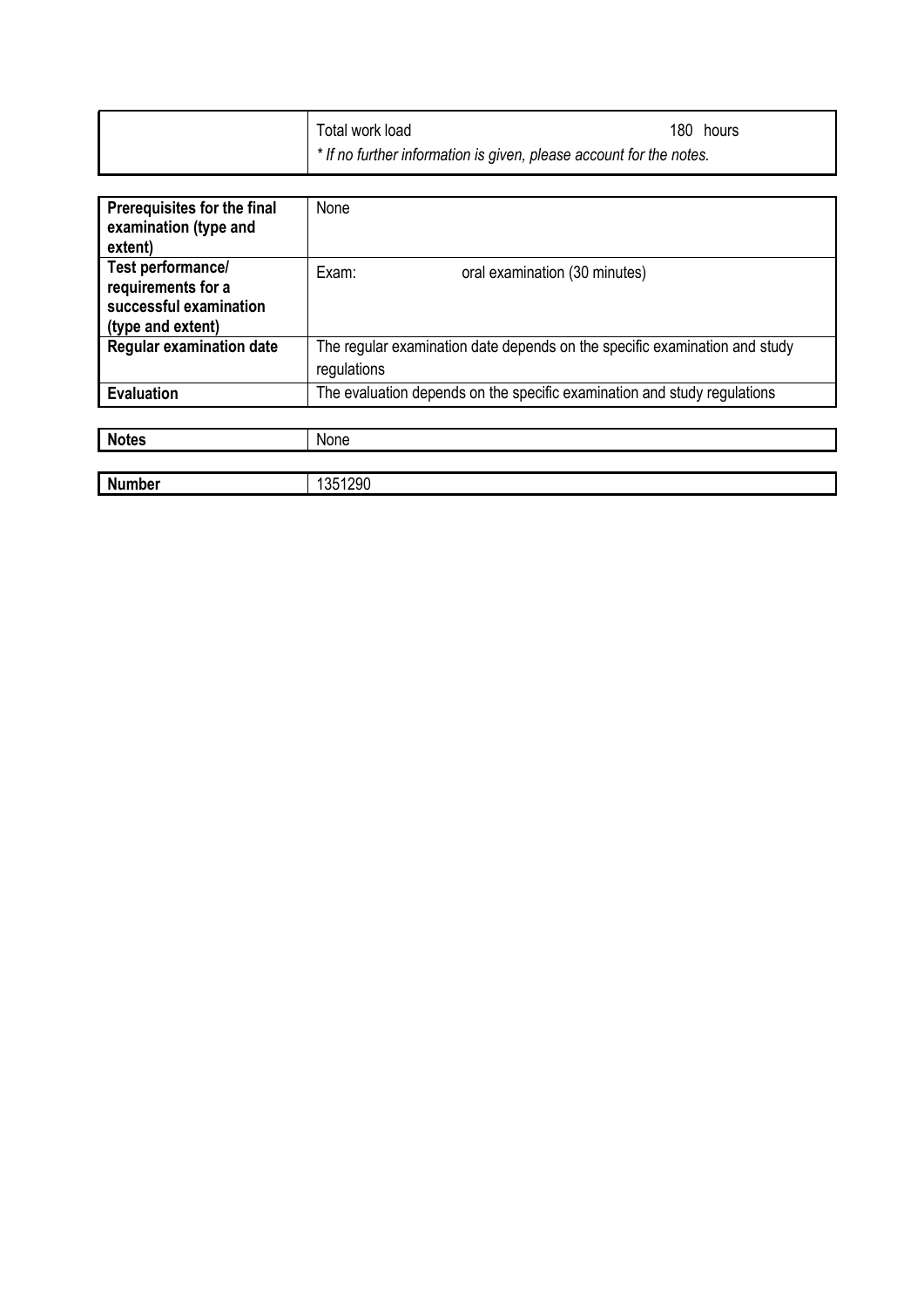| | |
|---|---|
| | Total work load 180 hours<br>*\* If no further information is given, please account for the notes.* |

| | |
|---|---|
| **Prerequisites for the final examination (type and extent)** | None |
| **Test performance/ requirements for a successful examination (type and extent)** | Exam: oral examination (30 minutes) |
| **Regular examination date** | The regular examination date depends on the specific examination and study regulations |
| **Evaluation** | The evaluation depends on the specific examination and study regulations |

| | |
|---|---|
| **Notes** | None |

| | |
|---|---|
| **Number** | 1351290 |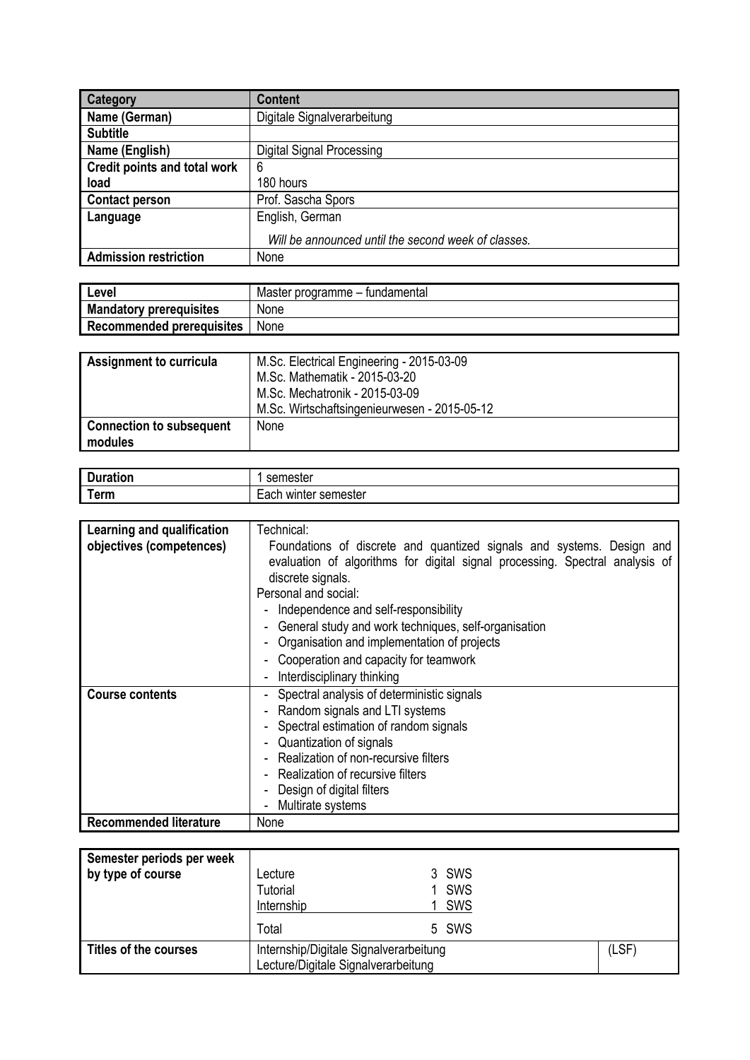| Category | Content |
|---|---|
| Name (German) | Digitale Signalverarbeitung |
| Subtitle | |
| Name (English) | Digital Signal Processing |
| Credit points and total work load | 6<br>180 hours |
| Contact person | Prof. Sascha Spors |
| Language | English, German<br>*Will be announced until the second week of classes.* |
| Admission restriction | None |

| Level | Master programme – fundamental |
|---|---|
| Mandatory prerequisites | None |
| Recommended prerequisites | None |

| Assignment to curricula | M.Sc. Electrical Engineering - 2015-03-09<br>M.Sc. Mathematik - 2015-03-20<br>M.Sc. Mechatronik - 2015-03-09<br>M.Sc. Wirtschaftsingenieurwesen - 2015-05-12 |
|---|---|
| Connection to subsequent modules | None |

| Duration | 1 semester |
|---|---|
| Term | Each winter semester |

| Learning and qualification objectives (competences) | Technical:<br>Foundations of discrete and quantized signals and systems. Design and evaluation of algorithms for digital signal processing. Spectral analysis of discrete signals.<br>Personal and social:<br>- Independence and self-responsibility<br>- General study and work techniques, self-organisation<br>- Organisation and implementation of projects<br>- Cooperation and capacity for teamwork<br>- Interdisciplinary thinking |
|---|---|
| Course contents | - Spectral analysis of deterministic signals<br>- Random signals and LTI systems<br>- Spectral estimation of random signals<br>- Quantization of signals<br>- Realization of non-recursive filters<br>- Realization of recursive filters<br>- Design of digital filters<br>- Multirate systems |
| Recommended literature | None |

| Semester periods per week by type of course | Lecture 3 SWS<br>Tutorial 1 SWS<br>Internship 1 SWS<br>Total 5 SWS | |
|---|---|---|
| Titles of the courses | Internship/Digitale Signalverarbeitung<br>Lecture/Digitale Signalverarbeitung | (LSF) |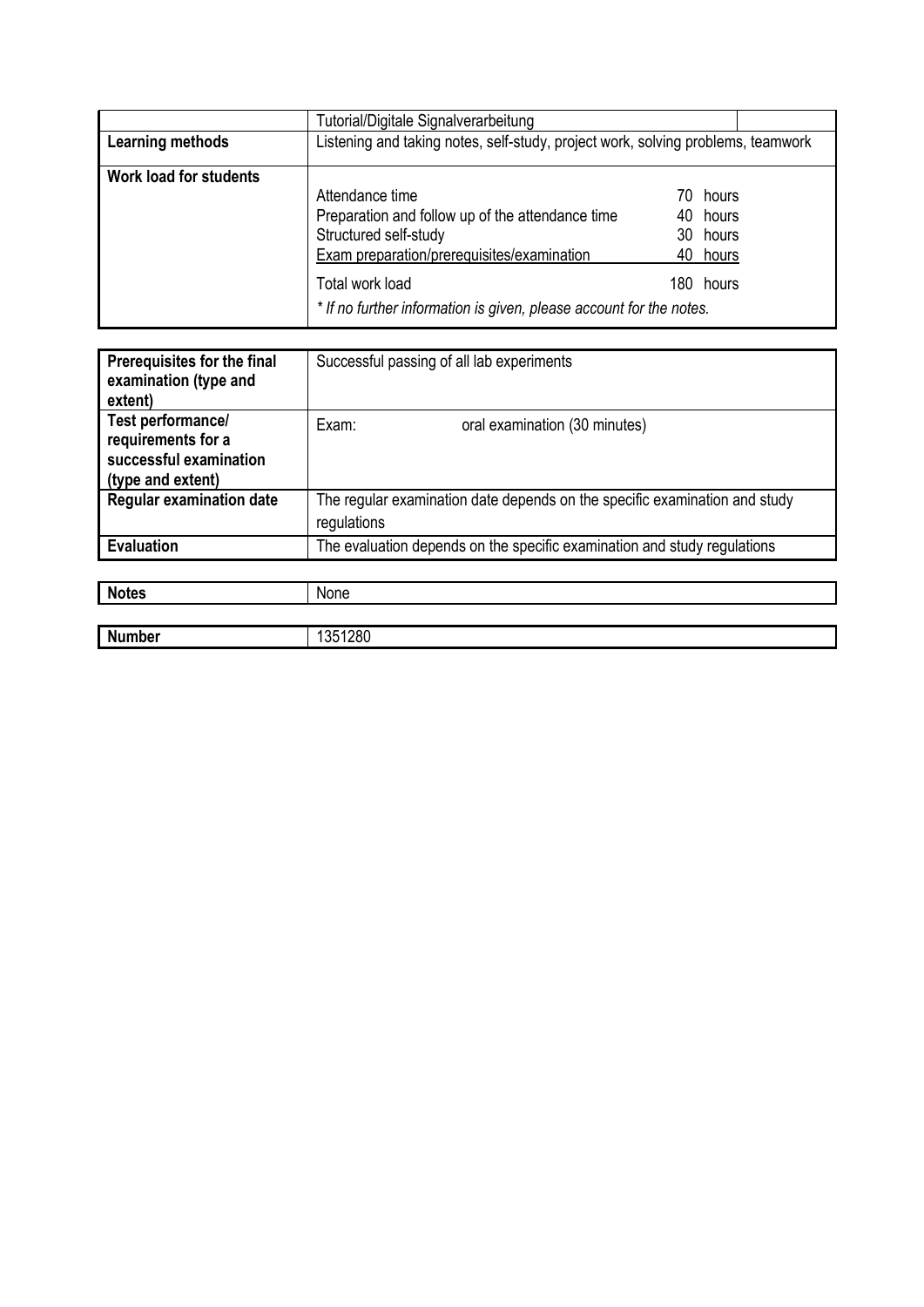| | Tutorial/Digitale Signalverarbeitung | |
|---|---|---|
| **Learning methods** | Listening and taking notes, self-study, project work, solving problems, teamwork | |
| **Work load for students** | Attendance time<br>Preparation and follow up of the attendance time<br>Structured self-study<br>Exam preparation/prerequisites/examination<br><br>Total work load<br><br>*\* If no further information is given, please account for the notes.* | 70 hours<br>40 hours<br>30 hours<br>40 hours<br><br>180 hours |

| | |
|---|---|
| **Prerequisites for the final examination (type and extent)** | Successful passing of all lab experiments |
| **Test performance/ requirements for a successful examination (type and extent)** | Exam: oral examination (30 minutes) |
| **Regular examination date** | The regular examination date depends on the specific examination and study regulations |
| **Evaluation** | The evaluation depends on the specific examination and study regulations |

| | |
|---|---|
| **Notes** | None |

| | |
|---|---|
| **Number** | 1351280 |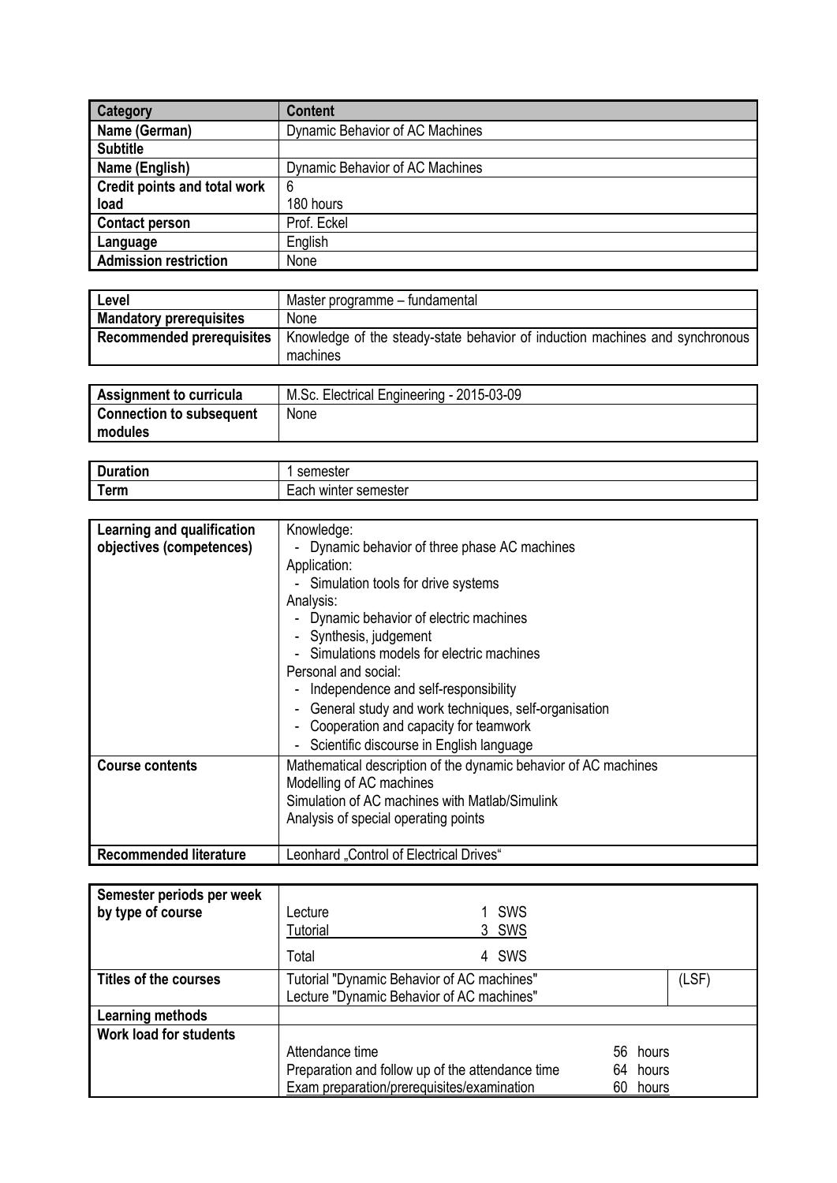| Category | Content |
| --- | --- |
| Name (German) | Dynamic Behavior of AC Machines |
| Subtitle | |
| Name (English) | Dynamic Behavior of AC Machines |
| Credit points and total work load | 6<br>180 hours |
| Contact person | Prof. Eckel |
| Language | English |
| Admission restriction | None |

| | |
| --- | --- |
| Level | Master programme – fundamental |
| Mandatory prerequisites | None |
| Recommended prerequisites | Knowledge of the steady-state behavior of induction machines and synchronous machines |

| | |
| --- | --- |
| Assignment to curricula | M.Sc. Electrical Engineering - 2015-03-09 |
| Connection to subsequent modules | None |

| | |
| --- | --- |
| Duration | 1 semester |
| Term | Each winter semester |

| | |
| --- | --- |
| Learning and qualification objectives (competences) | Knowledge:<br>- Dynamic behavior of three phase AC machines<br>Application:<br>- Simulation tools for drive systems<br>Analysis:<br>- Dynamic behavior of electric machines<br>- Synthesis, judgement<br>- Simulations models for electric machines<br>Personal and social:<br>- Independence and self-responsibility<br>- General study and work techniques, self-organisation<br>- Cooperation and capacity for teamwork<br>- Scientific discourse in English language |
| Course contents | Mathematical description of the dynamic behavior of AC machines<br>Modelling of AC machines<br>Simulation of AC machines with Matlab/Simulink<br>Analysis of special operating points |
| Recommended literature | Leonhard „Control of Electrical Drives“ |

| | | | |
| --- | --- | --- | --- |
| Semester periods per week by type of course | Lecture<br>Tutorial<br>Total | 1 SWS<br>3 SWS<br>4 SWS | |
| Titles of the courses | Tutorial "Dynamic Behavior of AC machines"<br>Lecture "Dynamic Behavior of AC machines" | | (LSF) |
| Learning methods | | | |
| Work load for students | Attendance time<br>Preparation and follow up of the attendance time<br>Exam preparation/prerequisites/examination | 56 hours<br>64 hours<br>60 hours | |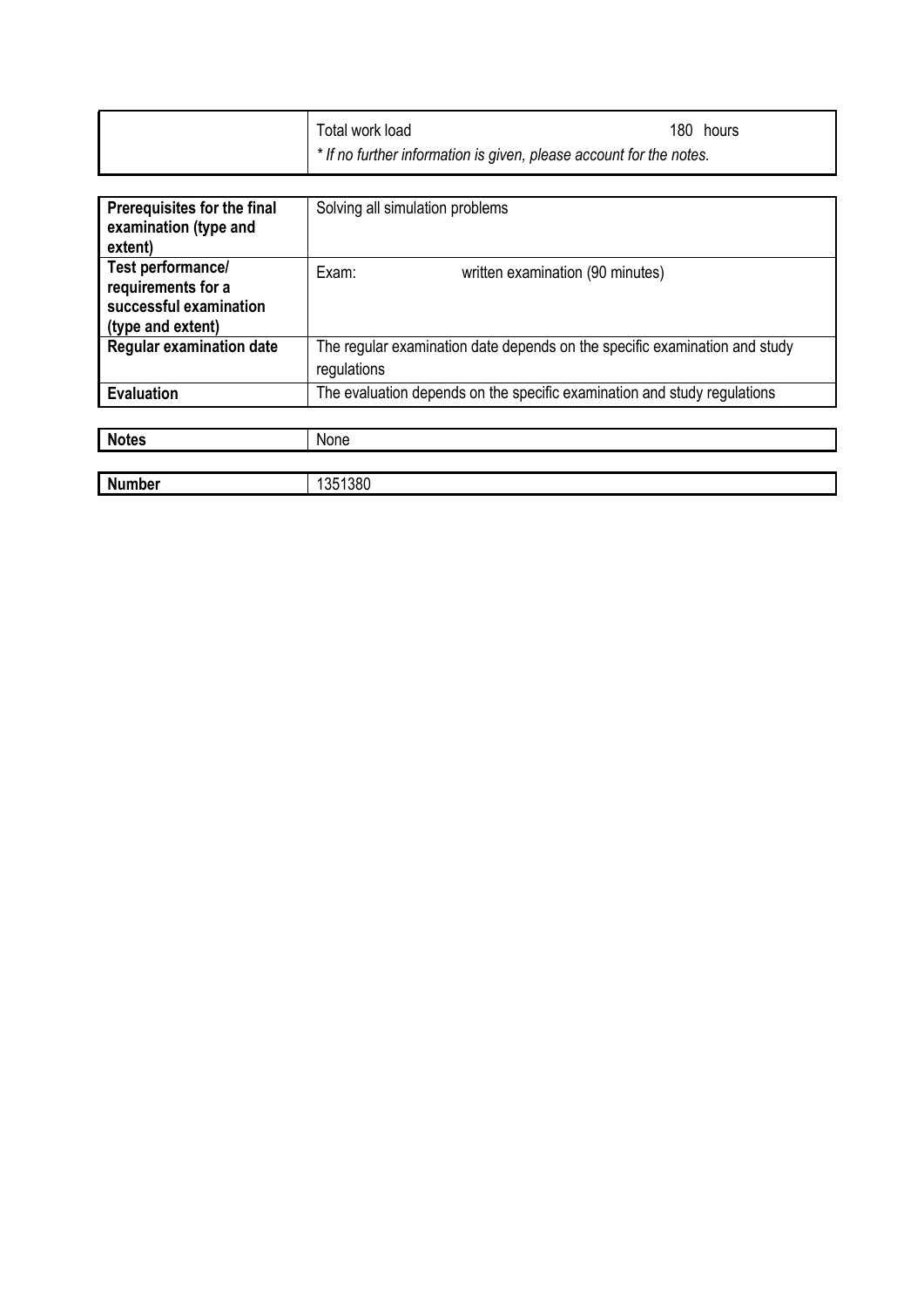| | |
|---|---|
| | Total work load 180 hours<br>*\* If no further information is given, please account for the notes.* |

| | |
|---|---|
| **Prerequisites for the final examination (type and extent)** | Solving all simulation problems |
| **Test performance/ requirements for a successful examination (type and extent)** | Exam: written examination (90 minutes) |
| **Regular examination date** | The regular examination date depends on the specific examination and study regulations |
| **Evaluation** | The evaluation depends on the specific examination and study regulations |

| | |
|---|---|
| **Notes** | None |

| | |
|---|---|
| **Number** | 1351380 |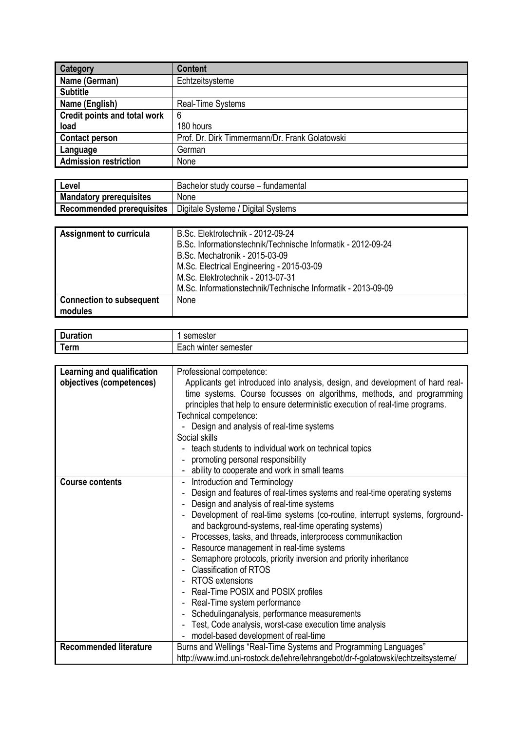| Category | Content |
| --- | --- |
| Name (German) | Echtzeitsysteme |
| Subtitle | |
| Name (English) | Real-Time Systems |
| Credit points and total work load | 6<br>180 hours |
| Contact person | Prof. Dr. Dirk Timmermann/Dr. Frank Golatowski |
| Language | German |
| Admission restriction | None |

| Level | Bachelor study course – fundamental |
| --- | --- |
| Mandatory prerequisites | None |
| Recommended prerequisites | Digitale Systeme / Digital Systems |

| Assignment to curricula | B.Sc. Elektrotechnik - 2012-09-24<br>B.Sc. Informationstechnik/Technische Informatik - 2012-09-24<br>B.Sc. Mechatronik - 2015-03-09<br>M.Sc. Electrical Engineering - 2015-03-09<br>M.Sc. Elektrotechnik - 2013-07-31<br>M.Sc. Informationstechnik/Technische Informatik - 2013-09-09 |
| --- | --- |
| Connection to subsequent modules | None |

| Duration | 1 semester |
| --- | --- |
| Term | Each winter semester |

| Learning and qualification objectives (competences) | Professional competence:<br>Applicants get introduced into analysis, design, and development of hard real-time systems. Course focusses on algorithms, methods, and programming principles that help to ensure deterministic execution of real-time programs.<br>Technical competence:<br>- Design and analysis of real-time systems<br>Social skills<br>- teach students to individual work on technical topics<br>- promoting personal responsibility<br>- ability to cooperate and work in small teams |
| --- | --- |
| Course contents | - Introduction and Terminology<br>- Design and features of real-times systems and real-time operating systems<br>- Design and analysis of real-time systems<br>- Development of real-time systems (co-routine, interrupt systems, forground- and background-systems, real-time operating systems)<br>- Processes, tasks, and threads, interprocess communikaction<br>- Resource management in real-time systems<br>- Semaphore protocols, priority inversion and priority inheritance<br>- Classification of RTOS<br>- RTOS extensions<br>- Real-Time POSIX and POSIX profiles<br>- Real-Time system performance<br>- Schedulinganalysis, performance measurements<br>- Test, Code analysis, worst-case execution time analysis<br>- model-based development of real-time |
| Recommended literature | Burns and Wellings "Real-Time Systems and Programming Languages"<br>http://www.imd.uni-rostock.de/lehre/lehrangebot/dr-f-golatowski/echtzeitsysteme/ |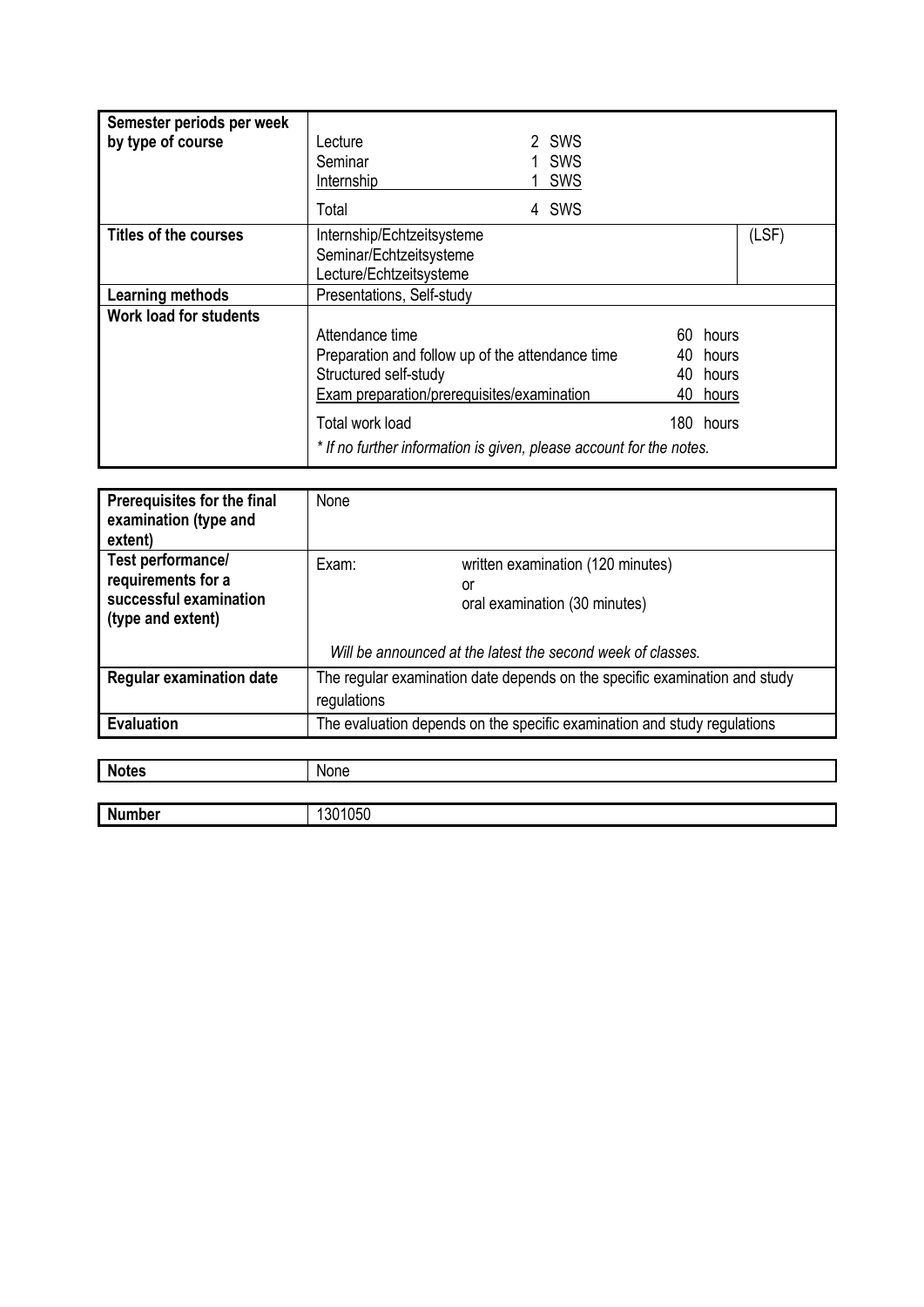| Semester periods per week by type of course | Lecture 2 SWS<br>Seminar 1 SWS<br>Internship 1 SWS<br>Total 4 SWS | |
|---|---|---|
| **Titles of the courses** | Internship/Echtzeitsysteme<br>Seminar/Echtzeitsysteme<br>Lecture/Echtzeitsysteme | (LSF) |
| **Learning methods** | Presentations, Self-study | |
| **Work load for students** | Attendance time 60 hours<br>Preparation and follow up of the attendance time 40 hours<br>Structured self-study 40 hours<br>Exam preparation/prerequisites/examination 40 hours<br>Total work load 180 hours<br>*\* If no further information is given, please account for the notes.* | |

| **Prerequisites for the final examination (type and extent)** | None | |
|---|---|---|
| **Test performance/ requirements for a successful examination (type and extent)** | Exam: | written examination (120 minutes)<br>or<br>oral examination (30 minutes)<br><br>*Will be announced at the latest the second week of classes.* |
| **Regular examination date** | The regular examination date depends on the specific examination and study regulations | |
| **Evaluation** | The evaluation depends on the specific examination and study regulations | |

| **Notes** | None |
|---|---|

| **Number** | 1301050 |
|---|---|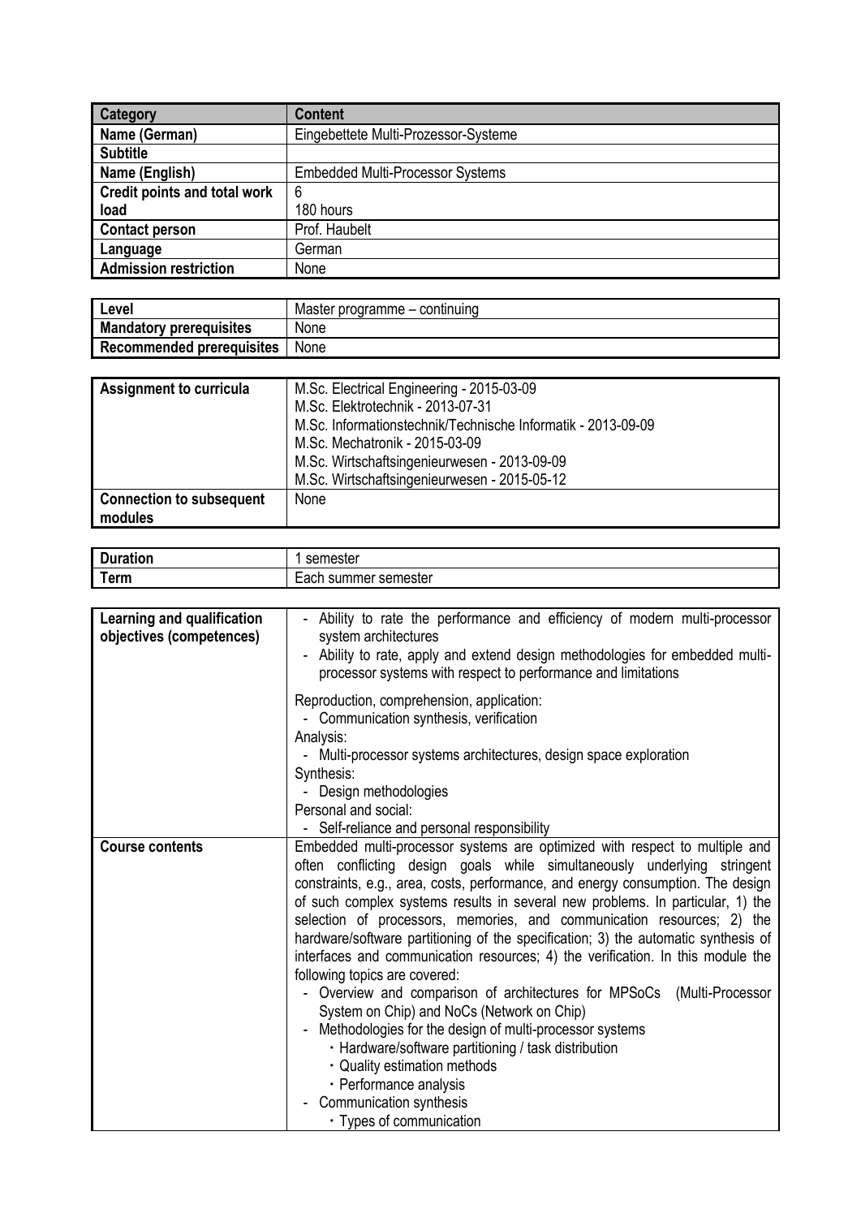| Category | Content |
|---|---|
| Name (German) | Eingebettete Multi-Prozessor-Systeme |
| Subtitle | |
| Name (English) | Embedded Multi-Processor Systems |
| Credit points and total work load | 6<br>180 hours |
| Contact person | Prof. Haubelt |
| Language | German |
| Admission restriction | None |

| Level | Master programme – continuing |
|---|---|
| Mandatory prerequisites | None |
| Recommended prerequisites | None |

| Assignment to curricula | M.Sc. Electrical Engineering - 2015-03-09<br>M.Sc. Elektrotechnik - 2013-07-31<br>M.Sc. Informationstechnik/Technische Informatik - 2013-09-09<br>M.Sc. Mechatronik - 2015-03-09<br>M.Sc. Wirtschaftsingenieurwesen - 2013-09-09<br>M.Sc. Wirtschaftsingenieurwesen - 2015-05-12 |
|---|---|
| Connection to subsequent modules | None |

| Duration | 1 semester |
|---|---|
| Term | Each summer semester |

| Learning and qualification objectives (competences) | - Ability to rate the performance and efficiency of modern multi-processor system architectures<br>- Ability to rate, apply and extend design methodologies for embedded multi-processor systems with respect to performance and limitations<br><br>Reproduction, comprehension, application:<br>- Communication synthesis, verification<br>Analysis:<br>- Multi-processor systems architectures, design space exploration<br>Synthesis:<br>- Design methodologies<br>Personal and social:<br>- Self-reliance and personal responsibility |
|---|---|
| Course contents | Embedded multi-processor systems are optimized with respect to multiple and often conflicting design goals while simultaneously underlying stringent constraints, e.g., area, costs, performance, and energy consumption. The design of such complex systems results in several new problems. In particular, 1) the selection of processors, memories, and communication resources; 2) the hardware/software partitioning of the specification; 3) the automatic synthesis of interfaces and communication resources; 4) the verification. In this module the following topics are covered:<br>- Overview and comparison of architectures for MPSoCs (Multi-Processor System on Chip) and NoCs (Network on Chip)<br>- Methodologies for the design of multi-processor systems<br>  · Hardware/software partitioning / task distribution<br>  · Quality estimation methods<br>  · Performance analysis<br>- Communication synthesis<br>  · Types of communication |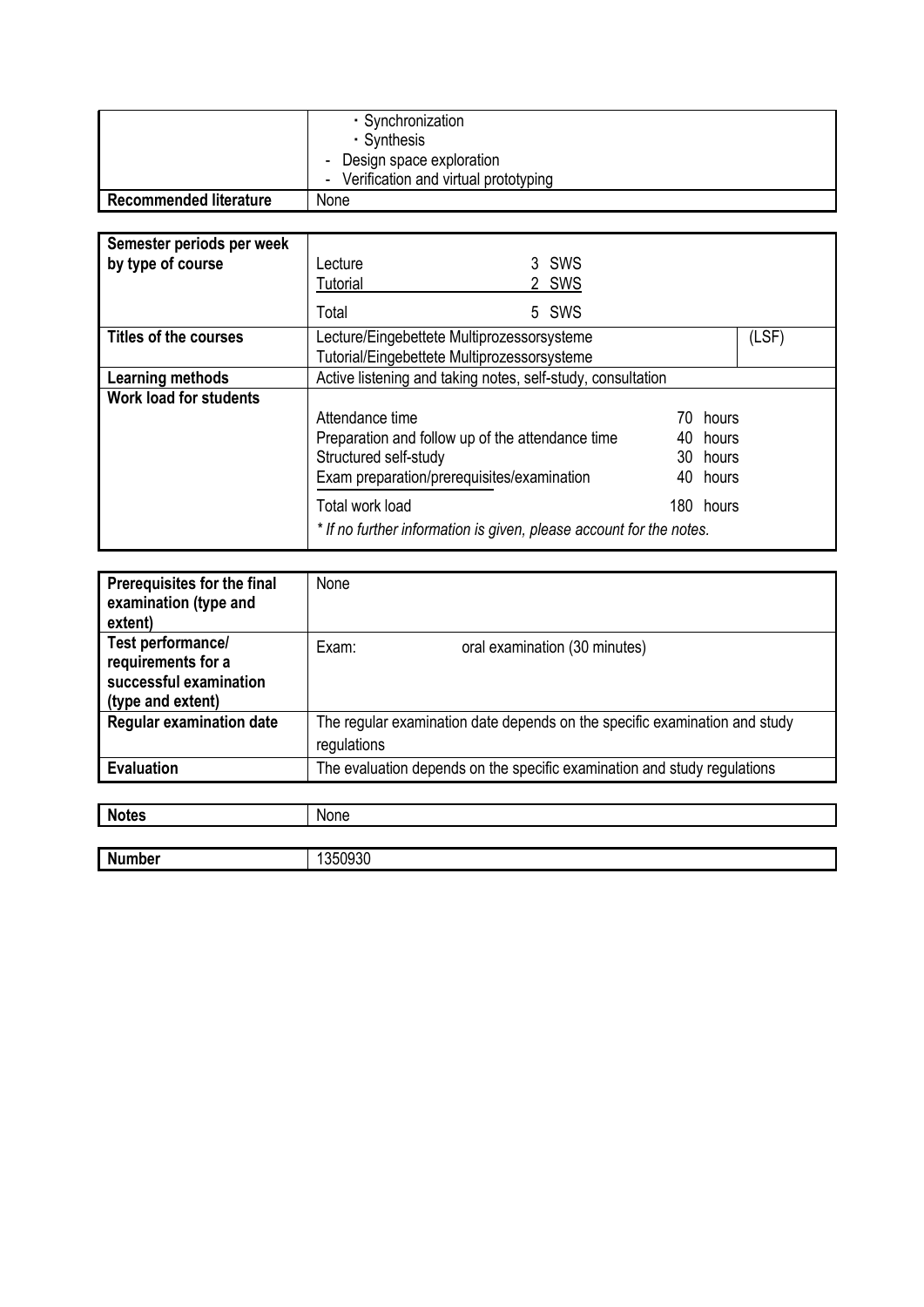|  |  |
|---|---|
|  | ・Synchronization<br>・Synthesis<br>- Design space exploration<br>- Verification and virtual prototyping |
| **Recommended literature** | None |

| **Semester periods per week by type of course** | Lecture 3 SWS<br>Tutorial 2 SWS<br>Total 5 SWS |  |
|---|---|---|
| **Titles of the courses** | Lecture/Eingebettete Multiprozessorsysteme<br>Tutorial/Eingebettete Multiprozessorsysteme | (LSF) |
| **Learning methods** | Active listening and taking notes, self-study, consultation |  |
| **Work load for students** | Attendance time 70 hours<br>Preparation and follow up of the attendance time 40 hours<br>Structured self-study 30 hours<br>Exam preparation/prerequisites/examination 40 hours<br>Total work load 180 hours<br>*\* If no further information is given, please account for the notes.* |  |

| **Prerequisites for the final examination (type and extent)** | None |
|---|---|
| **Test performance/ requirements for a successful examination (type and extent)** | Exam: oral examination (30 minutes) |
| **Regular examination date** | The regular examination date depends on the specific examination and study regulations |
| **Evaluation** | The evaluation depends on the specific examination and study regulations |

| **Notes** | None |
|---|---|

| **Number** | 1350930 |
|---|---|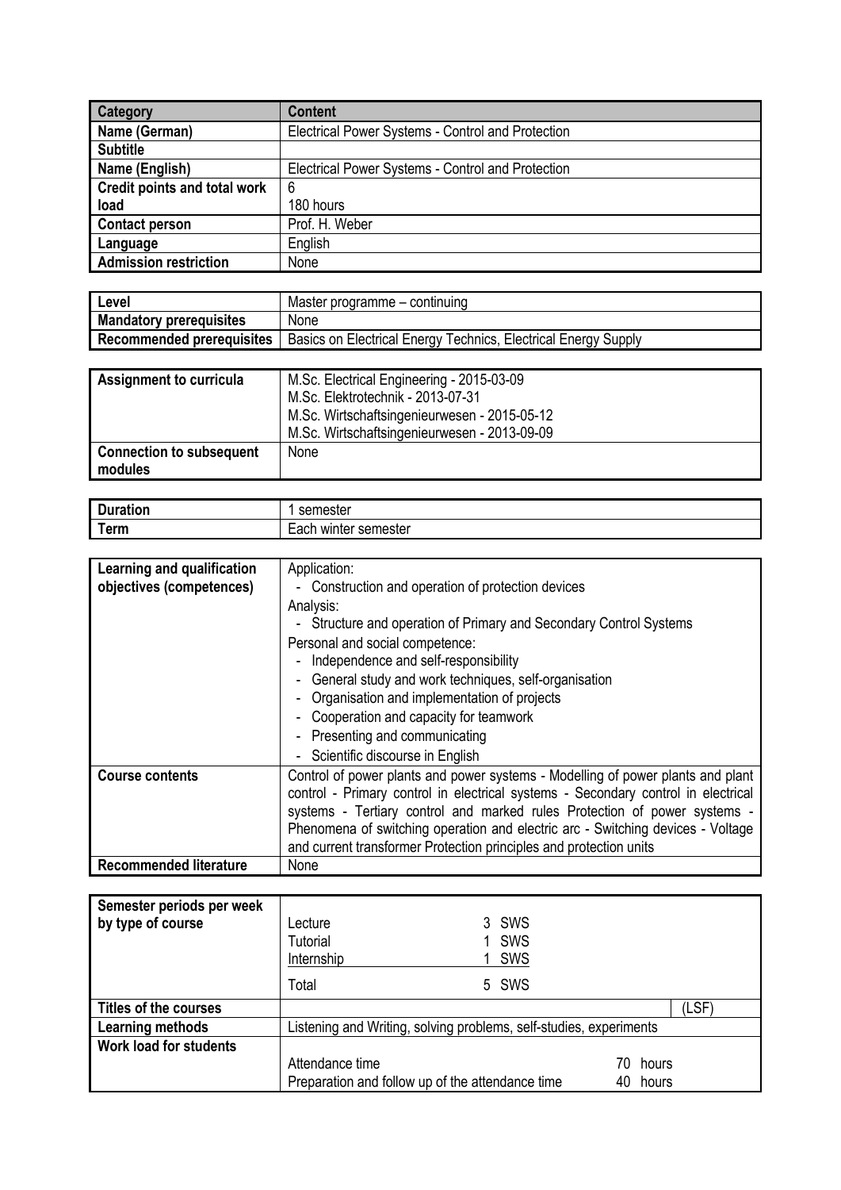| Category | Content |
| --- | --- |
| Name (German) | Electrical Power Systems - Control and Protection |
| Subtitle | |
| Name (English) | Electrical Power Systems - Control and Protection |
| Credit points and total work load | 6<br>180 hours |
| Contact person | Prof. H. Weber |
| Language | English |
| Admission restriction | None |

| Level | Master programme – continuing |
| --- | --- |
| Mandatory prerequisites | None |
| Recommended prerequisites | Basics on Electrical Energy Technics, Electrical Energy Supply |

| Assignment to curricula | M.Sc. Electrical Engineering - 2015-03-09<br>M.Sc. Elektrotechnik - 2013-07-31<br>M.Sc. Wirtschaftsingenieurwesen - 2015-05-12<br>M.Sc. Wirtschaftsingenieurwesen - 2013-09-09 |
| --- | --- |
| Connection to subsequent modules | None |

| Duration | 1 semester |
| --- | --- |
| Term | Each winter semester |

| Learning and qualification objectives (competences) | Application:<br>- Construction and operation of protection devices<br>Analysis:<br>- Structure and operation of Primary and Secondary Control Systems<br>Personal and social competence:<br>- Independence and self-responsibility<br>- General study and work techniques, self-organisation<br>- Organisation and implementation of projects<br>- Cooperation and capacity for teamwork<br>- Presenting and communicating<br>- Scientific discourse in English |
| --- | --- |
| Course contents | Control of power plants and power systems - Modelling of power plants and plant control - Primary control in electrical systems - Secondary control in electrical systems - Tertiary control and marked rules Protection of power systems - Phenomena of switching operation and electric arc - Switching devices - Voltage and current transformer Protection principles and protection units |
| Recommended literature | None |

| Semester periods per week by type of course | Lecture 3 SWS<br>Tutorial 1 SWS<br>Internship 1 SWS<br>Total 5 SWS |
| --- | --- |
| Titles of the courses | (LSF) |
| Learning methods | Listening and Writing, solving problems, self-studies, experiments |
| Work load for students | Attendance time 70 hours<br>Preparation and follow up of the attendance time 40 hours |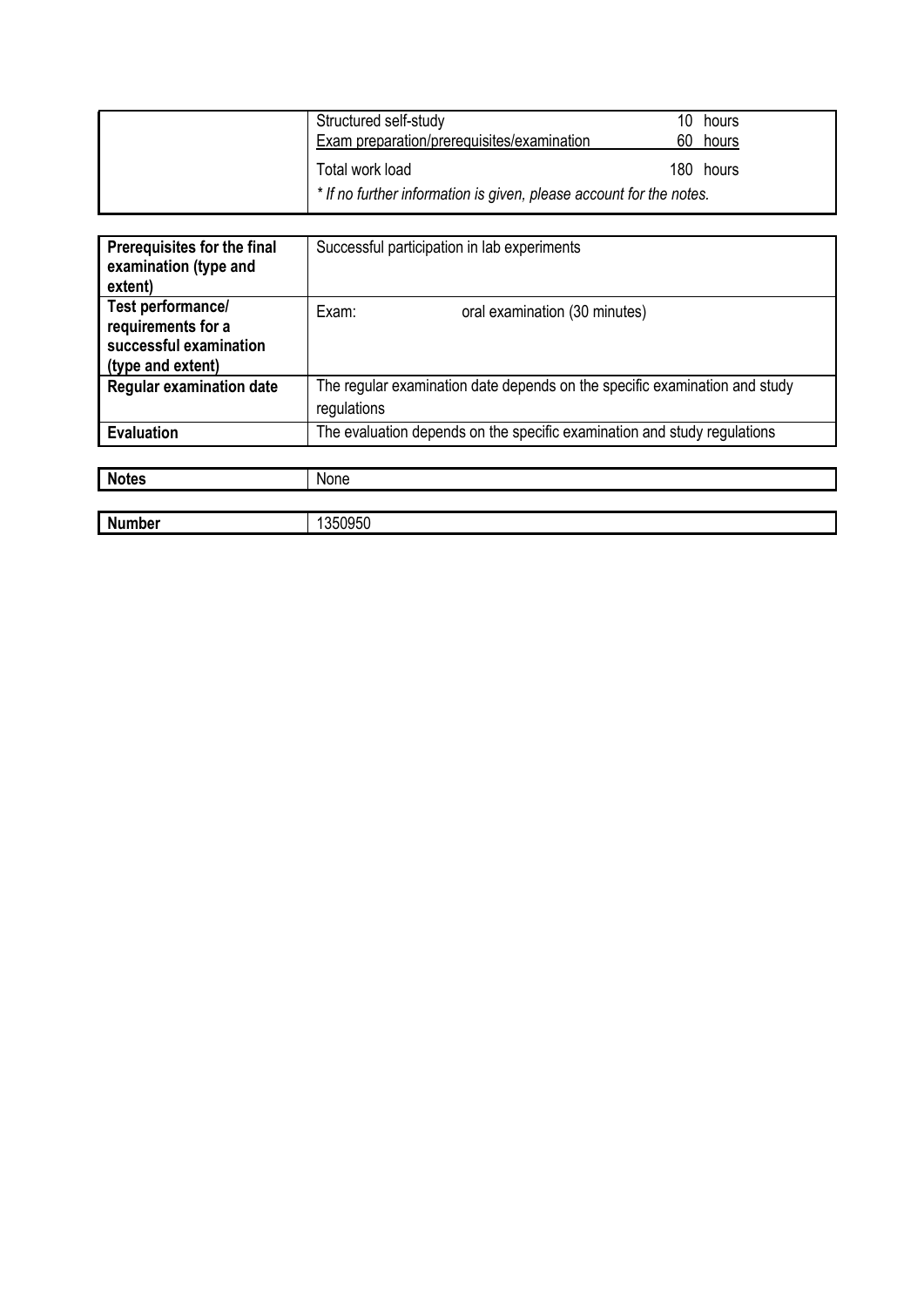| | |
|---|---|
| | Structured self-study 10 hours<br>Exam preparation/prerequisites/examination 60 hours<br>Total work load 180 hours<br>*\* If no further information is given, please account for the notes.* |

| | |
|---|---|
| **Prerequisites for the final examination (type and extent)** | Successful participation in lab experiments |
| **Test performance/ requirements for a successful examination (type and extent)** | Exam: oral examination (30 minutes) |
| **Regular examination date** | The regular examination date depends on the specific examination and study regulations |
| **Evaluation** | The evaluation depends on the specific examination and study regulations |

| | |
|---|---|
| **Notes** | None |

| | |
|---|---|
| **Number** | 1350950 |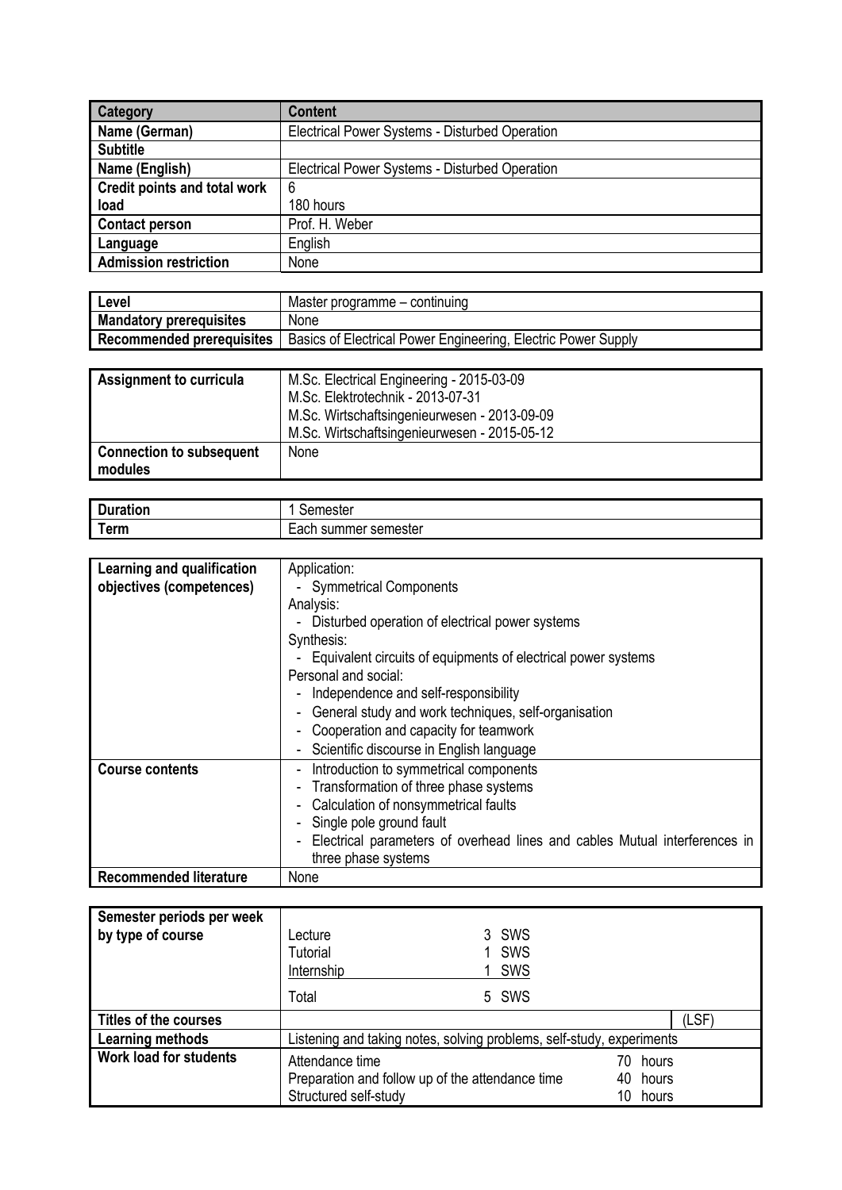| Category | Content |
| --- | --- |
| Name (German) | Electrical Power Systems - Disturbed Operation |
| Subtitle | |
| Name (English) | Electrical Power Systems - Disturbed Operation |
| Credit points and total work load | 6<br>180 hours |
| Contact person | Prof. H. Weber |
| Language | English |
| Admission restriction | None |

| Level | Master programme – continuing |
| --- | --- |
| Mandatory prerequisites | None |
| Recommended prerequisites | Basics of Electrical Power Engineering, Electric Power Supply |

| Assignment to curricula | M.Sc. Electrical Engineering - 2015-03-09<br>M.Sc. Elektrotechnik - 2013-07-31<br>M.Sc. Wirtschaftsingenieurwesen - 2013-09-09<br>M.Sc. Wirtschaftsingenieurwesen - 2015-05-12 |
| --- | --- |
| Connection to subsequent modules | None |

| Duration | 1 Semester |
| --- | --- |
| Term | Each summer semester |

| Learning and qualification objectives (competences) | Application:<br>- Symmetrical Components<br>Analysis:<br>- Disturbed operation of electrical power systems<br>Synthesis:<br>- Equivalent circuits of equipments of electrical power systems<br>Personal and social:<br>- Independence and self-responsibility<br>- General study and work techniques, self-organisation<br>- Cooperation and capacity for teamwork<br>- Scientific discourse in English language |
| --- | --- |
| Course contents | - Introduction to symmetrical components<br>- Transformation of three phase systems<br>- Calculation of nonsymmetrical faults<br>- Single pole ground fault<br>- Electrical parameters of overhead lines and cables Mutual interferences in three phase systems |
| Recommended literature | None |

| Semester periods per week by type of course | Lecture 3 SWS<br>Tutorial 1 SWS<br>Internship 1 SWS<br>Total 5 SWS |
| --- | --- |
| Titles of the courses | (LSF) |
| Learning methods | Listening and taking notes, solving problems, self-study, experiments |
| Work load for students | Attendance time 70 hours<br>Preparation and follow up of the attendance time 40 hours<br>Structured self-study 10 hours |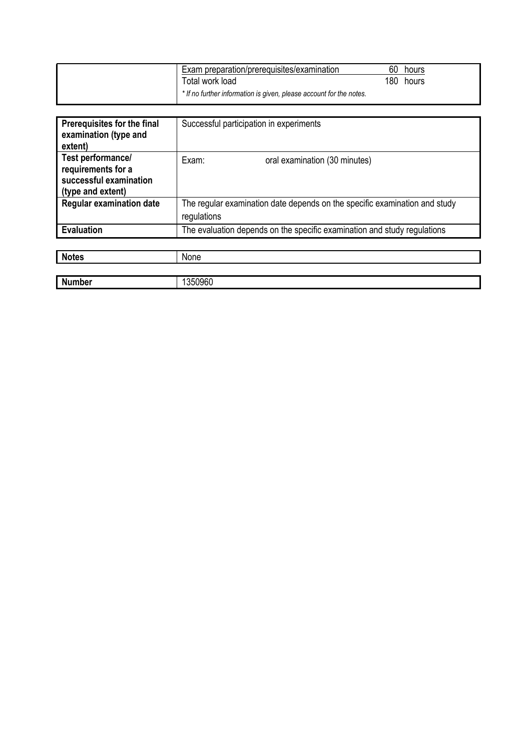| | |
|---|---|
| | Exam preparation/prerequisites/examination 60 hours<br>Total work load 180 hours<br>*\* If no further information is given, please account for the notes.* |

| | |
|---|---|
| **Prerequisites for the final examination (type and extent)** | Successful participation in experiments |
| **Test performance/ requirements for a successful examination (type and extent)** | Exam: oral examination (30 minutes) |
| **Regular examination date** | The regular examination date depends on the specific examination and study regulations |
| **Evaluation** | The evaluation depends on the specific examination and study regulations |

| | |
|---|---|
| **Notes** | None |

| | |
|---|---|
| **Number** | 1350960 |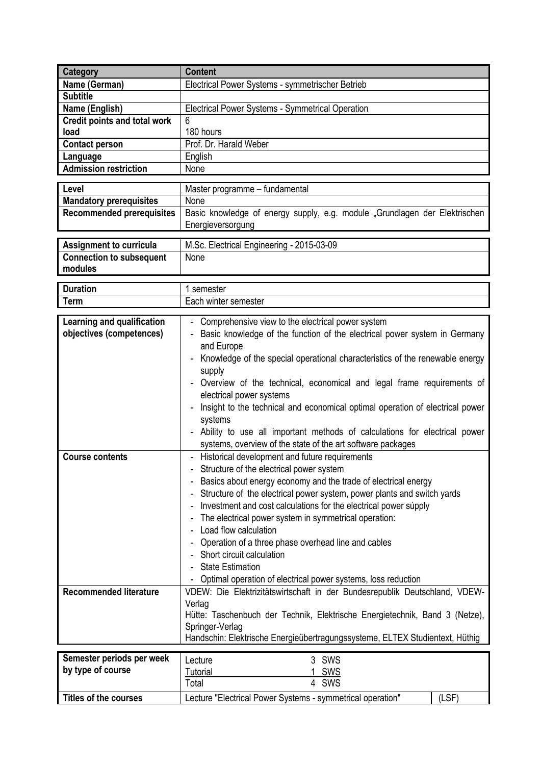| Category | Content |
|---|---|
| **Name (German)** | Electrical Power Systems - symmetrischer Betrieb |
| **Subtitle** | |
| **Name (English)** | Electrical Power Systems - Symmetrical Operation |
| **Credit points and total work load** | 6<br>180 hours |
| **Contact person** | Prof. Dr. Harald Weber |
| **Language** | English |
| **Admission restriction** | None |
| **Level** | Master programme – fundamental |
| **Mandatory prerequisites** | None |
| **Recommended prerequisites** | Basic knowledge of energy supply, e.g. module „Grundlagen der Elektrischen Energieversorgung |
| **Assignment to curricula** | M.Sc. Electrical Engineering - 2015-03-09 |
| **Connection to subsequent modules** | None |
| **Duration** | 1 semester |
| **Term** | Each winter semester |
| **Learning and qualification objectives (competences)** | - Comprehensive view to the electrical power system<br>- Basic knowledge of the function of the electrical power system in Germany and Europe<br>- Knowledge of the special operational characteristics of the renewable energy supply<br>- Overview of the technical, economical and legal frame requirements of electrical power systems<br>- Insight to the technical and economical optimal operation of electrical power systems<br>- Ability to use all important methods of calculations for electrical power systems, overview of the state of the art software packages |
| **Course contents** | - Historical development and future requirements<br>- Structure of the electrical power system<br>- Basics about energy economy and the trade of electrical energy<br>- Structure of the electrical power system, power plants and switch yards<br>- Investment and cost calculations for the electrical power súpply<br>- The electrical power system in symmetrical operation:<br>- Load flow calculation<br>- Operation of a three phase overhead line and cables<br>- Short circuit calculation<br>- State Estimation<br>- Optimal operation of electrical power systems, loss reduction |
| **Recommended literature** | VDEW: Die Elektrizitätswirtschaft in der Bundesrepublik Deutschland, VDEW-Verlag<br>Hütte: Taschenbuch der Technik, Elektrische Energietechnik, Band 3 (Netze), Springer-Verlag<br>Handschin: Elektrische Energieübertragungssysteme, ELTEX Studientext, Hüthig |
| **Semester periods per week by type of course** | Lecture 3 SWS<br>Tutorial 1 SWS<br>Total 4 SWS |
| **Titles of the courses** | Lecture "Electrical Power Systems - symmetrical operation" (LSF) |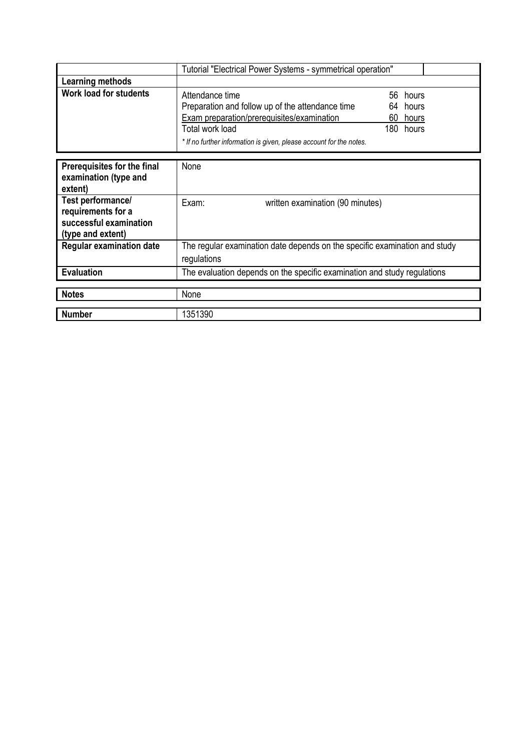| | |
|---|---|
| | Tutorial "Electrical Power Systems - symmetrical operation" |
| **Learning methods** | |
| **Work load for students** | Attendance time 56 hours<br>Preparation and follow up of the attendance time 64 hours<br>Exam preparation/prerequisites/examination 60 hours<br>Total work load 180 hours<br>*\* If no further information is given, please account for the notes.* |

| | |
|---|---|
| **Prerequisites for the final examination (type and extent)** | None |
| **Test performance/ requirements for a successful examination (type and extent)** | Exam: written examination (90 minutes) |
| **Regular examination date** | The regular examination date depends on the specific examination and study regulations |
| **Evaluation** | The evaluation depends on the specific examination and study regulations |

| | |
|---|---|
| **Notes** | None |

| | |
|---|---|
| **Number** | 1351390 |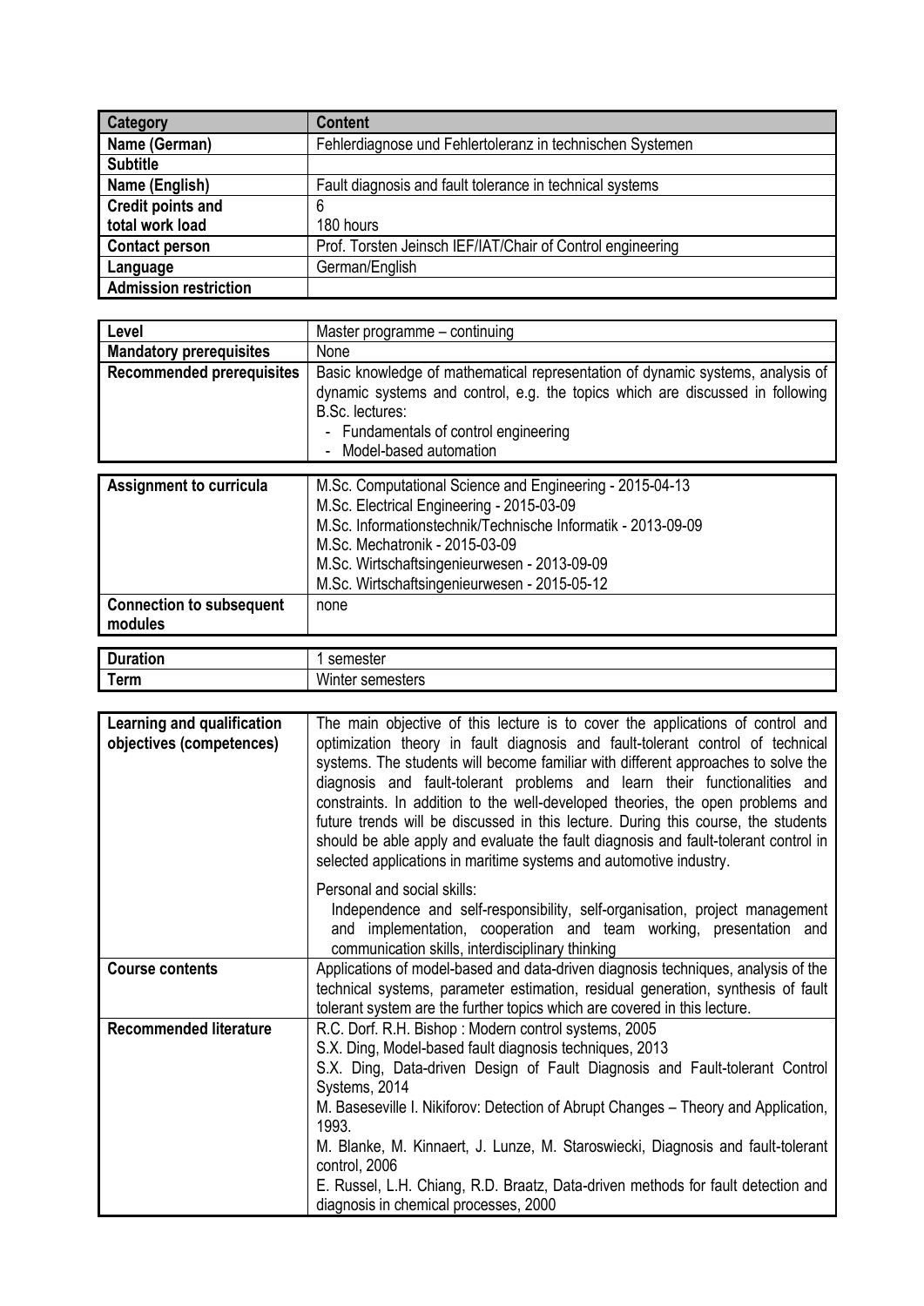| Category | Content |
|---|---|
| Name (German) | Fehlerdiagnose und Fehlertoleranz in technischen Systemen |
| Subtitle | |
| Name (English) | Fault diagnosis and fault tolerance in technical systems |
| Credit points and total work load | 6<br>180 hours |
| Contact person | Prof. Torsten Jeinsch IEF/IAT/Chair of Control engineering |
| Language | German/English |
| Admission restriction | |

| | |
|---|---|
| Level | Master programme – continuing |
| Mandatory prerequisites | None |
| Recommended prerequisites | Basic knowledge of mathematical representation of dynamic systems, analysis of dynamic systems and control, e.g. the topics which are discussed in following B.Sc. lectures:<br>- Fundamentals of control engineering<br>- Model-based automation |

| | |
|---|---|
| Assignment to curricula | M.Sc. Computational Science and Engineering - 2015-04-13<br>M.Sc. Electrical Engineering - 2015-03-09<br>M.Sc. Informationstechnik/Technische Informatik - 2013-09-09<br>M.Sc. Mechatronik - 2015-03-09<br>M.Sc. Wirtschaftsingenieurwesen - 2013-09-09<br>M.Sc. Wirtschaftsingenieurwesen - 2015-05-12 |
| Connection to subsequent modules | none |

| | |
|---|---|
| Duration | 1 semester |
| Term | Winter semesters |

| | |
|---|---|
| Learning and qualification objectives (competences) | The main objective of this lecture is to cover the applications of control and optimization theory in fault diagnosis and fault-tolerant control of technical systems. The students will become familiar with different approaches to solve the diagnosis and fault-tolerant problems and learn their functionalities and constraints. In addition to the well-developed theories, the open problems and future trends will be discussed in this lecture. During this course, the students should be able apply and evaluate the fault diagnosis and fault-tolerant control in selected applications in maritime systems and automotive industry.<br><br>Personal and social skills:<br>Independence and self-responsibility, self-organisation, project management and implementation, cooperation and team working, presentation and communication skills, interdisciplinary thinking |
| Course contents | Applications of model-based and data-driven diagnosis techniques, analysis of the technical systems, parameter estimation, residual generation, synthesis of fault tolerant system are the further topics which are covered in this lecture. |
| Recommended literature | R.C. Dorf. R.H. Bishop : Modern control systems, 2005<br>S.X. Ding, Model-based fault diagnosis techniques, 2013<br>S.X. Ding, Data-driven Design of Fault Diagnosis and Fault-tolerant Control Systems, 2014<br>M. Baseseville I. Nikiforov: Detection of Abrupt Changes – Theory and Application, 1993.<br>M. Blanke, M. Kinnaert, J. Lunze, M. Staroswiecki, Diagnosis and fault-tolerant control, 2006<br>E. Russel, L.H. Chiang, R.D. Braatz, Data-driven methods for fault detection and diagnosis in chemical processes, 2000 |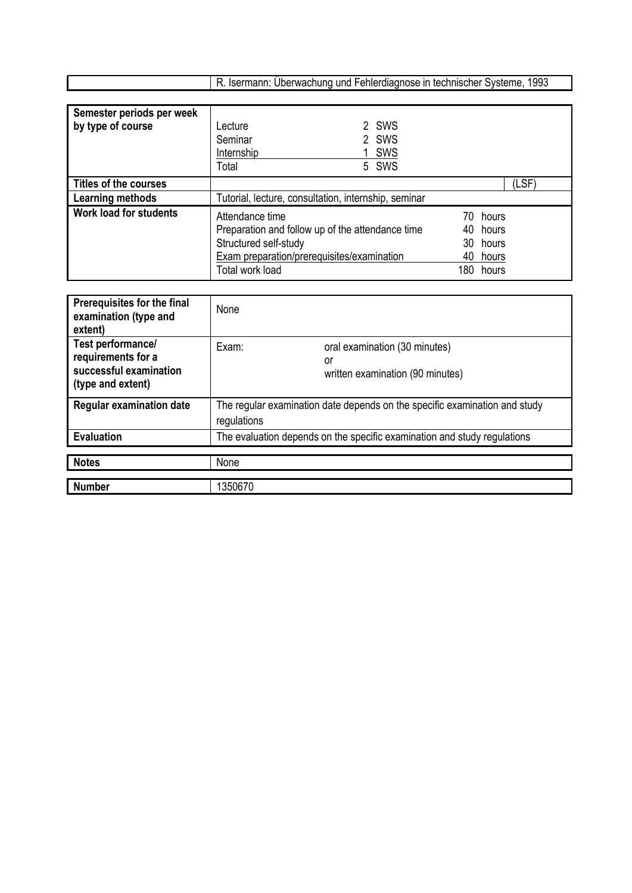| | |
|---|---|
| | R. Isermann: Überwachung und Fehlerdiagnose in technischer Systeme, 1993 |

| | | |
|---|---|---|
| **Semester periods per week by type of course** | Lecture<br>Seminar<br>Internship<br>Total | 2 SWS<br>2 SWS<br>1 SWS<br>5 SWS |
| **Titles of the courses** | | (LSF) |
| **Learning methods** | Tutorial, lecture, consultation, internship, seminar | |
| **Work load for students** | Attendance time<br>Preparation and follow up of the attendance time<br>Structured self-study<br>Exam preparation/prerequisites/examination<br>Total work load | 70 hours<br>40 hours<br>30 hours<br>40 hours<br>180 hours |

| | | |
|---|---|---|
| **Prerequisites for the final examination (type and extent)** | None | |
| **Test performance/ requirements for a successful examination (type and extent)** | Exam: | oral examination (30 minutes)<br>or<br>written examination (90 minutes) |
| **Regular examination date** | The regular examination date depends on the specific examination and study regulations | |
| **Evaluation** | The evaluation depends on the specific examination and study regulations | |

| | |
|---|---|
| **Notes** | None |

| | |
|---|---|
| **Number** | 1350670 |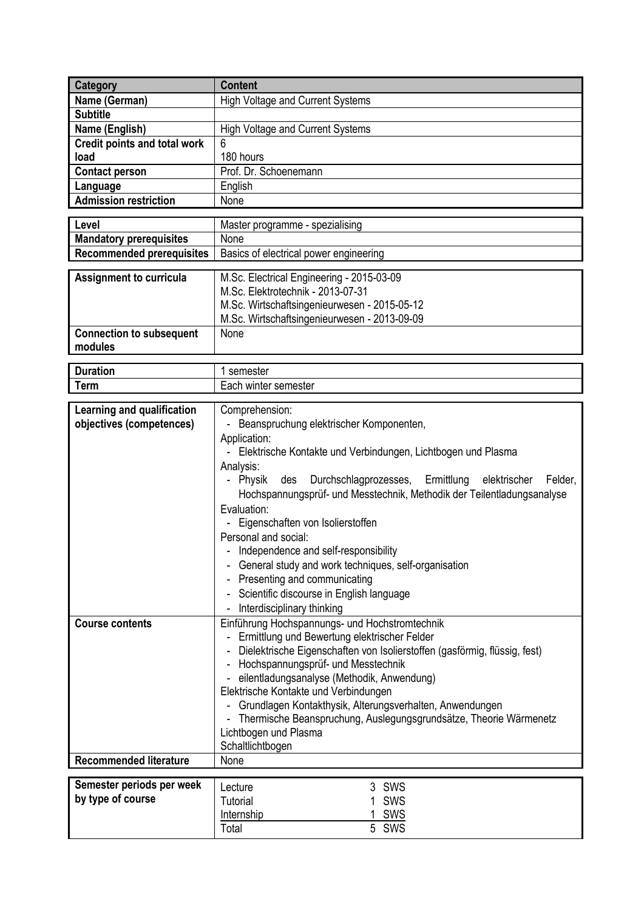| Category | Content |
|---|---|
| Name (German) | High Voltage and Current Systems |
| Subtitle | |
| Name (English) | High Voltage and Current Systems |
| Credit points and total work load | 6<br>180 hours |
| Contact person | Prof. Dr. Schoenemann |
| Language | English |
| Admission restriction | None |

| | |
|---|---|
| Level | Master programme - spezialising |
| Mandatory prerequisites | None |
| Recommended prerequisites | Basics of electrical power engineering |

| | |
|---|---|
| Assignment to curricula | M.Sc. Electrical Engineering - 2015-03-09<br>M.Sc. Elektrotechnik - 2013-07-31<br>M.Sc. Wirtschaftsingenieurwesen - 2015-05-12<br>M.Sc. Wirtschaftsingenieurwesen - 2013-09-09 |
| Connection to subsequent modules | None |

| | |
|---|---|
| Duration | 1 semester |
| Term | Each winter semester |

| | |
|---|---|
| Learning and qualification objectives (competences) | Comprehension:<br>- Beanspruchung elektrischer Komponenten,<br>Application:<br>- Elektrische Kontakte und Verbindungen, Lichtbogen und Plasma<br>Analysis:<br>- Physik des Durchschlagprozesses, Ermittlung elektrischer Felder, Hochspannungsprüf- und Messtechnik, Methodik der Teilentladungsanalyse<br>Evaluation:<br>- Eigenschaften von Isolierstoffen<br>Personal and social:<br>- Independence and self-responsibility<br>- General study and work techniques, self-organisation<br>- Presenting and communicating<br>- Scientific discourse in English language<br>- Interdisciplinary thinking |
| Course contents | Einführung Hochspannungs- und Hochstromtechnik<br>- Ermittlung und Bewertung elektrischer Felder<br>- Dielektrische Eigenschaften von Isolierstoffen (gasförmig, flüssig, fest)<br>- Hochspannungsprüf- und Messtechnik<br>- eilentladungsanalyse (Methodik, Anwendung)<br>Elektrische Kontakte und Verbindungen<br>- Grundlagen Kontakthysik, Alterungsverhalten, Anwendungen<br>- Thermische Beanspruchung, Auslegungsgrundsätze, Theorie Wärmenetz<br>Lichtbogen und Plasma<br>Schaltlichtbogen |
| Recommended literature | None |

| | | |
|---|---|---|
| Semester periods per week by type of course | Lecture | 3 SWS |
| | Tutorial | 1 SWS |
| | Internship | 1 SWS |
| | Total | 5 SWS |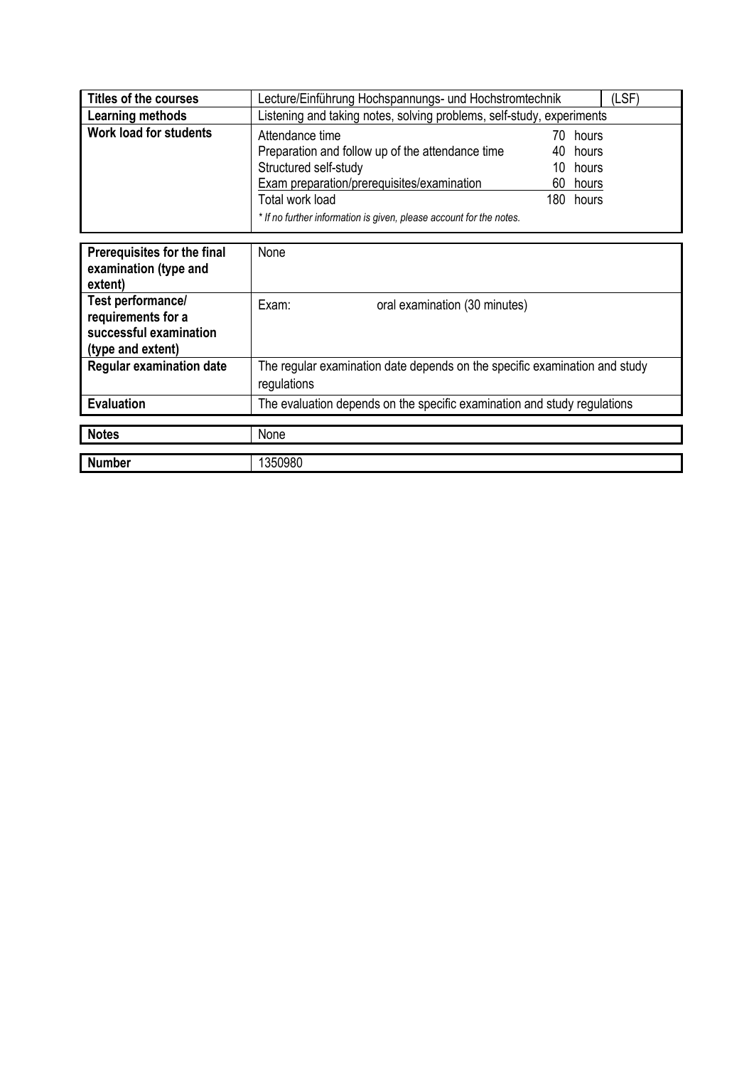| Titles of the courses | Lecture/Einführung Hochspannungs- und Hochstromtechnik | (LSF) |
|---|---|---|
| Learning methods | Listening and taking notes, solving problems, self-study, experiments | |
| Work load for students | Attendance time 70 hours<br>Preparation and follow up of the attendance time 40 hours<br>Structured self-study 10 hours<br>Exam preparation/prerequisites/examination 60 hours<br>Total work load 180 hours<br>*\* If no further information is given, please account for the notes.* | |

| Prerequisites for the final examination (type and extent) | None |
|---|---|
| Test performance/ requirements for a successful examination (type and extent) | Exam: oral examination (30 minutes) |
| Regular examination date | The regular examination date depends on the specific examination and study regulations |
| Evaluation | The evaluation depends on the specific examination and study regulations |

| Notes | None |
|---|---|

| Number | 1350980 |
|---|---|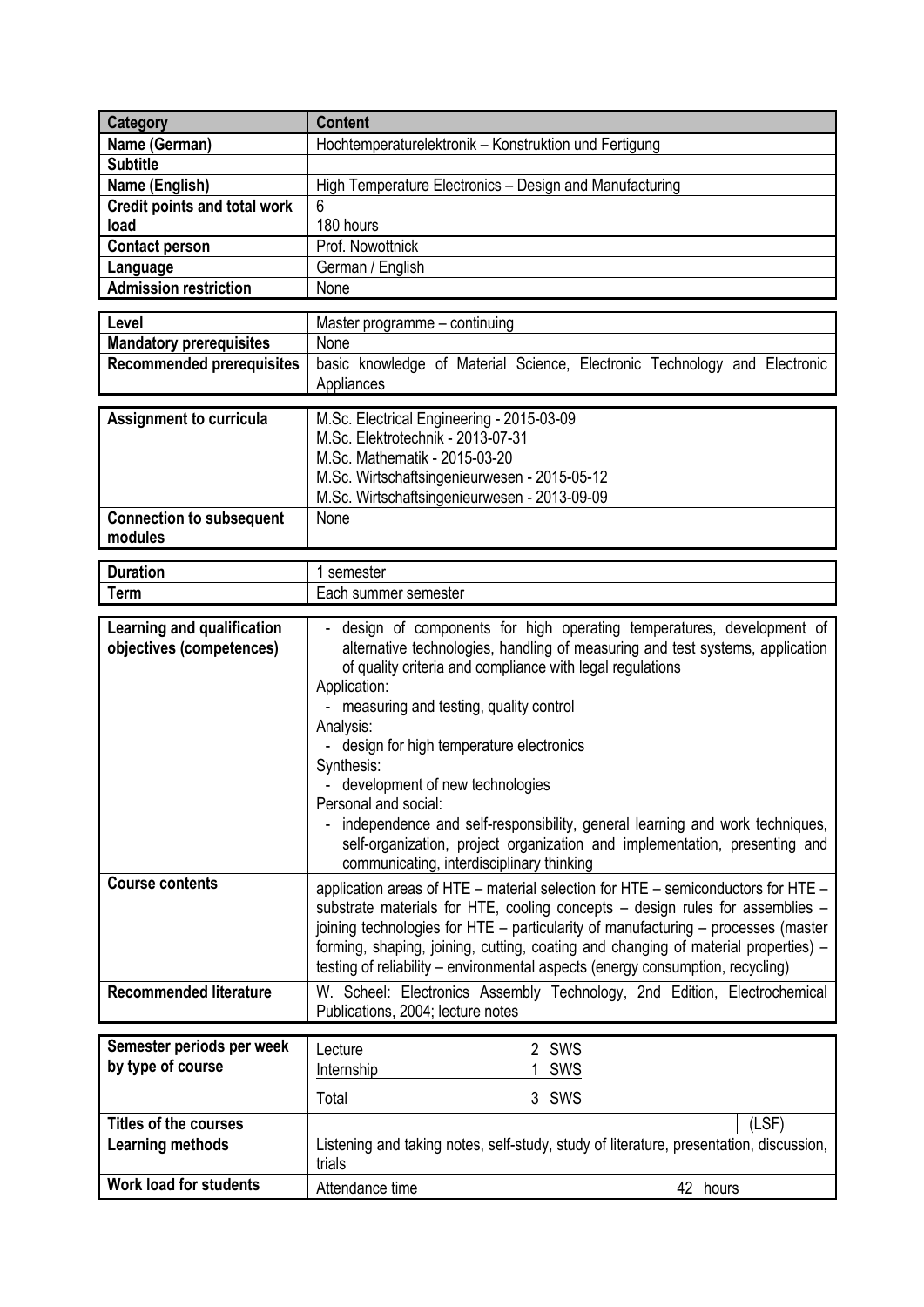| Category | Content |
|---|---|
| **Name (German)** | Hochtemperaturelektronik – Konstruktion und Fertigung |
| **Subtitle** | |
| **Name (English)** | High Temperature Electronics – Design and Manufacturing |
| **Credit points and total work load** | 6<br>180 hours |
| **Contact person** | Prof. Nowottnick |
| **Language** | German / English |
| **Admission restriction** | None |

| | |
|---|---|
| **Level** | Master programme – continuing |
| **Mandatory prerequisites** | None |
| **Recommended prerequisites** | basic knowledge of Material Science, Electronic Technology and Electronic Appliances |

| | |
|---|---|
| **Assignment to curricula** | M.Sc. Electrical Engineering - 2015-03-09<br>M.Sc. Elektrotechnik - 2013-07-31<br>M.Sc. Mathematik - 2015-03-20<br>M.Sc. Wirtschaftsingenieurwesen - 2015-05-12<br>M.Sc. Wirtschaftsingenieurwesen - 2013-09-09 |
| **Connection to subsequent modules** | None |

| | |
|---|---|
| **Duration** | 1 semester |
| **Term** | Each summer semester |

| | |
|---|---|
| **Learning and qualification objectives (competences)** | - design of components for high operating temperatures, development of alternative technologies, handling of measuring and test systems, application of quality criteria and compliance with legal regulations<br>Application:<br>- measuring and testing, quality control<br>Analysis:<br>- design for high temperature electronics<br>Synthesis:<br>- development of new technologies<br>Personal and social:<br>- independence and self-responsibility, general learning and work techniques, self-organization, project organization and implementation, presenting and communicating, interdisciplinary thinking |
| **Course contents** | application areas of HTE – material selection for HTE – semiconductors for HTE – substrate materials for HTE, cooling concepts – design rules for assemblies – joining technologies for HTE – particularity of manufacturing – processes (master forming, shaping, joining, cutting, coating and changing of material properties) – testing of reliability – environmental aspects (energy consumption, recycling) |
| **Recommended literature** | W. Scheel: Electronics Assembly Technology, 2nd Edition, Electrochemical Publications, 2004; lecture notes |

| | | |
|---|---|---|
| **Semester periods per week by type of course** | Lecture | 2 SWS |
| | Internship | 1 SWS |
| | Total | 3 SWS |
| **Titles of the courses** | | (LSF) |
| **Learning methods** | Listening and taking notes, self-study, study of literature, presentation, discussion, trials | |
| **Work load for students** | Attendance time | 42 hours |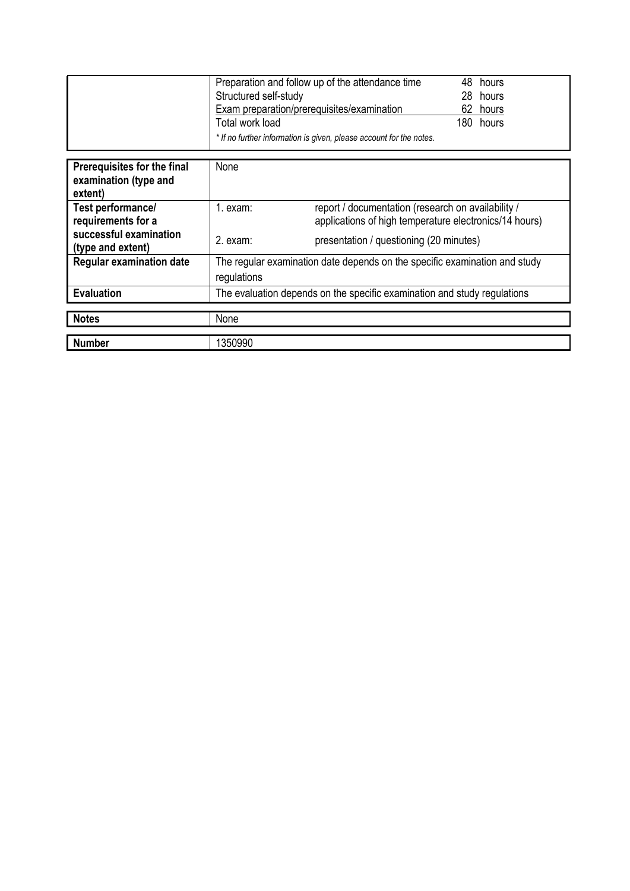| | |
|---|---|
| | Preparation and follow up of the attendance time 48 hours<br>Structured self-study 28 hours<br>Exam preparation/prerequisites/examination 62 hours<br>Total work load 180 hours<br>*\* If no further information is given, please account for the notes.* |

| | | |
|---|---|---|
| **Prerequisites for the final examination (type and extent)** | None | |
| **Test performance/ requirements for a successful examination (type and extent)** | 1. exam: | report / documentation (research on availability / applications of high temperature electronics/14 hours) |
| | 2. exam: | presentation / questioning (20 minutes) |
| **Regular examination date** | The regular examination date depends on the specific examination and study regulations | |
| **Evaluation** | The evaluation depends on the specific examination and study regulations | |

| | |
|---|---|
| **Notes** | None |

| | |
|---|---|
| **Number** | 1350990 |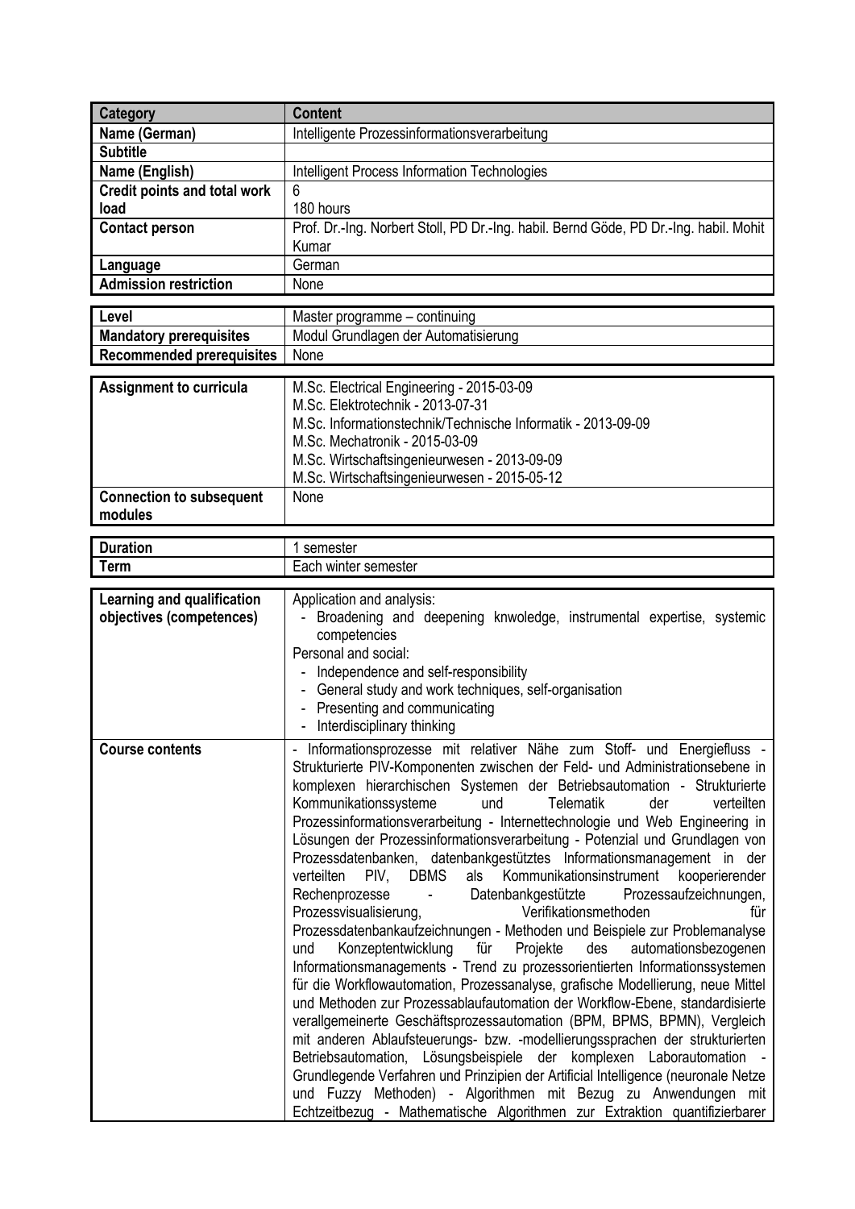| Category | Content |
|---|---|
| Name (German) | Intelligente Prozessinformationsverarbeitung |
| Subtitle | |
| Name (English) | Intelligent Process Information Technologies |
| Credit points and total work load | 6<br>180 hours |
| Contact person | Prof. Dr.-Ing. Norbert Stoll, PD Dr.-Ing. habil. Bernd Göde, PD Dr.-Ing. habil. Mohit Kumar |
| Language | German |
| Admission restriction | None |

| | |
|---|---|
| Level | Master programme – continuing |
| Mandatory prerequisites | Modul Grundlagen der Automatisierung |
| Recommended prerequisites | None |

| | |
|---|---|
| Assignment to curricula | M.Sc. Electrical Engineering - 2015-03-09<br>M.Sc. Elektrotechnik - 2013-07-31<br>M.Sc. Informationstechnik/Technische Informatik - 2013-09-09<br>M.Sc. Mechatronik - 2015-03-09<br>M.Sc. Wirtschaftsingenieurwesen - 2013-09-09<br>M.Sc. Wirtschaftsingenieurwesen - 2015-05-12 |
| Connection to subsequent modules | None |

| | |
|---|---|
| Duration | 1 semester |
| Term | Each winter semester |

| | |
|---|---|
| Learning and qualification objectives (competences) | Application and analysis:<br>- Broadening and deepening knwoledge, instrumental expertise, systemic competencies<br>Personal and social:<br>- Independence and self-responsibility<br>- General study and work techniques, self-organisation<br>- Presenting and communicating<br>- Interdisciplinary thinking |
| Course contents | - Informationsprozesse mit relativer Nähe zum Stoff- und Energiefluss - Strukturierte PIV-Komponenten zwischen der Feld- und Administrationsebene in komplexen hierarchischen Systemen der Betriebsautomation - Strukturierte Kommunikationssysteme und Telematik der verteilten Prozessinformationsverarbeitung - Internettechnologie und Web Engineering in Lösungen der Prozessinformationsverarbeitung - Potenzial und Grundlagen von Prozessdatenbanken, datenbankgestütztes Informationsmanagement in der verteilten PIV, DBMS als Kommunikationsinstrument kooperierender Rechenprozesse - Datenbankgestützte Prozessaufzeichnungen, Prozessvisualisierung, Verifikationsmethoden für Prozessdatenbankaufzeichnungen - Methoden und Beispiele zur Problemanalyse und Konzeptentwicklung für Projekte des automationsbezogenen Informationsmanagements - Trend zu prozessorientierten Informationssystemen für die Workflowautomation, Prozessanalyse, grafische Modellierung, neue Mittel und Methoden zur Prozessablaufautomation der Workflow-Ebene, standardisierte verallgemeinerte Geschäftsprozessautomation (BPM, BPMS, BPMN), Vergleich mit anderen Ablaufsteuerungs- bzw. -modellierungssprachen der strukturierten Betriebsautomation, Lösungsbeispiele der komplexen Laborautomation - Grundlegende Verfahren und Prinzipien der Artificial Intelligence (neuronale Netze und Fuzzy Methoden) - Algorithmen mit Bezug zu Anwendungen mit Echtzeitbezug - Mathematische Algorithmen zur Extraktion quantifizierbarer |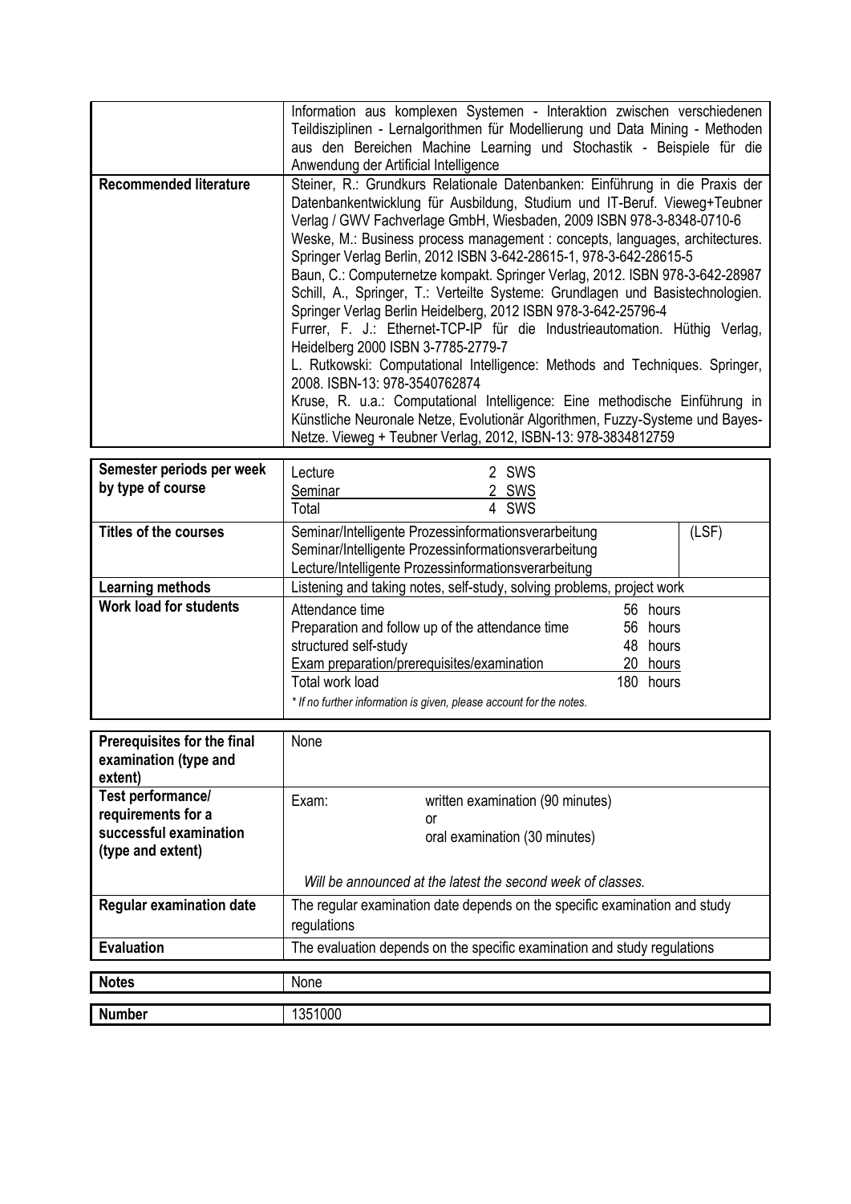| | |
|---|---|
| | Information aus komplexen Systemen - Interaktion zwischen verschiedenen Teildisziplinen - Lernalgorithmen für Modellierung und Data Mining - Methoden aus den Bereichen Machine Learning und Stochastik - Beispiele für die Anwendung der Artificial Intelligence |
| **Recommended literature** | Steiner, R.: Grundkurs Relationale Datenbanken: Einführung in die Praxis der Datenbankentwicklung für Ausbildung, Studium und IT-Beruf. Vieweg+Teubner Verlag / GWV Fachverlage GmbH, Wiesbaden, 2009 ISBN 978-3-8348-0710-6<br>Weske, M.: Business process management : concepts, languages, architectures. Springer Verlag Berlin, 2012 ISBN 3-642-28615-1, 978-3-642-28615-5<br>Baun, C.: Computernetze kompakt. Springer Verlag, 2012. ISBN 978-3-642-28987<br>Schill, A., Springer, T.: Verteilte Systeme: Grundlagen und Basistechnologien. Springer Verlag Berlin Heidelberg, 2012 ISBN 978-3-642-25796-4<br>Furrer, F. J.: Ethernet-TCP-IP für die Industrieautomation. Hüthig Verlag, Heidelberg 2000 ISBN 3-7785-2779-7<br>L. Rutkowski: Computational Intelligence: Methods and Techniques. Springer, 2008. ISBN-13: 978-3540762874<br>Kruse, R. u.a.: Computational Intelligence: Eine methodische Einführung in Künstliche Neuronale Netze, Evolutionär Algorithmen, Fuzzy-Systeme und Bayes-Netze. Vieweg + Teubner Verlag, 2012, ISBN-13: 978-3834812759 |

| | | |
|---|---|---|
| **Semester periods per week by type of course** | Lecture 2 SWS<br>Seminar 2 SWS<br>Total 4 SWS | |
| **Titles of the courses** | Seminar/Intelligente Prozessinformationsverarbeitung<br>Seminar/Intelligente Prozessinformationsverarbeitung<br>Lecture/Intelligente Prozessinformationsverarbeitung | (LSF) |
| **Learning methods** | Listening and taking notes, self-study, solving problems, project work | |
| **Work load for students** | Attendance time 56 hours<br>Preparation and follow up of the attendance time 56 hours<br>structured self-study 48 hours<br>Exam preparation/prerequisites/examination 20 hours<br>Total work load 180 hours<br>*\* If no further information is given, please account for the notes.* | |

| | |
|---|---|
| **Prerequisites for the final examination (type and extent)** | None |
| **Test performance/ requirements for a successful examination (type and extent)** | Exam: written examination (90 minutes) or oral examination (30 minutes)<br><br>*Will be announced at the latest the second week of classes.* |
| **Regular examination date** | The regular examination date depends on the specific examination and study regulations |
| **Evaluation** | The evaluation depends on the specific examination and study regulations |

| | |
|---|---|
| **Notes** | None |

| | |
|---|---|
| **Number** | 1351000 |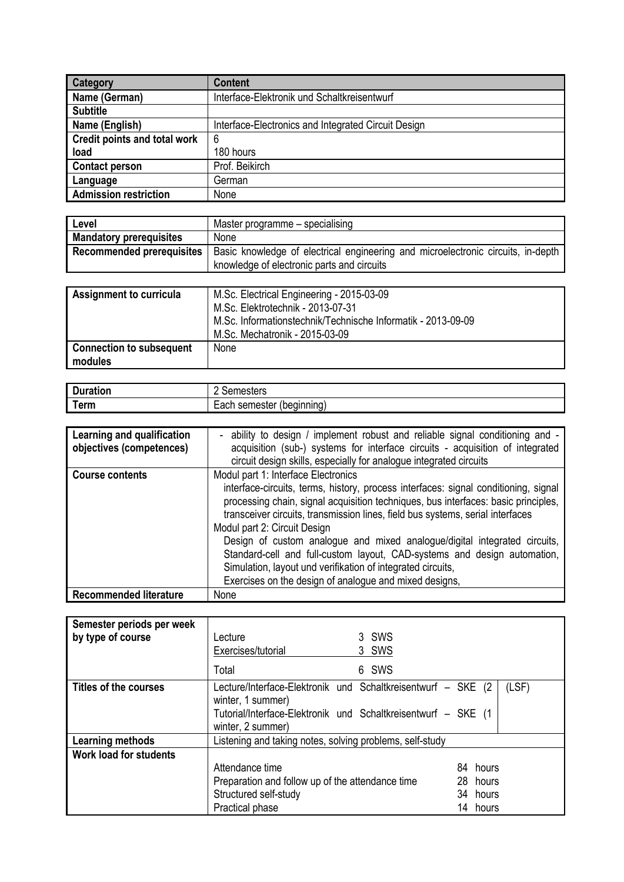| Category | Content |
|---|---|
| Name (German) | Interface-Elektronik und Schaltkreisentwurf |
| Subtitle | |
| Name (English) | Interface-Electronics and Integrated Circuit Design |
| Credit points and total work load | 6<br>180 hours |
| Contact person | Prof. Beikirch |
| Language | German |
| Admission restriction | None |

| Level | Master programme – specialising |
|---|---|
| Mandatory prerequisites | None |
| Recommended prerequisites | Basic knowledge of electrical engineering and microelectronic circuits, in-depth knowledge of electronic parts and circuits |

| Assignment to curricula | M.Sc. Electrical Engineering - 2015-03-09<br>M.Sc. Elektrotechnik - 2013-07-31<br>M.Sc. Informationstechnik/Technische Informatik - 2013-09-09<br>M.Sc. Mechatronik - 2015-03-09 |
|---|---|
| Connection to subsequent modules | None |

| Duration | 2 Semesters |
|---|---|
| Term | Each semester (beginning) |

| Learning and qualification objectives (competences) | - ability to design / implement robust and reliable signal conditioning and - acquisition (sub-) systems for interface circuits - acquisition of integrated circuit design skills, especially for analogue integrated circuits |
|---|---|
| Course contents | Modul part 1: Interface Electronics<br>interface-circuits, terms, history, process interfaces: signal conditioning, signal processing chain, signal acquisition techniques, bus interfaces: basic principles, transceiver circuits, transmission lines, field bus systems, serial interfaces<br>Modul part 2: Circuit Design<br>Design of custom analogue and mixed analogue/digital integrated circuits, Standard-cell and full-custom layout, CAD-systems and design automation, Simulation, layout und verifikation of integrated circuits,<br>Exercises on the design of analogue and mixed designs, |
| Recommended literature | None |

| Semester periods per week by type of course | Lecture 3 SWS<br>Exercises/tutorial 3 SWS<br>Total 6 SWS |
|---|---|
| Titles of the courses | Lecture/Interface-Elektronik und Schaltkreisentwurf – SKE (2 winter, 1 summer) (LSF)<br>Tutorial/Interface-Elektronik und Schaltkreisentwurf – SKE (1 winter, 2 summer) |
| Learning methods | Listening and taking notes, solving problems, self-study |
| Work load for students | Attendance time 84 hours<br>Preparation and follow up of the attendance time 28 hours<br>Structured self-study 34 hours<br>Practical phase 14 hours |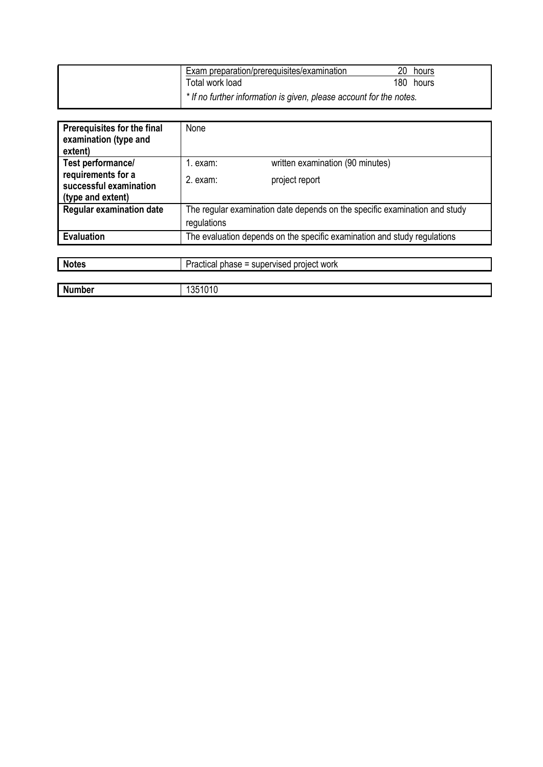| | |
|---|---|
| | Exam preparation/prerequisites/examination 20 hours<br>Total work load 180 hours<br>*\* If no further information is given, please account for the notes.* |

| | |
|---|---|
| **Prerequisites for the final examination (type and extent)** | None |
| **Test performance/ requirements for a successful examination (type and extent)** | 1. exam: written examination (90 minutes)<br>2. exam: project report |
| **Regular examination date** | The regular examination date depends on the specific examination and study regulations |
| **Evaluation** | The evaluation depends on the specific examination and study regulations |

| | |
|---|---|
| **Notes** | Practical phase = supervised project work |

| | |
|---|---|
| **Number** | 1351010 |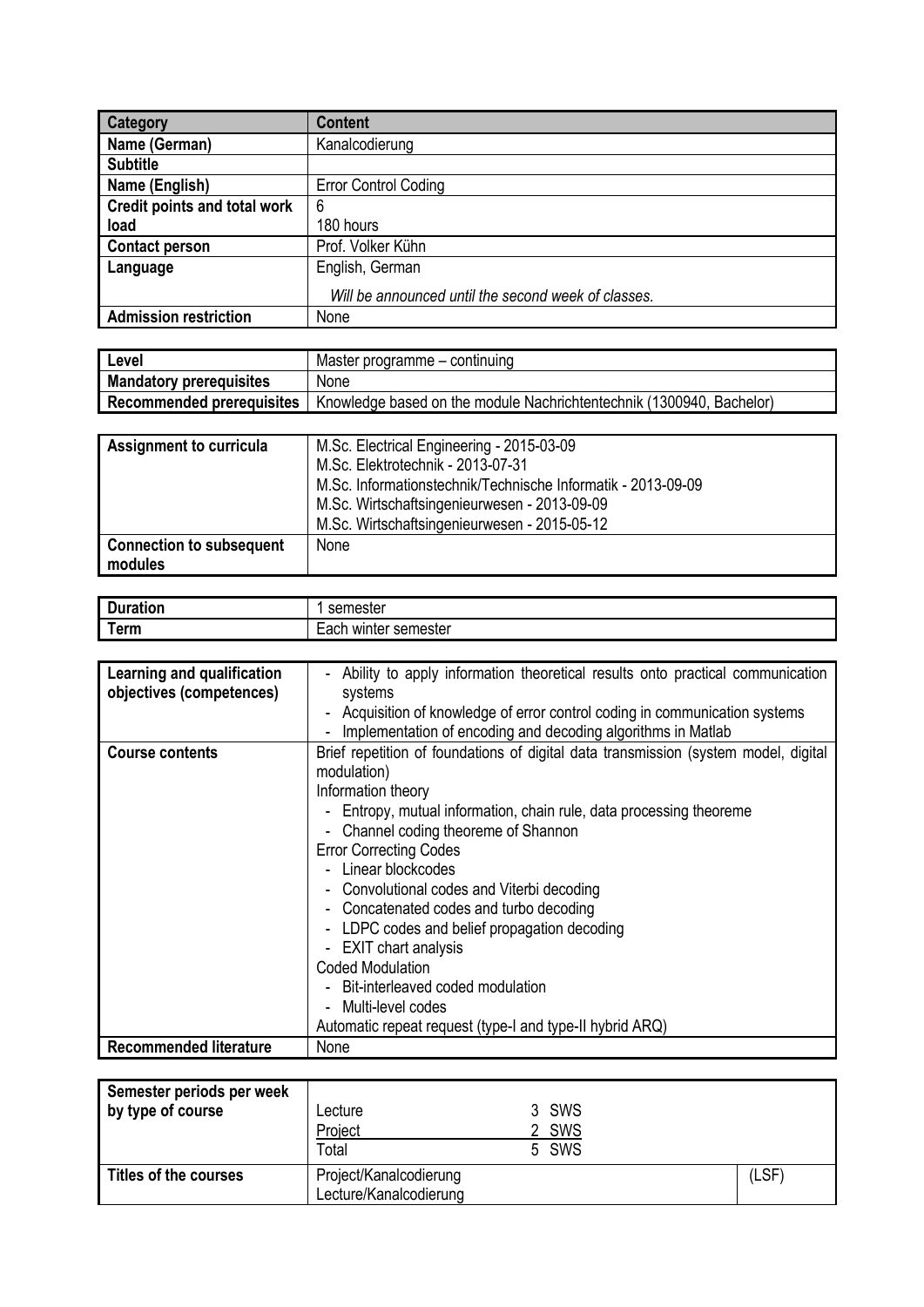| Category | Content |
|---|---|
| Name (German) | Kanalcodierung |
| Subtitle | |
| Name (English) | Error Control Coding |
| Credit points and total work load | 6<br>180 hours |
| Contact person | Prof. Volker Kühn |
| Language | English, German<br>*Will be announced until the second week of classes.* |
| Admission restriction | None |

| Level | Master programme – continuing |
|---|---|
| Mandatory prerequisites | None |
| Recommended prerequisites | Knowledge based on the module Nachrichtentechnik (1300940, Bachelor) |

| Assignment to curricula | M.Sc. Electrical Engineering - 2015-03-09<br>M.Sc. Elektrotechnik - 2013-07-31<br>M.Sc. Informationstechnik/Technische Informatik - 2013-09-09<br>M.Sc. Wirtschaftsingenieurwesen - 2013-09-09<br>M.Sc. Wirtschaftsingenieurwesen - 2015-05-12 |
|---|---|
| Connection to subsequent modules | None |

| Duration | 1 semester |
|---|---|
| Term | Each winter semester |

| Learning and qualification objectives (competences) | - Ability to apply information theoretical results onto practical communication systems<br>- Acquisition of knowledge of error control coding in communication systems<br>- Implementation of encoding and decoding algorithms in Matlab |
|---|---|
| Course contents | Brief repetition of foundations of digital data transmission (system model, digital modulation)<br>Information theory<br>- Entropy, mutual information, chain rule, data processing theoreme<br>- Channel coding theoreme of Shannon<br>Error Correcting Codes<br>- Linear blockcodes<br>- Convolutional codes and Viterbi decoding<br>- Concatenated codes and turbo decoding<br>- LDPC codes and belief propagation decoding<br>- EXIT chart analysis<br>Coded Modulation<br>- Bit-interleaved coded modulation<br>- Multi-level codes<br>Automatic repeat request (type-I and type-II hybrid ARQ) |
| Recommended literature | None |

| Semester periods per week by type of course | Lecture 3 SWS<br>Project 2 SWS<br>Total 5 SWS | |
|---|---|---|
| Titles of the courses | Project/Kanalcodierung<br>Lecture/Kanalcodierung | (LSF) |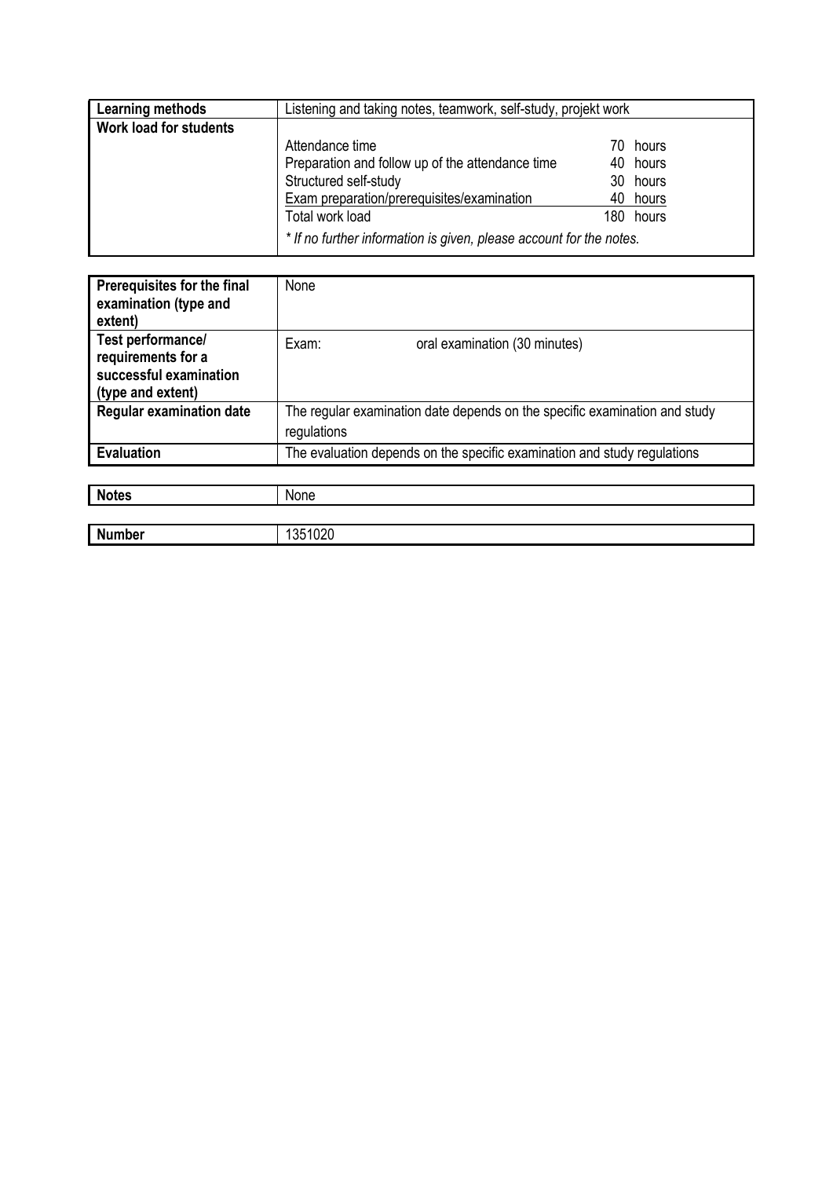| **Learning methods** | Listening and taking notes, teamwork, self-study, projekt work |
|---|---|
| **Work load for students** | Attendance time 70 hours<br>Preparation and follow up of the attendance time 40 hours<br>Structured self-study 30 hours<br>Exam preparation/prerequisites/examination 40 hours<br>Total work load 180 hours<br>*\* If no further information is given, please account for the notes.* |

| **Prerequisites for the final examination (type and extent)** | None |
|---|---|
| **Test performance/ requirements for a successful examination (type and extent)** | Exam: oral examination (30 minutes) |
| **Regular examination date** | The regular examination date depends on the specific examination and study regulations |
| **Evaluation** | The evaluation depends on the specific examination and study regulations |

| **Notes** | None |
|---|---|

| **Number** | 1351020 |
|---|---|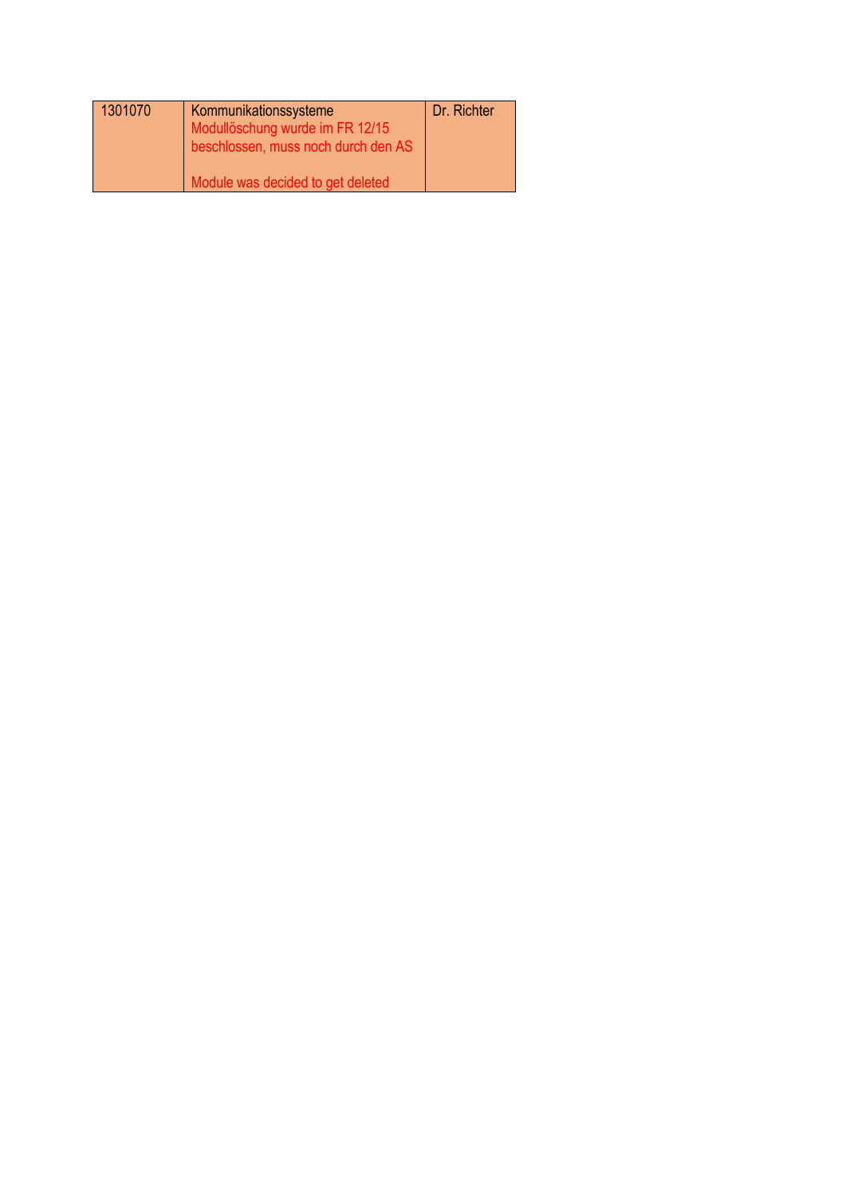| 1301070 | Kommunikationssysteme<br>Modullöschung wurde im FR 12/15 beschlossen, muss noch durch den AS<br><br>Module was decided to get deleted | Dr. Richter |
| --- | --- | --- |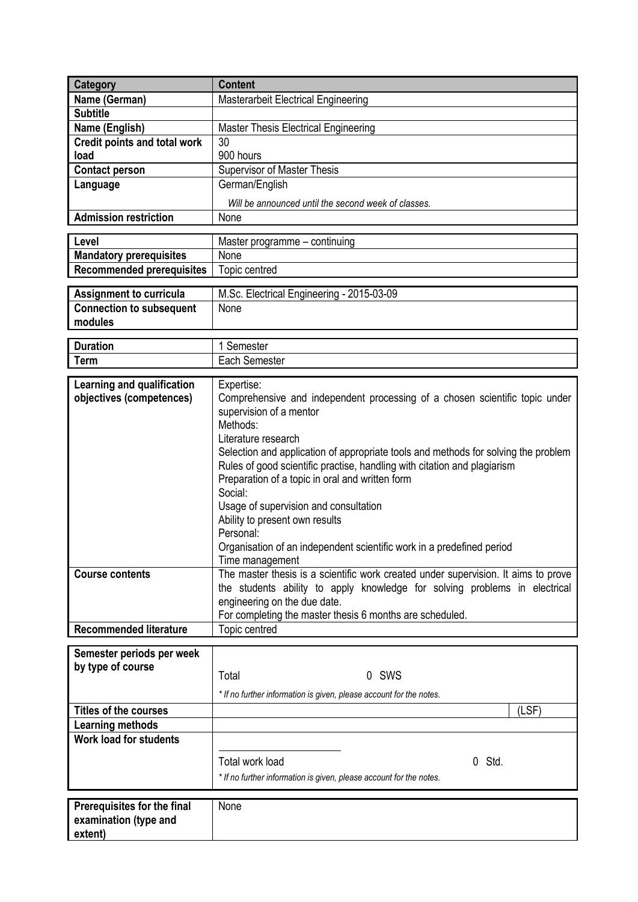| Category | Content |
| --- | --- |
| Name (German) | Masterarbeit Electrical Engineering |
| Subtitle | |
| Name (English) | Master Thesis Electrical Engineering |
| Credit points and total work load | 30<br>900 hours |
| Contact person | Supervisor of Master Thesis |
| Language | German/English<br>*Will be announced until the second week of classes.* |
| Admission restriction | None |

| | |
| --- | --- |
| Level | Master programme – continuing |
| Mandatory prerequisites | None |
| Recommended prerequisites | Topic centred |

| | |
| --- | --- |
| Assignment to curricula | M.Sc. Electrical Engineering - 2015-03-09 |
| Connection to subsequent modules | None |

| | |
| --- | --- |
| Duration | 1 Semester |
| Term | Each Semester |

| | |
| --- | --- |
| Learning and qualification objectives (competences) | Expertise:<br>Comprehensive and independent processing of a chosen scientific topic under supervision of a mentor<br>Methods:<br>Literature research<br>Selection and application of appropriate tools and methods for solving the problem<br>Rules of good scientific practise, handling with citation and plagiarism<br>Preparation of a topic in oral and written form<br>Social:<br>Usage of supervision and consultation<br>Ability to present own results<br>Personal:<br>Organisation of an independent scientific work in a predefined period<br>Time management |
| Course contents | The master thesis is a scientific work created under supervision. It aims to prove the students ability to apply knowledge for solving problems in electrical engineering on the due date.<br>For completing the master thesis 6 months are scheduled. |
| Recommended literature | Topic centred |

| | |
| --- | --- |
| Semester periods per week by type of course | Total 0 SWS<br>*\* If no further information is given, please account for the notes.* |
| Titles of the courses | (LSF) |
| Learning methods | |
| Work load for students | Total work load 0 Std.<br>*\* If no further information is given, please account for the notes.* |

| | |
| --- | --- |
| Prerequisites for the final examination (type and extent) | None |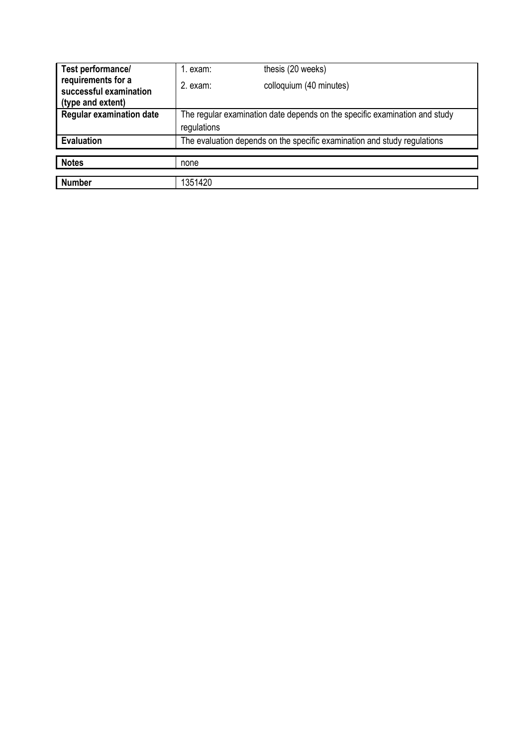| | | |
|---|---|---|
| **Test performance/ requirements for a successful examination (type and extent)** | 1. exam: | thesis (20 weeks) |
| | 2. exam: | colloquium (40 minutes) |
| **Regular examination date** | The regular examination date depends on the specific examination and study regulations | |
| **Evaluation** | The evaluation depends on the specific examination and study regulations | |

| | |
|---|---|
| **Notes** | none |

| | |
|---|---|
| **Number** | 1351420 |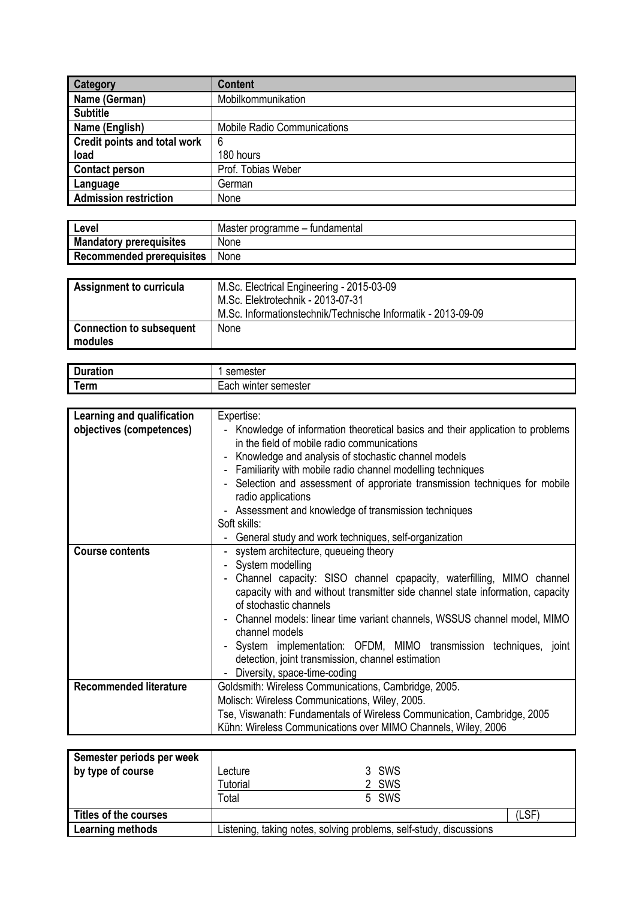| Category | Content |
|---|---|
| Name (German) | Mobilkommunikation |
| Subtitle | |
| Name (English) | Mobile Radio Communications |
| Credit points and total work load | 6<br>180 hours |
| Contact person | Prof. Tobias Weber |
| Language | German |
| Admission restriction | None |

| Level | Master programme – fundamental |
|---|---|
| Mandatory prerequisites | None |
| Recommended prerequisites | None |

| Assignment to curricula | M.Sc. Electrical Engineering - 2015-03-09<br>M.Sc. Elektrotechnik - 2013-07-31<br>M.Sc. Informationstechnik/Technische Informatik - 2013-09-09 |
|---|---|
| Connection to subsequent modules | None |

| Duration | 1 semester |
|---|---|
| Term | Each winter semester |

| Learning and qualification objectives (competences) | Expertise:<br>- Knowledge of information theoretical basics and their application to problems in the field of mobile radio communications<br>- Knowledge and analysis of stochastic channel models<br>- Familiarity with mobile radio channel modelling techniques<br>- Selection and assessment of approriate transmission techniques for mobile radio applications<br>- Assessment and knowledge of transmission techniques<br>Soft skills:<br>- General study and work techniques, self-organization |
|---|---|
| Course contents | - system architecture, queueing theory<br>- System modelling<br>- Channel capacity: SISO channel cpapacity, waterfilling, MIMO channel capacity with and without transmitter side channel state information, capacity of stochastic channels<br>- Channel models: linear time variant channels, WSSUS channel model, MIMO channel models<br>- System implementation: OFDM, MIMO transmission techniques, joint detection, joint transmission, channel estimation<br>- Diversity, space-time-coding |
| Recommended literature | Goldsmith: Wireless Communications, Cambridge, 2005.<br>Molisch: Wireless Communications, Wiley, 2005.<br>Tse, Viswanath: Fundamentals of Wireless Communication, Cambridge, 2005<br>Kühn: Wireless Communications over MIMO Channels, Wiley, 2006 |

| Semester periods per week by type of course | Lecture 3 SWS<br>Tutorial 2 SWS<br>Total 5 SWS |
|---|---|
| Titles of the courses | (LSF) |
| Learning methods | Listening, taking notes, solving problems, self-study, discussions |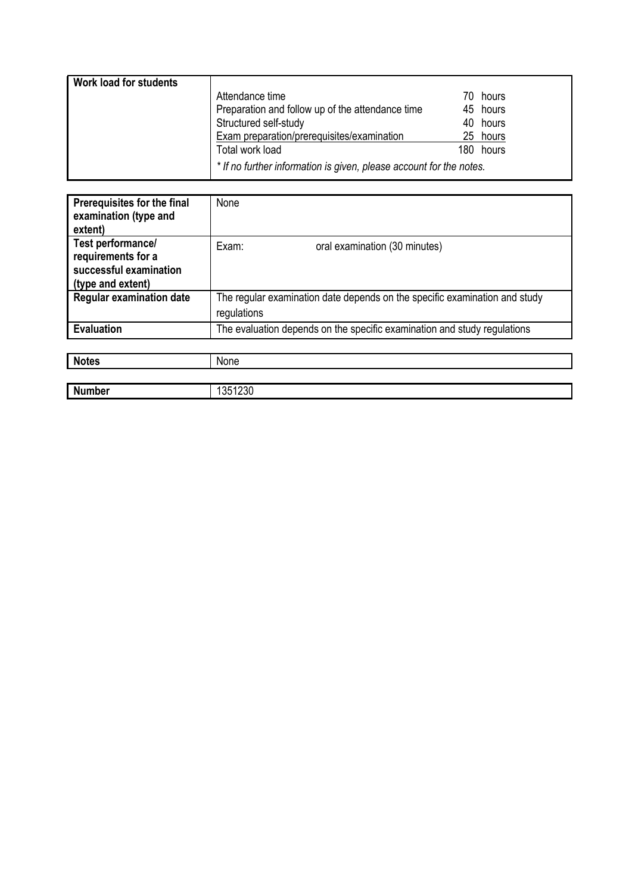| **Work load for students** | Attendance time | 70 hours |
|---|---|---|
| | Preparation and follow up of the attendance time | 45 hours |
| | Structured self-study | 40 hours |
| | Exam preparation/prerequisites/examination | 25 hours |
| | Total work load | 180 hours |
| | *\* If no further information is given, please account for the notes.* | |

| **Prerequisites for the final examination (type and extent)** | None |
|---|---|
| **Test performance/ requirements for a successful examination (type and extent)** | Exam: oral examination (30 minutes) |
| **Regular examination date** | The regular examination date depends on the specific examination and study regulations |
| **Evaluation** | The evaluation depends on the specific examination and study regulations |

| **Notes** | None |
|---|---|

| **Number** | 1351230 |
|---|---|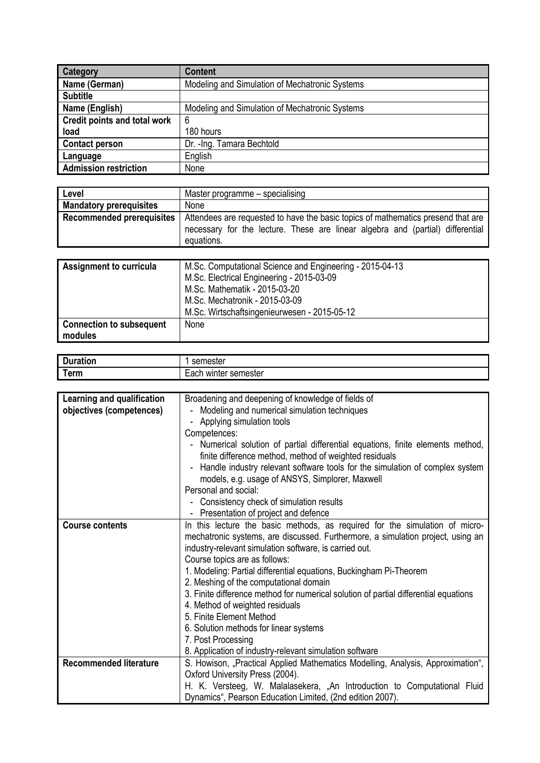| Category | Content |
|---|---|
| Name (German) | Modeling and Simulation of Mechatronic Systems |
| Subtitle | |
| Name (English) | Modeling and Simulation of Mechatronic Systems |
| Credit points and total work load | 6<br>180 hours |
| Contact person | Dr. -Ing. Tamara Bechtold |
| Language | English |
| Admission restriction | None |

| Level | Master programme – specialising |
|---|---|
| Mandatory prerequisites | None |
| Recommended prerequisites | Attendees are requested to have the basic topics of mathematics presend that are necessary for the lecture. These are linear algebra and (partial) differential equations. |

| Assignment to curricula | M.Sc. Computational Science and Engineering - 2015-04-13<br>M.Sc. Electrical Engineering - 2015-03-09<br>M.Sc. Mathematik - 2015-03-20<br>M.Sc. Mechatronik - 2015-03-09<br>M.Sc. Wirtschaftsingenieurwesen - 2015-05-12 |
|---|---|
| Connection to subsequent modules | None |

| Duration | 1 semester |
|---|---|
| Term | Each winter semester |

| Learning and qualification objectives (competences) | Broadening and deepening of knowledge of fields of<br>- Modeling and numerical simulation techniques<br>- Applying simulation tools<br>Competences:<br>- Numerical solution of partial differential equations, finite elements method, finite difference method, method of weighted residuals<br>- Handle industry relevant software tools for the simulation of complex system models, e.g. usage of ANSYS, Simplorer, Maxwell<br>Personal and social:<br>- Consistency check of simulation results<br>- Presentation of project and defence |
|---|---|
| Course contents | In this lecture the basic methods, as required for the simulation of micro-mechatronic systems, are discussed. Furthermore, a simulation project, using an industry-relevant simulation software, is carried out.<br>Course topics are as follows:<br>1. Modeling: Partial differential equations, Buckingham Pi-Theorem<br>2. Meshing of the computational domain<br>3. Finite difference method for numerical solution of partial differential equations<br>4. Method of weighted residuals<br>5. Finite Element Method<br>6. Solution methods for linear systems<br>7. Post Processing<br>8. Application of industry-relevant simulation software |
| Recommended literature | S. Howison, „Practical Applied Mathematics Modelling, Analysis, Approximation“, Oxford University Press (2004).<br>H. K. Versteeg, W. Malalasekera, „An Introduction to Computational Fluid Dynamics“, Pearson Education Limited, (2nd edition 2007). |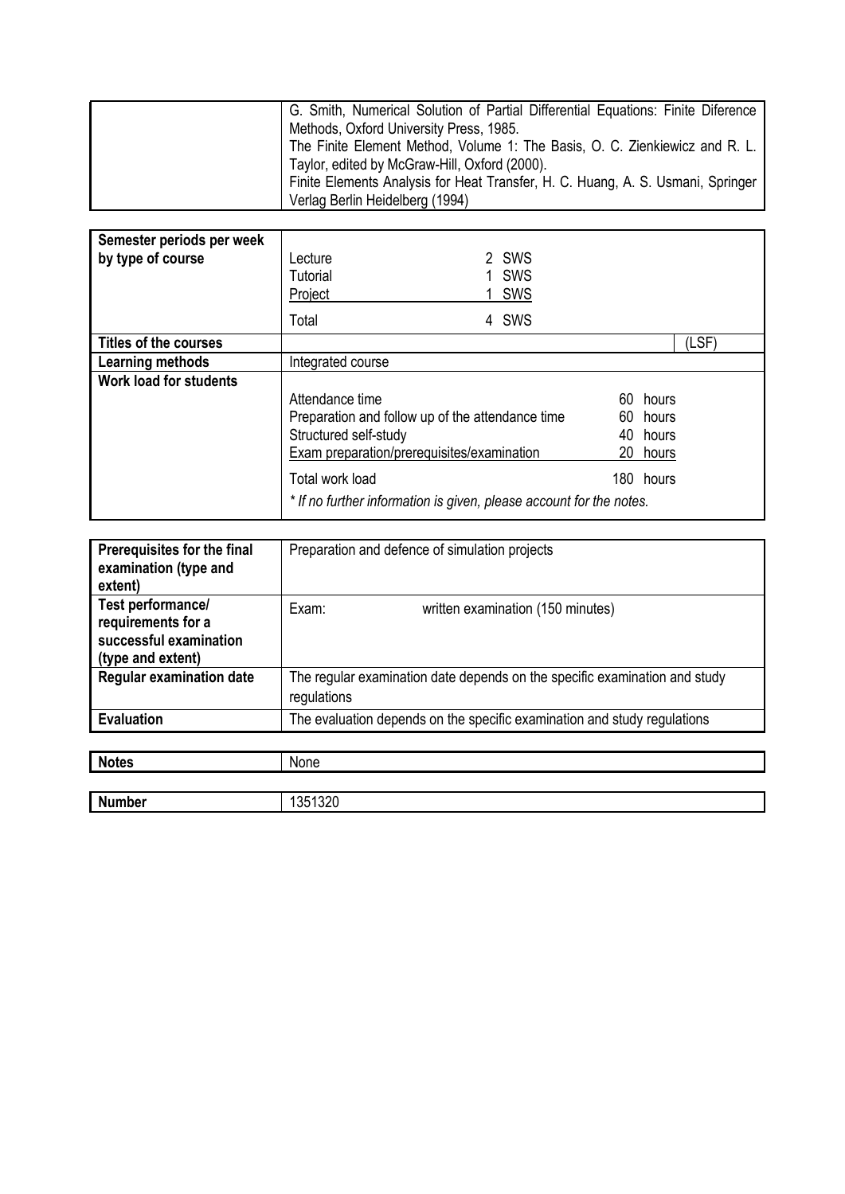| | |
|---|---|
| | G. Smith, Numerical Solution of Partial Differential Equations: Finite Diference Methods, Oxford University Press, 1985.<br>The Finite Element Method, Volume 1: The Basis, O. C. Zienkiewicz and R. L. Taylor, edited by McGraw-Hill, Oxford (2000).<br>Finite Elements Analysis for Heat Transfer, H. C. Huang, A. S. Usmani, Springer Verlag Berlin Heidelberg (1994) |

| | | |
|---|---|---|
| **Semester periods per week by type of course** | Lecture<br>Tutorial<br>Project<br>Total | 2 SWS<br>1 SWS<br>1 SWS<br>4 SWS |
| **Titles of the courses** | | (LSF) |
| **Learning methods** | Integrated course | |
| **Work load for students** | Attendance time<br>Preparation and follow up of the attendance time<br>Structured self-study<br>Exam preparation/prerequisites/examination<br>Total work load<br>*\* If no further information is given, please account for the notes.* | 60 hours<br>60 hours<br>40 hours<br>20 hours<br>180 hours |

| | |
|---|---|
| **Prerequisites for the final examination (type and extent)** | Preparation and defence of simulation projects |
| **Test performance/ requirements for a successful examination (type and extent)** | Exam: written examination (150 minutes) |
| **Regular examination date** | The regular examination date depends on the specific examination and study regulations |
| **Evaluation** | The evaluation depends on the specific examination and study regulations |

| | |
|---|---|
| **Notes** | None |

| | |
|---|---|
| **Number** | 1351320 |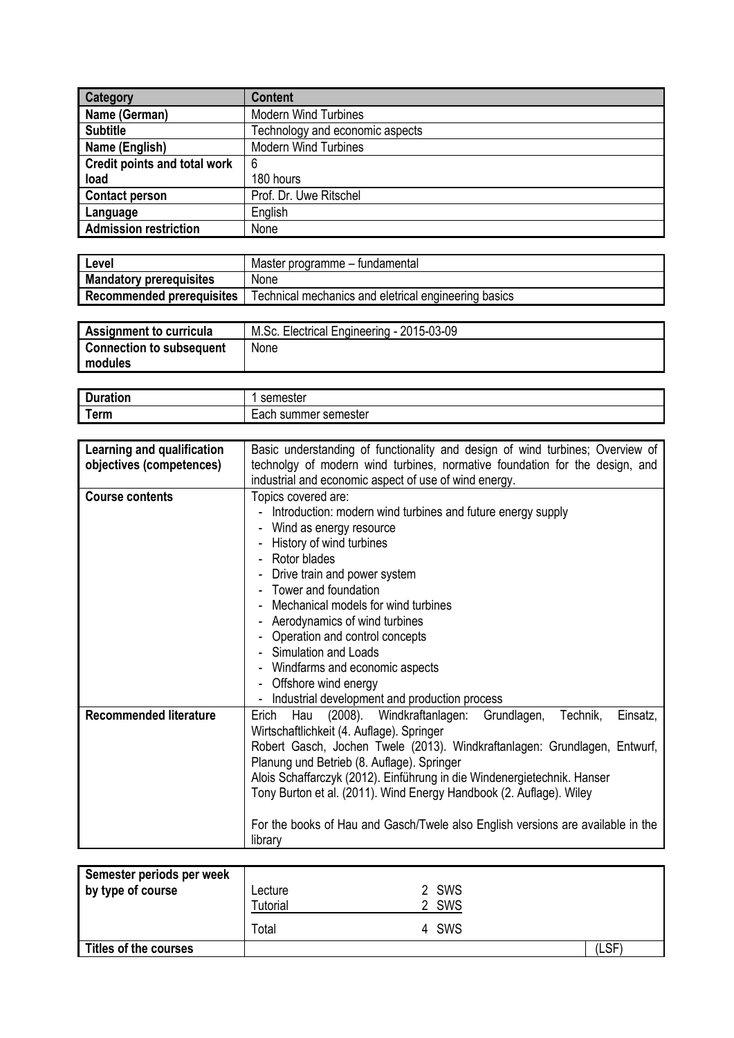| Category | Content |
|---|---|
| Name (German) | Modern Wind Turbines |
| Subtitle | Technology and economic aspects |
| Name (English) | Modern Wind Turbines |
| Credit points and total work load | 6<br>180 hours |
| Contact person | Prof. Dr. Uwe Ritschel |
| Language | English |
| Admission restriction | None |

| Level | Master programme – fundamental |
|---|---|
| Mandatory prerequisites | None |
| Recommended prerequisites | Technical mechanics and eletrical engineering basics |

| Assignment to curricula | M.Sc. Electrical Engineering - 2015-03-09 |
|---|---|
| Connection to subsequent modules | None |

| Duration | 1 semester |
|---|---|
| Term | Each summer semester |

| Learning and qualification objectives (competences) | Basic understanding of functionality and design of wind turbines; Overview of technolgy of modern wind turbines, normative foundation for the design, and industrial and economic aspect of use of wind energy. |
|---|---|
| Course contents | Topics covered are:<br>- Introduction: modern wind turbines and future energy supply<br>- Wind as energy resource<br>- History of wind turbines<br>- Rotor blades<br>- Drive train and power system<br>- Tower and foundation<br>- Mechanical models for wind turbines<br>- Aerodynamics of wind turbines<br>- Operation and control concepts<br>- Simulation and Loads<br>- Windfarms and economic aspects<br>- Offshore wind energy<br>- Industrial development and production process |
| Recommended literature | Erich Hau (2008). Windkraftanlagen: Grundlagen, Technik, Einsatz, Wirtschaftlichkeit (4. Auflage). Springer<br>Robert Gasch, Jochen Twele (2013). Windkraftanlagen: Grundlagen, Entwurf, Planung und Betrieb (8. Auflage). Springer<br>Alois Schaffarczyk (2012). Einführung in die Windenergietechnik. Hanser<br>Tony Burton et al. (2011). Wind Energy Handbook (2. Auflage). Wiley<br><br>For the books of Hau and Gasch/Twele also English versions are available in the library |

| Semester periods per week by type of course | Lecture 2 SWS<br>Tutorial 2 SWS<br>Total 4 SWS |
|---|---|
| Titles of the courses | (LSF) |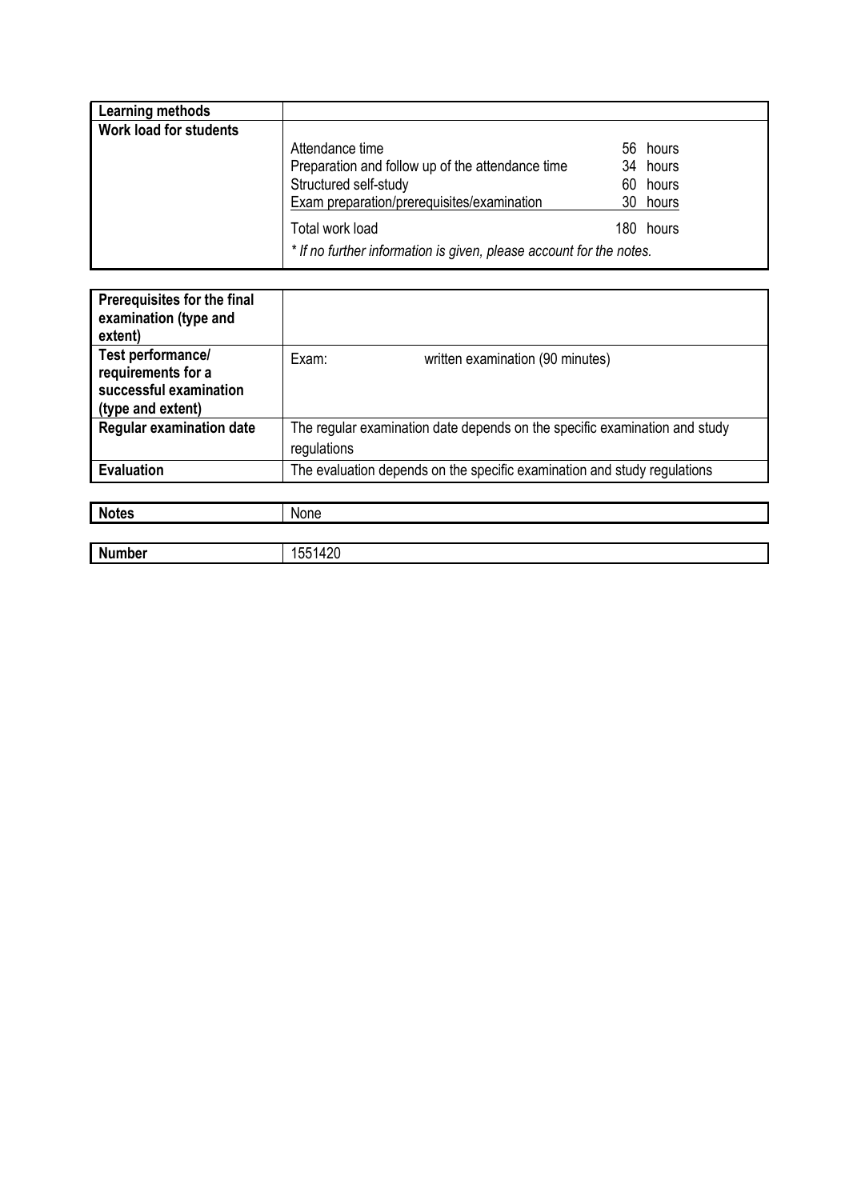| Learning methods | |
|---|---|
| **Work load for students** | Attendance time 56 hours<br>Preparation and follow up of the attendance time 34 hours<br>Structured self-study 60 hours<br>Exam preparation/prerequisites/examination 30 hours<br><br>Total work load 180 hours<br><br>*\* If no further information is given, please account for the notes.* |

| Prerequisites for the final examination (type and extent) | |
|---|---|
| **Test performance/ requirements for a successful examination (type and extent)** | Exam: written examination (90 minutes) |
| **Regular examination date** | The regular examination date depends on the specific examination and study regulations |
| **Evaluation** | The evaluation depends on the specific examination and study regulations |

| Notes | None |
|---|---|

| Number | 1551420 |
|---|---|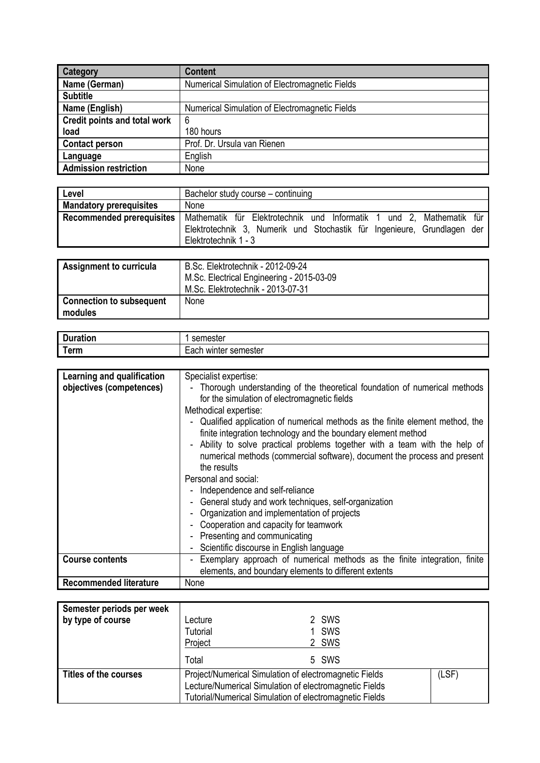| Category | Content |
|---|---|
| Name (German) | Numerical Simulation of Electromagnetic Fields |
| Subtitle | |
| Name (English) | Numerical Simulation of Electromagnetic Fields |
| Credit points and total work load | 6<br>180 hours |
| Contact person | Prof. Dr. Ursula van Rienen |
| Language | English |
| Admission restriction | None |

| Level | Bachelor study course – continuing |
|---|---|
| Mandatory prerequisites | None |
| Recommended prerequisites | Mathematik für Elektrotechnik und Informatik 1 und 2, Mathematik für Elektrotechnik 3, Numerik und Stochastik für Ingenieure, Grundlagen der Elektrotechnik 1 - 3 |

| Assignment to curricula | B.Sc. Elektrotechnik - 2012-09-24<br>M.Sc. Electrical Engineering - 2015-03-09<br>M.Sc. Elektrotechnik - 2013-07-31 |
|---|---|
| Connection to subsequent modules | None |

| Duration | 1 semester |
|---|---|
| Term | Each winter semester |

| Learning and qualification objectives (competences) | Specialist expertise:<br>- Thorough understanding of the theoretical foundation of numerical methods for the simulation of electromagnetic fields<br>Methodical expertise:<br>- Qualified application of numerical methods as the finite element method, the finite integration technology and the boundary element method<br>- Ability to solve practical problems together with a team with the help of numerical methods (commercial software), document the process and present the results<br>Personal and social:<br>- Independence and self-reliance<br>- General study and work techniques, self-organization<br>- Organization and implementation of projects<br>- Cooperation and capacity for teamwork<br>- Presenting and communicating<br>- Scientific discourse in English language |
|---|---|
| Course contents | - Exemplary approach of numerical methods as the finite integration, finite elements, and boundary elements to different extents |
| Recommended literature | None |

| Semester periods per week by type of course | Lecture 2 SWS<br>Tutorial 1 SWS<br>Project 2 SWS<br>Total 5 SWS | |
|---|---|---|
| Titles of the courses | Project/Numerical Simulation of electromagnetic Fields<br>Lecture/Numerical Simulation of electromagnetic Fields<br>Tutorial/Numerical Simulation of electromagnetic Fields | (LSF) |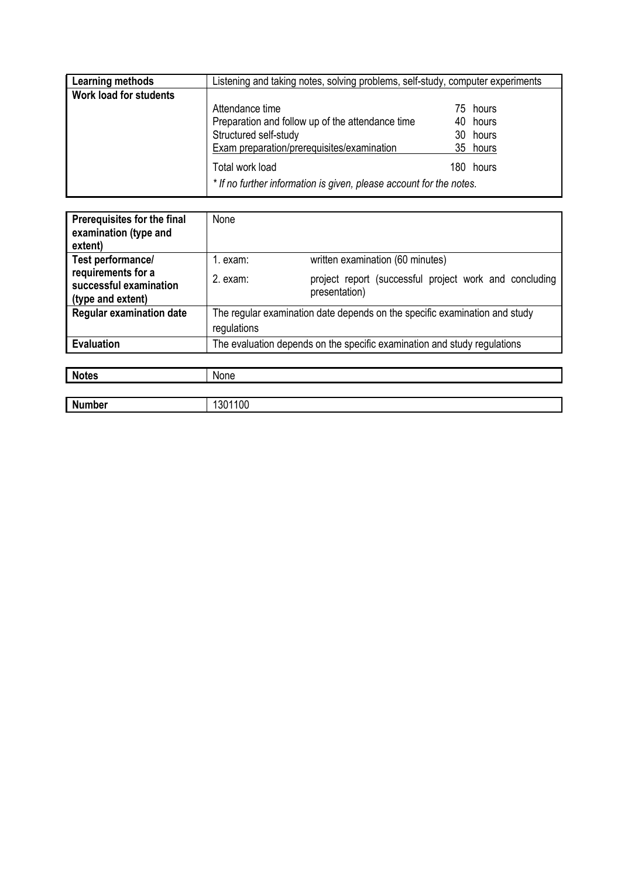| **Learning methods** | Listening and taking notes, solving problems, self-study, computer experiments |
|---|---|
| **Work load for students** | Attendance time 75 hours<br>Preparation and follow up of the attendance time 40 hours<br>Structured self-study 30 hours<br>Exam preparation/prerequisites/examination 35 hours<br>Total work load 180 hours<br>*\* If no further information is given, please account for the notes.* |

| **Prerequisites for the final examination (type and extent)** | None | |
|---|---|---|
| **Test performance/ requirements for a successful examination (type and extent)** | 1. exam: | written examination (60 minutes) |
| | 2. exam: | project report (successful project work and concluding presentation) |
| **Regular examination date** | The regular examination date depends on the specific examination and study regulations | |
| **Evaluation** | The evaluation depends on the specific examination and study regulations | |

| **Notes** | None |
|---|---|

| **Number** | 1301100 |
|---|---|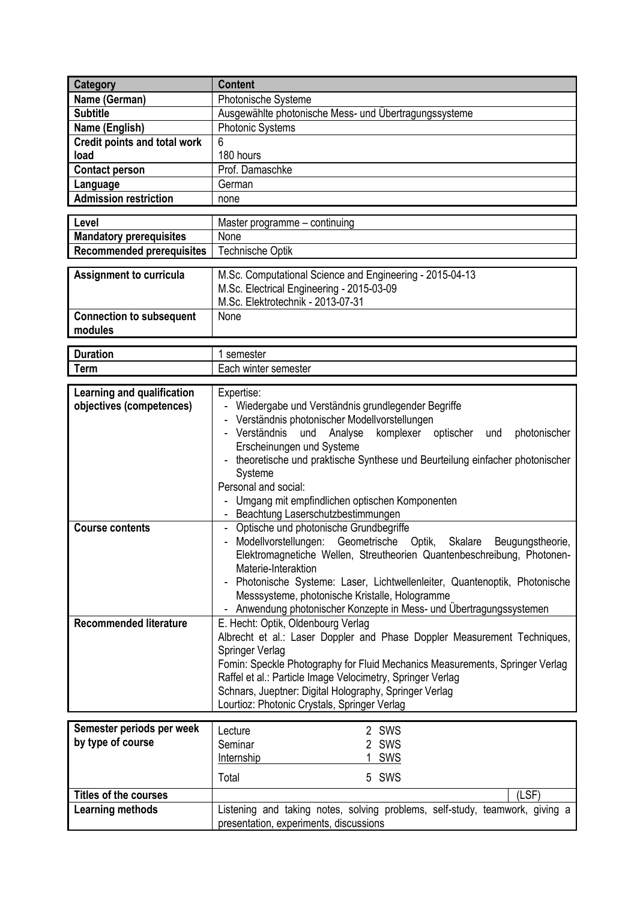| Category | Content |
| --- | --- |
| Name (German) | Photonische Systeme |
| Subtitle | Ausgewählte photonische Mess- und Übertragungssysteme |
| Name (English) | Photonic Systems |
| Credit points and total work load | 6<br>180 hours |
| Contact person | Prof. Damaschke |
| Language | German |
| Admission restriction | none |

| | |
| --- | --- |
| Level | Master programme – continuing |
| Mandatory prerequisites | None |
| Recommended prerequisites | Technische Optik |

| | |
| --- | --- |
| Assignment to curricula | M.Sc. Computational Science and Engineering - 2015-04-13<br>M.Sc. Electrical Engineering - 2015-03-09<br>M.Sc. Elektrotechnik - 2013-07-31 |
| Connection to subsequent modules | None |

| | |
| --- | --- |
| Duration | 1 semester |
| Term | Each winter semester |

| | |
| --- | --- |
| Learning and qualification objectives (competences) | Expertise:<br>- Wiedergabe und Verständnis grundlegender Begriffe<br>- Verständnis photonischer Modellvorstellungen<br>- Verständnis und Analyse komplexer optischer und photonischer Erscheinungen und Systeme<br>- theoretische und praktische Synthese und Beurteilung einfacher photonischer Systeme<br>Personal and social:<br>- Umgang mit empfindlichen optischen Komponenten<br>- Beachtung Laserschutzbestimmungen |
| Course contents | - Optische und photonische Grundbegriffe<br>- Modellvorstellungen: Geometrische Optik, Skalare Beugungstheorie, Elektromagnetiche Wellen, Streutheorien Quantenbeschreibung, Photonen-Materie-Interaktion<br>- Photonische Systeme: Laser, Lichtwellenleiter, Quantenoptik, Photonische Messsysteme, photonische Kristalle, Hologramme<br>- Anwendung photonischer Konzepte in Mess- und Übertragungssystemen |
| Recommended literature | E. Hecht: Optik, Oldenbourg Verlag<br>Albrecht et al.: Laser Doppler and Phase Doppler Measurement Techniques, Springer Verlag<br>Fomin: Speckle Photography for Fluid Mechanics Measurements, Springer Verlag<br>Raffel et al.: Particle Image Velocimetry, Springer Verlag<br>Schnars, Jueptner: Digital Holography, Springer Verlag<br>Lourtioz: Photonic Crystals, Springer Verlag |

| | | | |
| --- | --- | --- | --- |
| Semester periods per week by type of course | Lecture<br>Seminar<br>Internship<br>Total | 2 SWS<br>2 SWS<br>1 SWS<br>5 SWS | |
| Titles of the courses | | | (LSF) |
| Learning methods | Listening and taking notes, solving problems, self-study, teamwork, giving a presentation, experiments, discussions | | |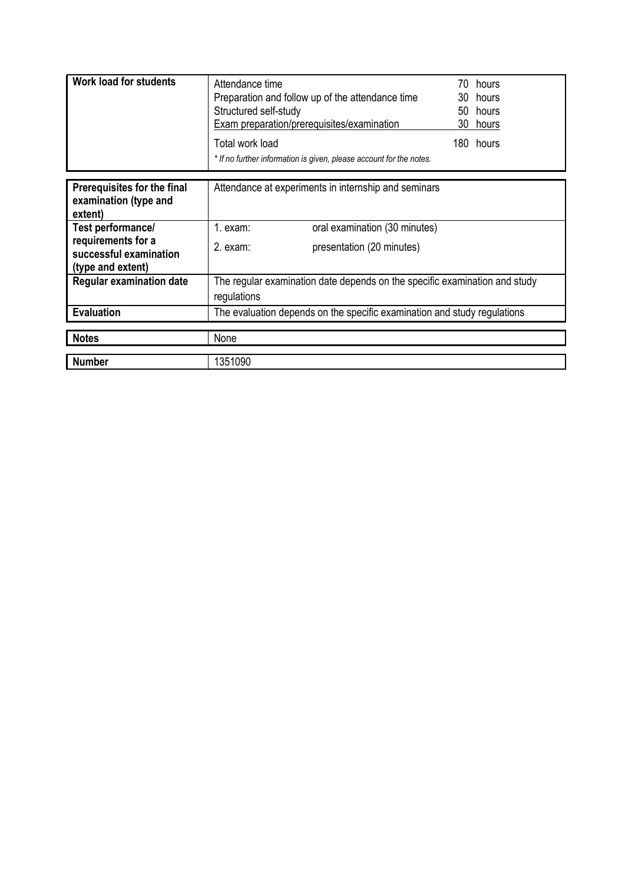| | |
|---|---|
| **Work load for students** | Attendance time 70 hours<br>Preparation and follow up of the attendance time 30 hours<br>Structured self-study 50 hours<br>Exam preparation/prerequisites/examination 30 hours<br>Total work load 180 hours<br>*\* If no further information is given, please account for the notes.* |
| **Prerequisites for the final examination (type and extent)** | Attendance at experiments in internship and seminars |
| **Test performance/ requirements for a successful examination (type and extent)** | 1. exam: oral examination (30 minutes)<br>2. exam: presentation (20 minutes) |
| **Regular examination date** | The regular examination date depends on the specific examination and study regulations |
| **Evaluation** | The evaluation depends on the specific examination and study regulations |
| **Notes** | None |
| **Number** | 1351090 |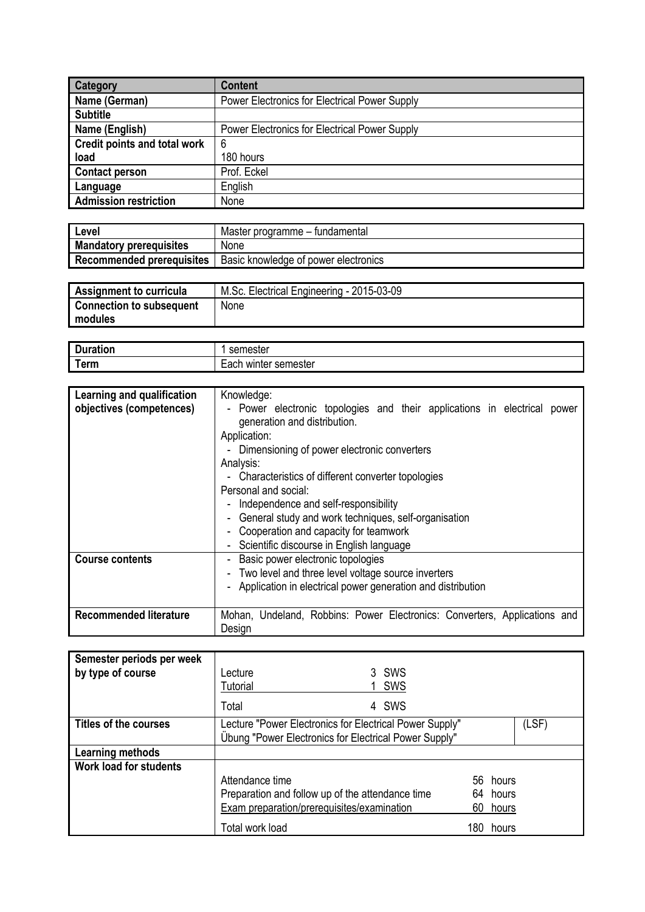| Category | Content |
|---|---|
| Name (German) | Power Electronics for Electrical Power Supply |
| Subtitle | |
| Name (English) | Power Electronics for Electrical Power Supply |
| Credit points and total work load | 6<br>180 hours |
| Contact person | Prof. Eckel |
| Language | English |
| Admission restriction | None |

| | |
|---|---|
| Level | Master programme – fundamental |
| Mandatory prerequisites | None |
| Recommended prerequisites | Basic knowledge of power electronics |

| | |
|---|---|
| Assignment to curricula | M.Sc. Electrical Engineering - 2015-03-09 |
| Connection to subsequent modules | None |

| | |
|---|---|
| Duration | 1 semester |
| Term | Each winter semester |

| | |
|---|---|
| Learning and qualification objectives (competences) | Knowledge:<br>- Power electronic topologies and their applications in electrical power generation and distribution.<br>Application:<br>- Dimensioning of power electronic converters<br>Analysis:<br>- Characteristics of different converter topologies<br>Personal and social:<br>- Independence and self-responsibility<br>- General study and work techniques, self-organisation<br>- Cooperation and capacity for teamwork<br>- Scientific discourse in English language |
| Course contents | - Basic power electronic topologies<br>- Two level and three level voltage source inverters<br>- Application in electrical power generation and distribution |
| Recommended literature | Mohan, Undeland, Robbins: Power Electronics: Converters, Applications and Design |

| | |
|---|---|
| Semester periods per week by type of course | Lecture 3 SWS<br>Tutorial 1 SWS<br>Total 4 SWS |
| Titles of the courses | Lecture "Power Electronics for Electrical Power Supply"<br>Übung "Power Electronics for Electrical Power Supply" (LSF) |
| Learning methods | |
| Work load for students | Attendance time 56 hours<br>Preparation and follow up of the attendance time 64 hours<br>Exam preparation/prerequisites/examination 60 hours<br>Total work load 180 hours |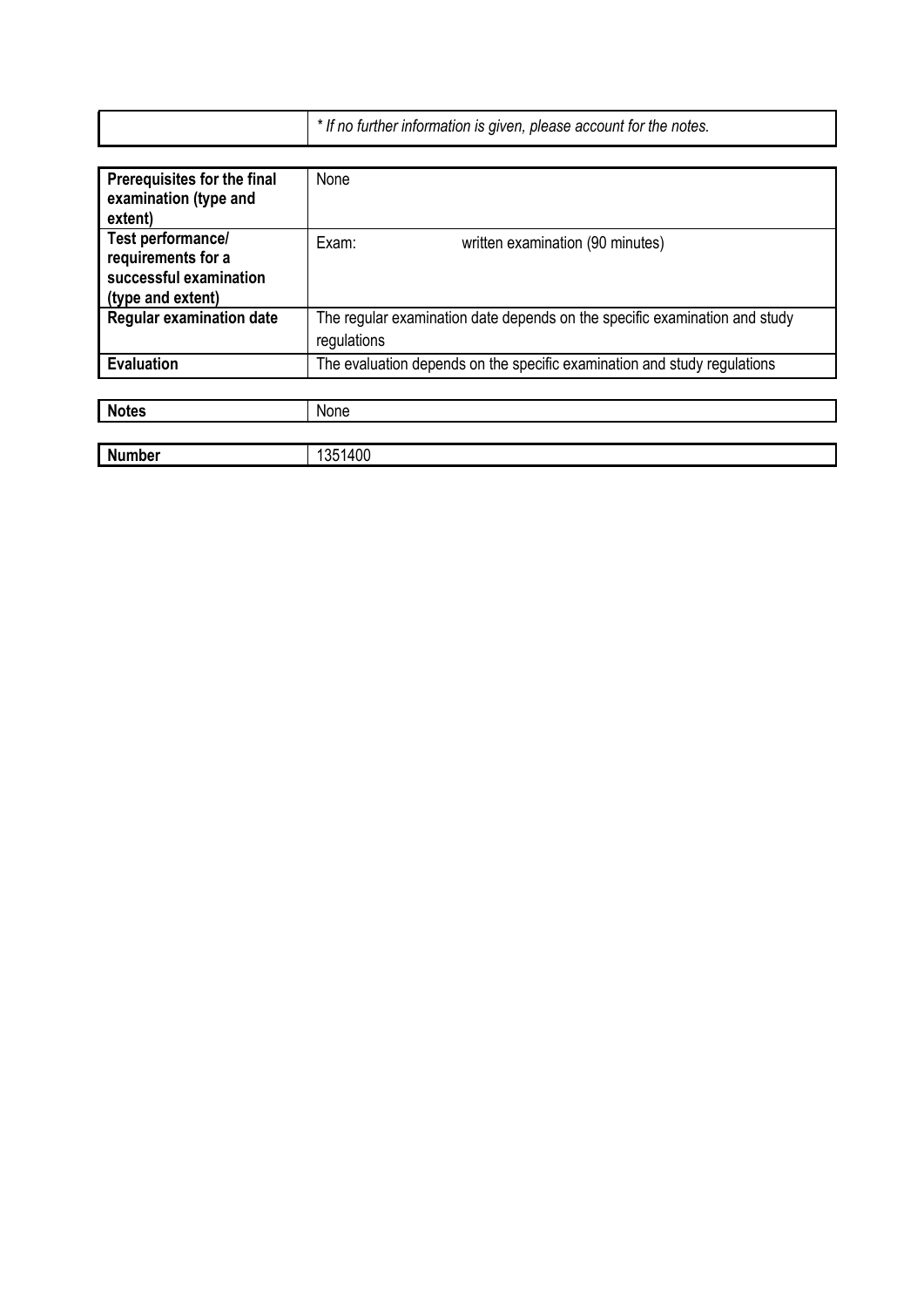| | *\* If no further information is given, please account for the notes.* |
|---|---|

| **Prerequisites for the final examination (type and extent)** | None |
|---|---|
| **Test performance/ requirements for a successful examination (type and extent)** | Exam: written examination (90 minutes) |
| **Regular examination date** | The regular examination date depends on the specific examination and study regulations |
| **Evaluation** | The evaluation depends on the specific examination and study regulations |

| **Notes** | None |
|---|---|

| **Number** | 1351400 |
|---|---|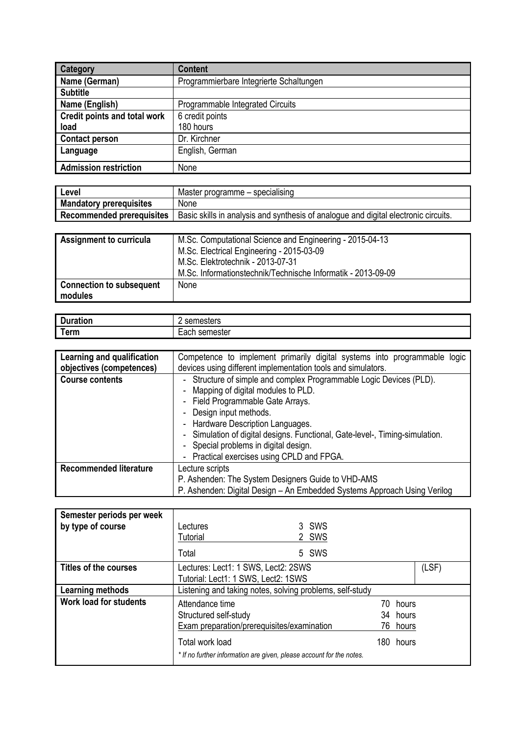| Category | Content |
|---|---|
| Name (German) | Programmierbare Integrierte Schaltungen |
| Subtitle | |
| Name (English) | Programmable Integrated Circuits |
| Credit points and total work load | 6 credit points<br>180 hours |
| Contact person | Dr. Kirchner |
| Language | English, German |
| Admission restriction | None |

| | |
|---|---|
| Level | Master programme – specialising |
| Mandatory prerequisites | None |
| Recommended prerequisites | Basic skills in analysis and synthesis of analogue and digital electronic circuits. |

| | |
|---|---|
| Assignment to curricula | M.Sc. Computational Science and Engineering - 2015-04-13<br>M.Sc. Electrical Engineering - 2015-03-09<br>M.Sc. Elektrotechnik - 2013-07-31<br>M.Sc. Informationstechnik/Technische Informatik - 2013-09-09 |
| Connection to subsequent modules | None |

| | |
|---|---|
| Duration | 2 semesters |
| Term | Each semester |

| | |
|---|---|
| Learning and qualification objectives (competences) | Competence to implement primarily digital systems into programmable logic devices using different implementation tools and simulators. |
| Course contents | - Structure of simple and complex Programmable Logic Devices (PLD).<br>- Mapping of digital modules to PLD.<br>- Field Programmable Gate Arrays.<br>- Design input methods.<br>- Hardware Description Languages.<br>- Simulation of digital designs. Functional, Gate-level-, Timing-simulation.<br>- Special problems in digital design.<br>- Practical exercises using CPLD and FPGA. |
| Recommended literature | Lecture scripts<br>P. Ashenden: The System Designers Guide to VHD-AMS<br>P. Ashenden: Digital Design – An Embedded Systems Approach Using Verilog |

| | | | |
|---|---|---|---|
| Semester periods per week by type of course | Lectures | 3 SWS | |
| | Tutorial | 2 SWS | |
| | Total | 5 SWS | |
| Titles of the courses | Lectures: Lect1: 1 SWS, Lect2: 2SWS<br>Tutorial: Lect1: 1 SWS, Lect2: 1SWS | | (LSF) |
| Learning methods | Listening and taking notes, solving problems, self-study | | |
| Work load for students | Attendance time | 70 hours | |
| | Structured self-study | 34 hours | |
| | Exam preparation/prerequisites/examination | 76 hours | |
| | Total work load | 180 hours | |
| | *\* If no further information are given, please account for the notes.* | | |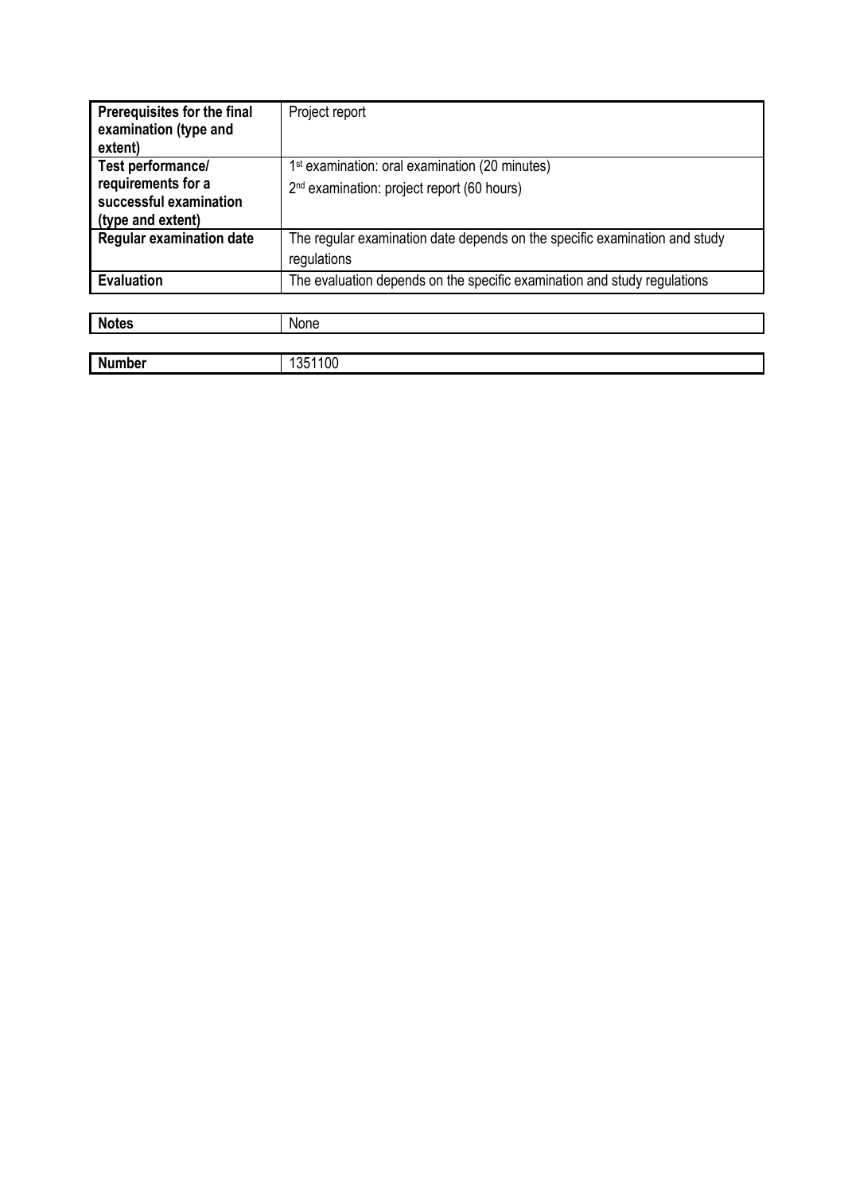| Prerequisites for the final examination (type and extent) | Project report |
|---|---|
| **Test performance/ requirements for a successful examination (type and extent)** | 1st examination: oral examination (20 minutes)<br>2nd examination: project report (60 hours) |
| **Regular examination date** | The regular examination date depends on the specific examination and study regulations |
| **Evaluation** | The evaluation depends on the specific examination and study regulations |

| Notes | None |
|---|---|

| Number | 1351100 |
|---|---|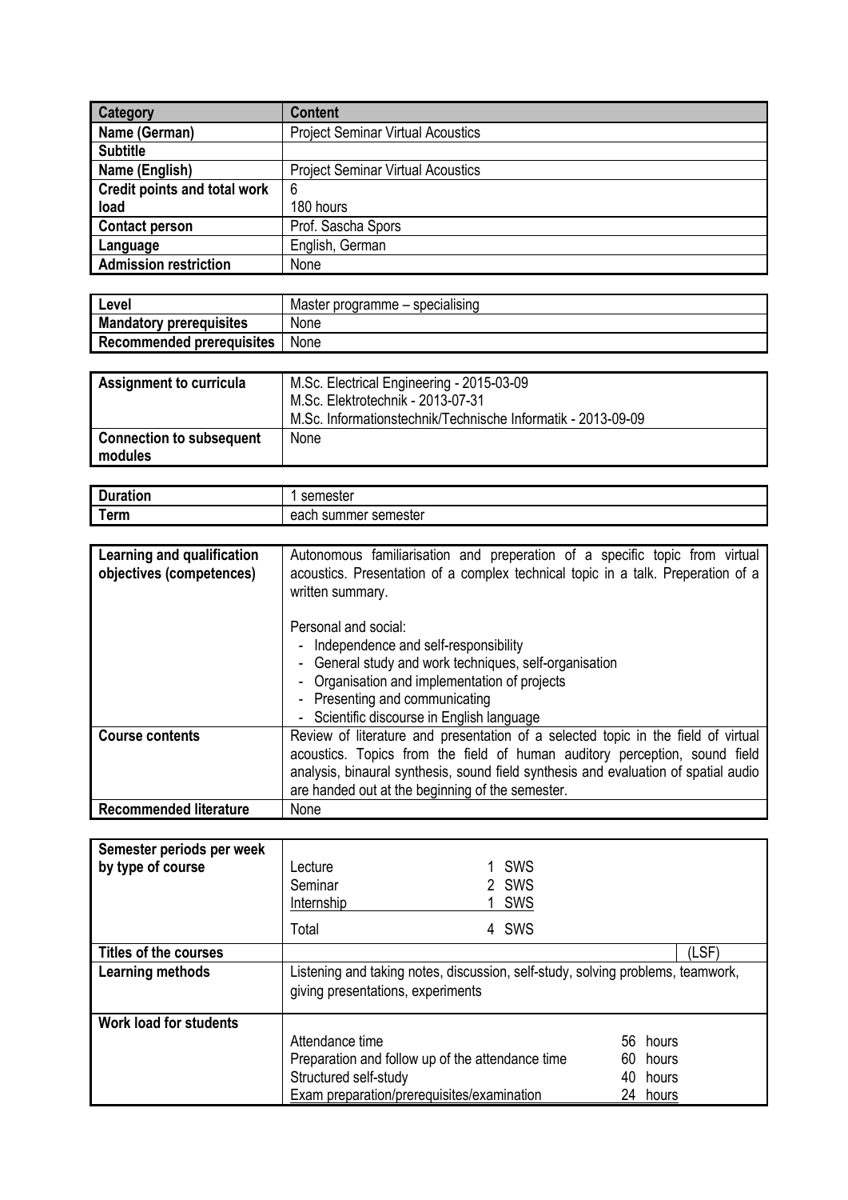| Category | Content |
|---|---|
| Name (German) | Project Seminar Virtual Acoustics |
| Subtitle | |
| Name (English) | Project Seminar Virtual Acoustics |
| Credit points and total work load | 6<br>180 hours |
| Contact person | Prof. Sascha Spors |
| Language | English, German |
| Admission restriction | None |

| Level | Master programme – specialising |
|---|---|
| Mandatory prerequisites | None |
| Recommended prerequisites | None |

| Assignment to curricula | M.Sc. Electrical Engineering - 2015-03-09<br>M.Sc. Elektrotechnik - 2013-07-31<br>M.Sc. Informationstechnik/Technische Informatik - 2013-09-09 |
|---|---|
| Connection to subsequent modules | None |

| Duration | 1 semester |
|---|---|
| Term | each summer semester |

| Learning and qualification objectives (competences) | Autonomous familiarisation and preperation of a specific topic from virtual acoustics. Presentation of a complex technical topic in a talk. Preperation of a written summary.<br><br>Personal and social:<br>- Independence and self-responsibility<br>- General study and work techniques, self-organisation<br>- Organisation and implementation of projects<br>- Presenting and communicating<br>- Scientific discourse in English language |
|---|---|
| Course contents | Review of literature and presentation of a selected topic in the field of virtual acoustics. Topics from the field of human auditory perception, sound field analysis, binaural synthesis, sound field synthesis and evaluation of spatial audio are handed out at the beginning of the semester. |
| Recommended literature | None |

| Semester periods per week by type of course | Lecture 1 SWS<br>Seminar 2 SWS<br>Internship 1 SWS<br>Total 4 SWS |
|---|---|
| Titles of the courses | (LSF) |
| Learning methods | Listening and taking notes, discussion, self-study, solving problems, teamwork, giving presentations, experiments |
| Work load for students | Attendance time 56 hours<br>Preparation and follow up of the attendance time 60 hours<br>Structured self-study 40 hours<br>Exam preparation/prerequisites/examination 24 hours |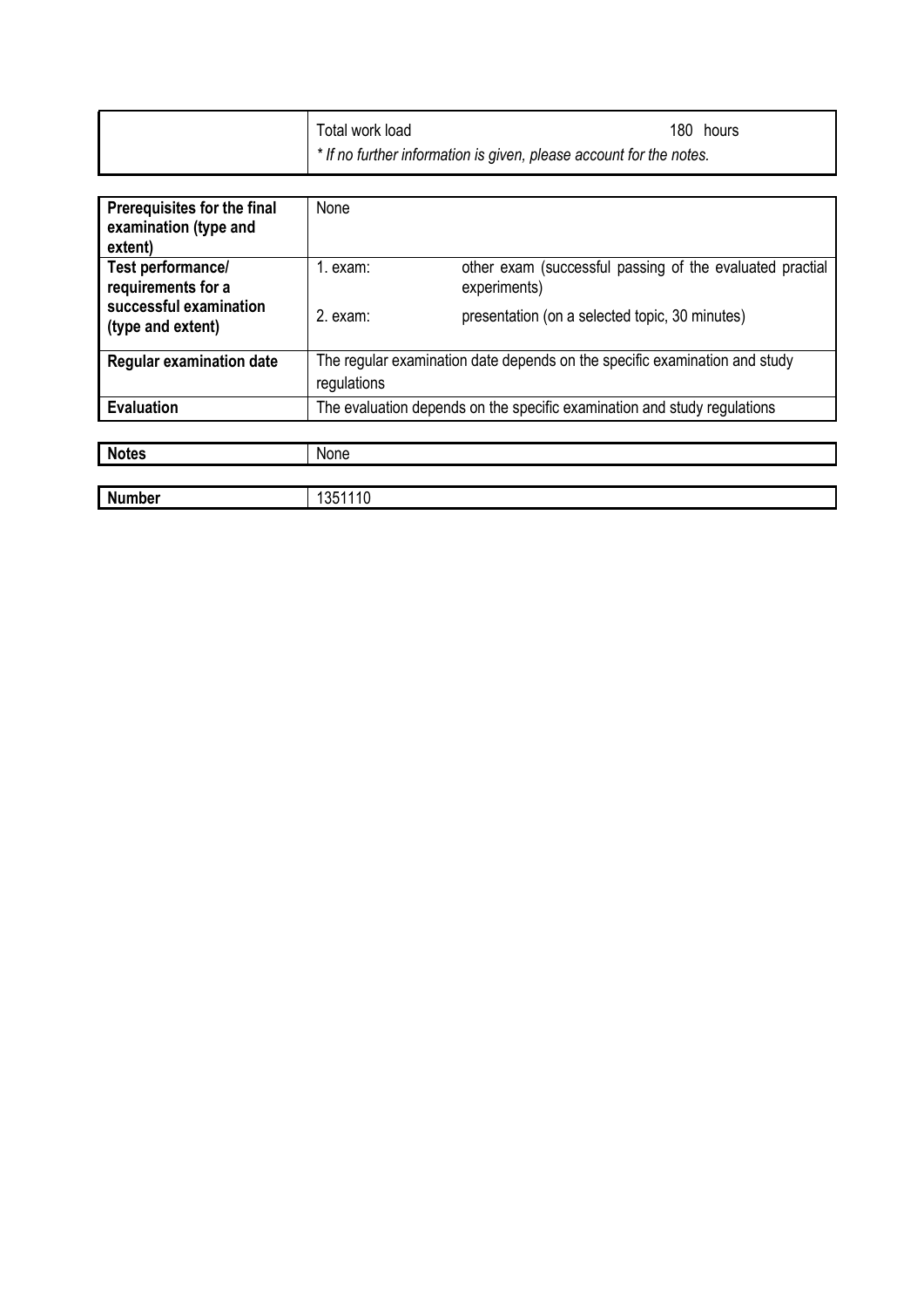| | |
|---|---|
| | Total work load 180 hours |
| | *\* If no further information is given, please account for the notes.* |

| | | |
|---|---|---|
| **Prerequisites for the final examination (type and extent)** | None | |
| **Test performance/ requirements for a successful examination (type and extent)** | 1. exam: | other exam (successful passing of the evaluated practial experiments) |
| | 2. exam: | presentation (on a selected topic, 30 minutes) |
| **Regular examination date** | The regular examination date depends on the specific examination and study regulations | |
| **Evaluation** | The evaluation depends on the specific examination and study regulations | |

| | |
|---|---|
| **Notes** | None |

| | |
|---|---|
| **Number** | 1351110 |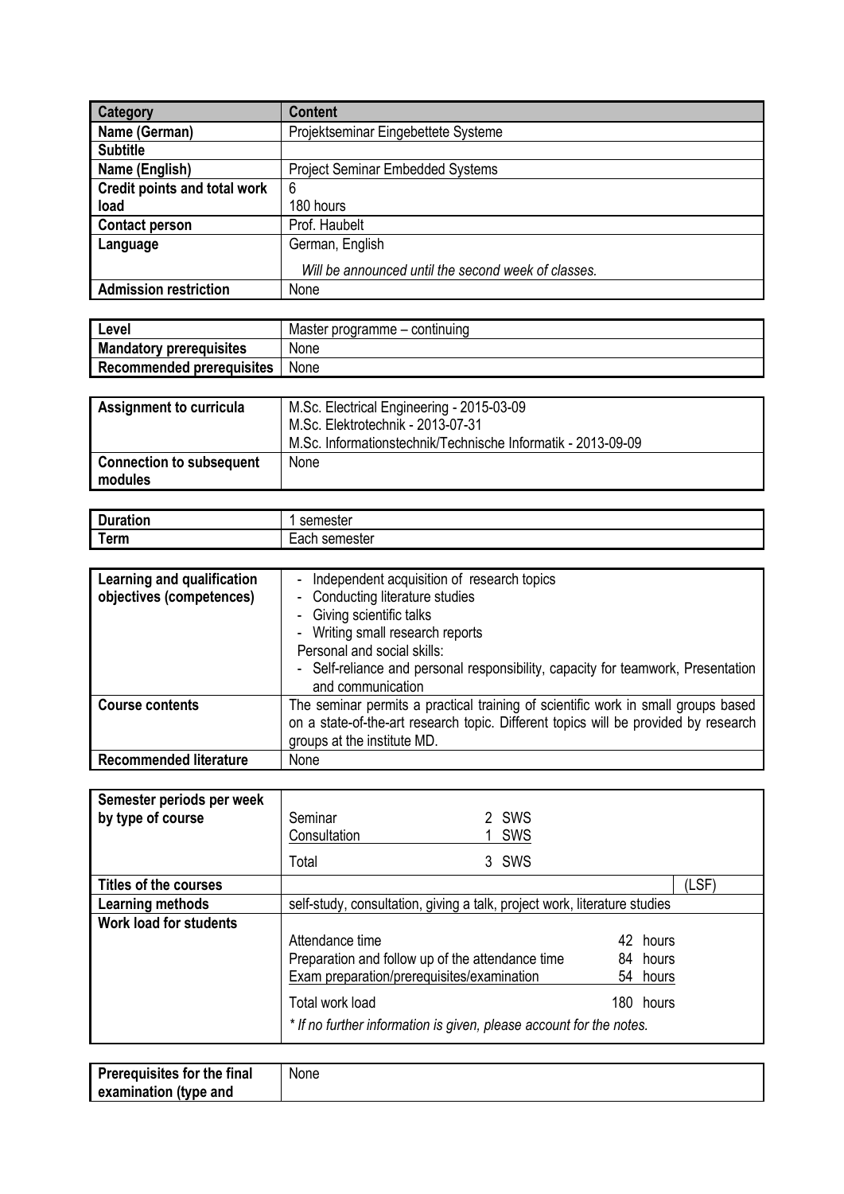| Category | Content |
|---|---|
| Name (German) | Projektseminar Eingebettete Systeme |
| Subtitle | |
| Name (English) | Project Seminar Embedded Systems |
| Credit points and total work load | 6<br>180 hours |
| Contact person | Prof. Haubelt |
| Language | German, English<br>*Will be announced until the second week of classes.* |
| Admission restriction | None |

| Level | Master programme – continuing |
|---|---|
| Mandatory prerequisites | None |
| Recommended prerequisites | None |

| Assignment to curricula | M.Sc. Electrical Engineering - 2015-03-09<br>M.Sc. Elektrotechnik - 2013-07-31<br>M.Sc. Informationstechnik/Technische Informatik - 2013-09-09 |
|---|---|
| Connection to subsequent modules | None |

| Duration | 1 semester |
|---|---|
| Term | Each semester |

| Learning and qualification objectives (competences) | - Independent acquisition of research topics<br>- Conducting literature studies<br>- Giving scientific talks<br>- Writing small research reports<br>Personal and social skills:<br>- Self-reliance and personal responsibility, capacity for teamwork, Presentation and communication |
|---|---|
| Course contents | The seminar permits a practical training of scientific work in small groups based on a state-of-the-art research topic. Different topics will be provided by research groups at the institute MD. |
| Recommended literature | None |

| Semester periods per week by type of course | Seminar 2 SWS<br>Consultation 1 SWS<br>Total 3 SWS |
|---|---|
| Titles of the courses | (LSF) |
| Learning methods | self-study, consultation, giving a talk, project work, literature studies |
| Work load for students | Attendance time 42 hours<br>Preparation and follow up of the attendance time 84 hours<br>Exam preparation/prerequisites/examination 54 hours<br>Total work load 180 hours<br>*\* If no further information is given, please account for the notes.* |

| Prerequisites for the final examination (type and | None |
|---|---|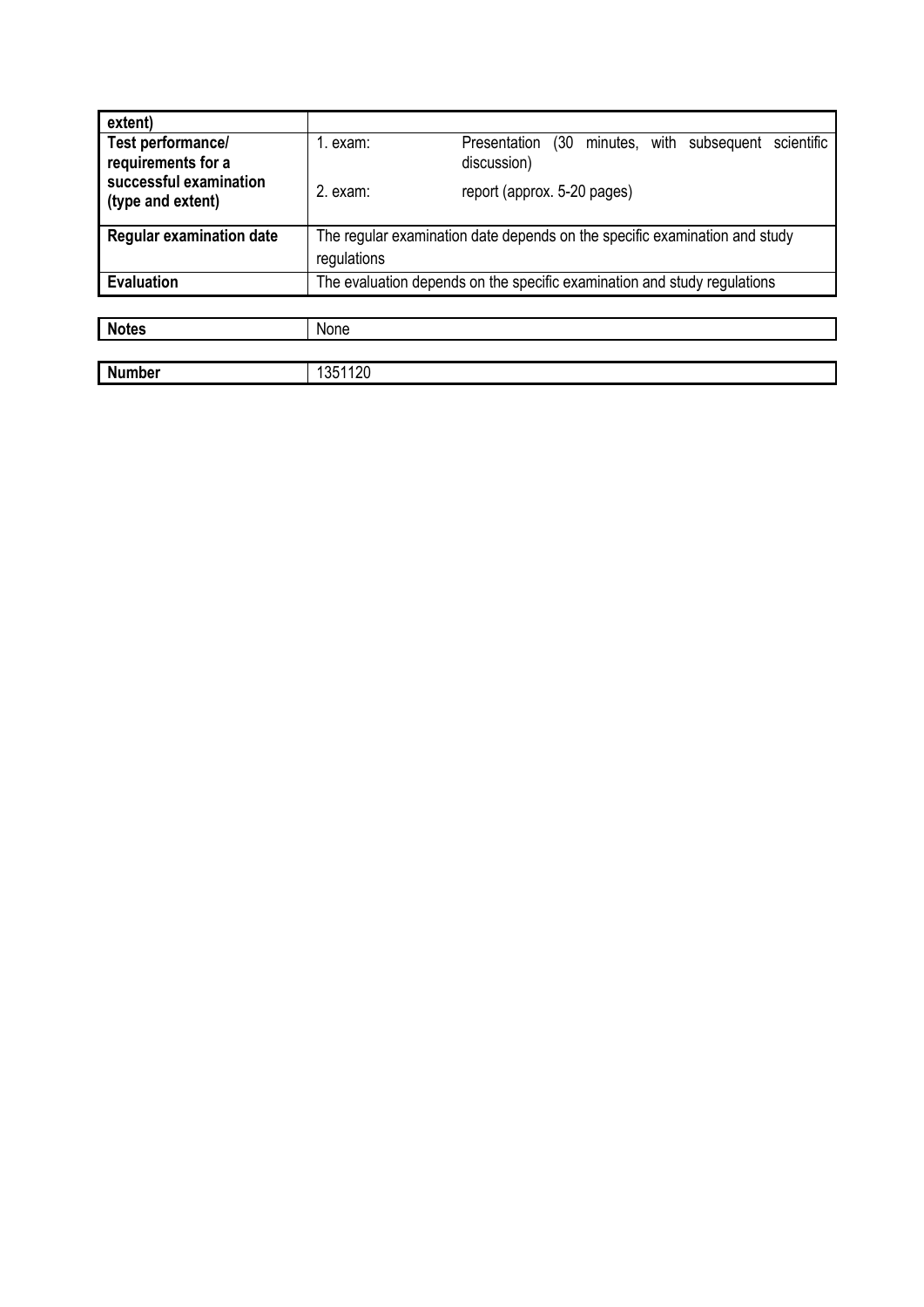| extent) | | |
|---|---|---|
| Test performance/ requirements for a successful examination (type and extent) | 1. exam:<br><br>2. exam: | Presentation (30 minutes, with subsequent scientific discussion)<br><br>report (approx. 5-20 pages) |
| Regular examination date | The regular examination date depends on the specific examination and study regulations | |
| Evaluation | The evaluation depends on the specific examination and study regulations | |

| Notes | None |
|---|---|

| Number | 1351120 |
|---|---|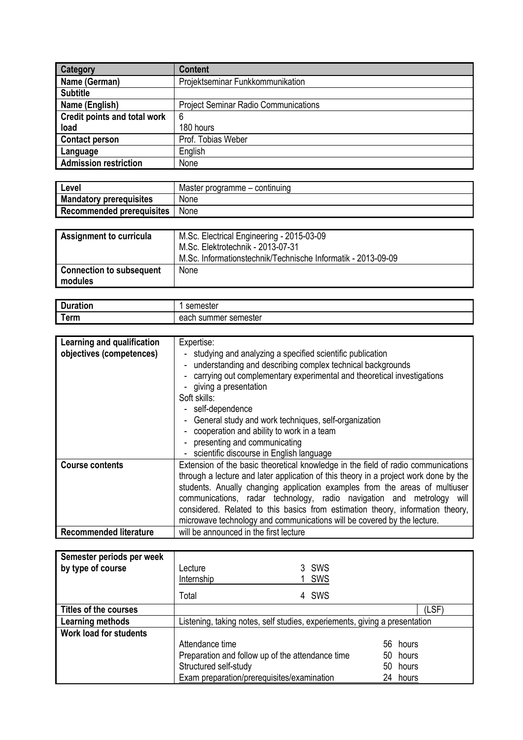| Category | Content |
| --- | --- |
| Name (German) | Projektseminar Funkkommunikation |
| Subtitle | |
| Name (English) | Project Seminar Radio Communications |
| Credit points and total work load | 6<br>180 hours |
| Contact person | Prof. Tobias Weber |
| Language | English |
| Admission restriction | None |

| | |
| --- | --- |
| Level | Master programme – continuing |
| Mandatory prerequisites | None |
| Recommended prerequisites | None |

| | |
| --- | --- |
| Assignment to curricula | M.Sc. Electrical Engineering - 2015-03-09<br>M.Sc. Elektrotechnik - 2013-07-31<br>M.Sc. Informationstechnik/Technische Informatik - 2013-09-09 |
| Connection to subsequent modules | None |

| | |
| --- | --- |
| Duration | 1 semester |
| Term | each summer semester |

| | |
| --- | --- |
| Learning and qualification objectives (competences) | Expertise:<br>- studying and analyzing a specified scientific publication<br>- understanding and describing complex technical backgrounds<br>- carrying out complementary experimental and theoretical investigations<br>- giving a presentation<br>Soft skills:<br>- self-dependence<br>- General study and work techniques, self-organization<br>- cooperation and ability to work in a team<br>- presenting and communicating<br>- scientific discourse in English language |
| Course contents | Extension of the basic theoretical knowledge in the field of radio communications through a lecture and later application of this theory in a project work done by the students. Anually changing application examples from the areas of multiuser communications, radar technology, radio navigation and metrology will considered. Related to this basics from estimation theory, information theory, microwave technology and communications will be covered by the lecture. |
| Recommended literature | will be announced in the first lecture |

| | | | |
| --- | --- | --- | --- |
| Semester periods per week by type of course | Lecture | 3 SWS | |
| | Internship | 1 SWS | |
| | Total | 4 SWS | |
| Titles of the courses | | | (LSF) |
| Learning methods | Listening, taking notes, self studies, experiements, giving a presentation | | |
| Work load for students | Attendance time | 56 hours | |
| | Preparation and follow up of the attendance time | 50 hours | |
| | Structured self-study | 50 hours | |
| | Exam preparation/prerequisites/examination | 24 hours | |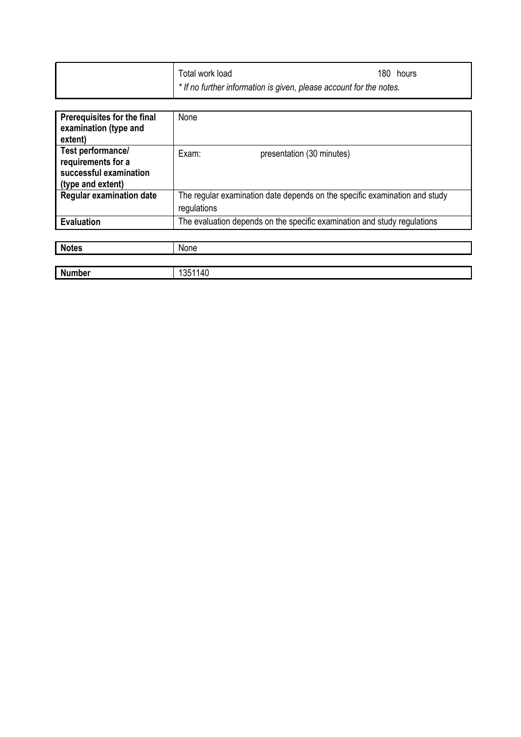| | |
|---|---|
| | Total work load 180 hours<br>*\* If no further information is given, please account for the notes.* |

| | |
|---|---|
| **Prerequisites for the final examination (type and extent)** | None |
| **Test performance/ requirements for a successful examination (type and extent)** | Exam: presentation (30 minutes) |
| **Regular examination date** | The regular examination date depends on the specific examination and study regulations |
| **Evaluation** | The evaluation depends on the specific examination and study regulations |

| | |
|---|---|
| **Notes** | None |

| | |
|---|---|
| **Number** | 1351140 |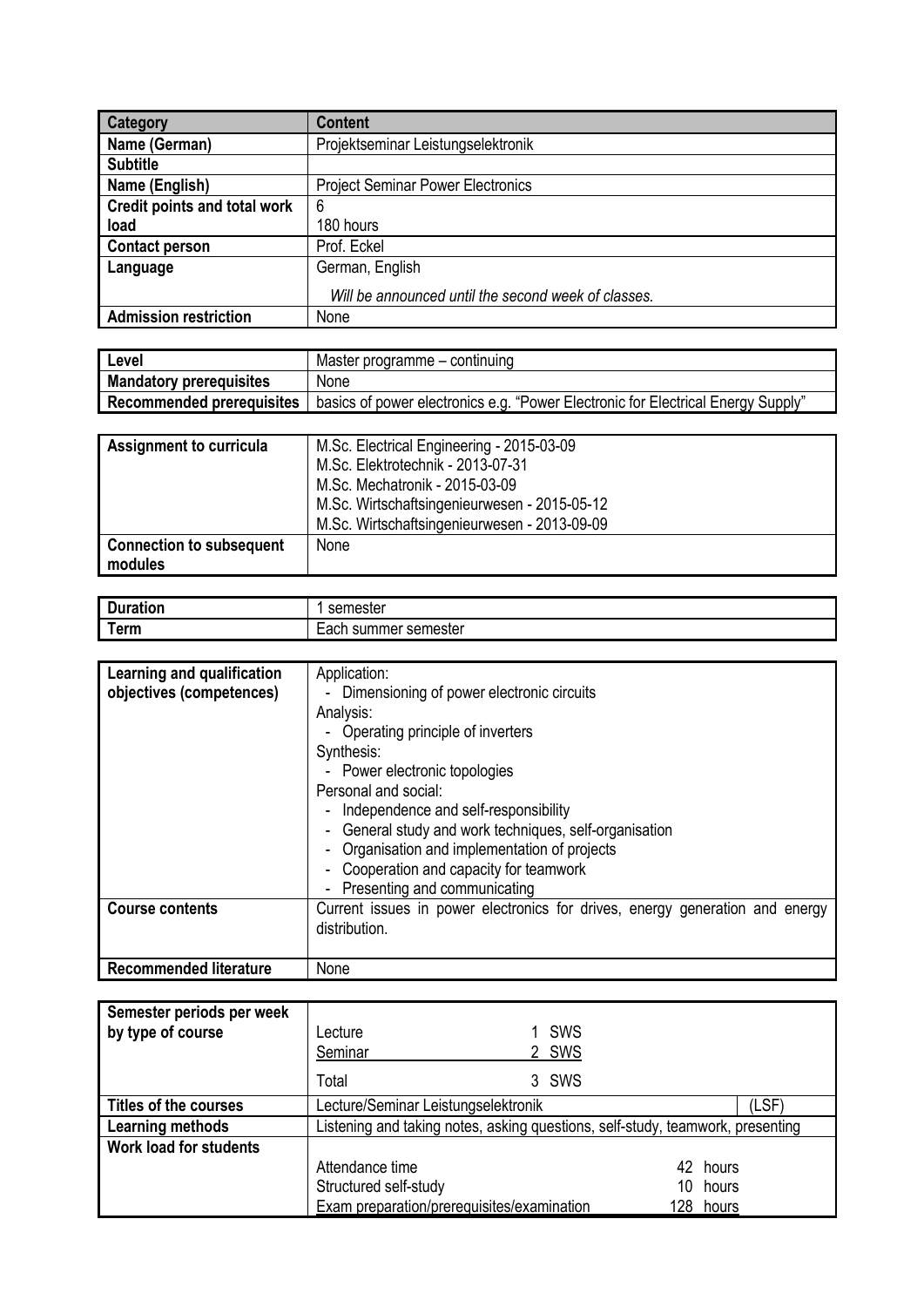| Category | Content |
| --- | --- |
| Name (German) | Projektseminar Leistungselektronik |
| Subtitle | |
| Name (English) | Project Seminar Power Electronics |
| Credit points and total work load | 6<br>180 hours |
| Contact person | Prof. Eckel |
| Language | German, English<br>*Will be announced until the second week of classes.* |
| Admission restriction | None |

| Level | Master programme – continuing |
| --- | --- |
| Mandatory prerequisites | None |
| Recommended prerequisites | basics of power electronics e.g. “Power Electronic for Electrical Energy Supply” |

| Assignment to curricula | M.Sc. Electrical Engineering - 2015-03-09<br>M.Sc. Elektrotechnik - 2013-07-31<br>M.Sc. Mechatronik - 2015-03-09<br>M.Sc. Wirtschaftsingenieurwesen - 2015-05-12<br>M.Sc. Wirtschaftsingenieurwesen - 2013-09-09 |
| --- | --- |
| Connection to subsequent modules | None |

| Duration | 1 semester |
| --- | --- |
| Term | Each summer semester |

| Learning and qualification objectives (competences) | Application:<br>- Dimensioning of power electronic circuits<br>Analysis:<br>- Operating principle of inverters<br>Synthesis:<br>- Power electronic topologies<br>Personal and social:<br>- Independence and self-responsibility<br>- General study and work techniques, self-organisation<br>- Organisation and implementation of projects<br>- Cooperation and capacity for teamwork<br>- Presenting and communicating |
| --- | --- |
| Course contents | Current issues in power electronics for drives, energy generation and energy distribution. |
| Recommended literature | None |

| Semester periods per week by type of course | Lecture 1 SWS<br>Seminar 2 SWS<br>Total 3 SWS |
| --- | --- |
| Titles of the courses | Lecture/Seminar Leistungselektronik (LSF) |
| Learning methods | Listening and taking notes, asking questions, self-study, teamwork, presenting |
| Work load for students | Attendance time 42 hours<br>Structured self-study 10 hours<br>Exam preparation/prerequisites/examination 128 hours |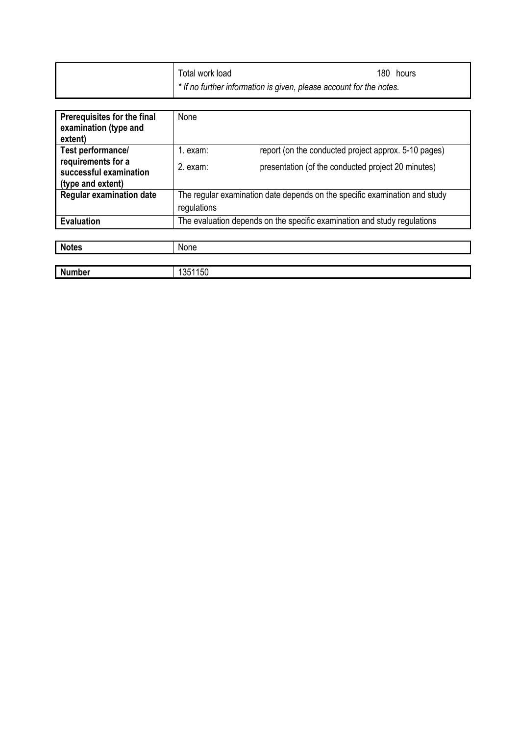| | | |
|---|---|---|
| | Total work load | 180 hours |
| | *\* If no further information is given, please account for the notes.* | |

| | | |
|---|---|---|
| **Prerequisites for the final examination (type and extent)** | None | |
| **Test performance/ requirements for a successful examination (type and extent)** | 1. exam:<br>2. exam: | report (on the conducted project approx. 5-10 pages)<br>presentation (of the conducted project 20 minutes) |
| **Regular examination date** | The regular examination date depends on the specific examination and study regulations | |
| **Evaluation** | The evaluation depends on the specific examination and study regulations | |

| | |
|---|---|
| **Notes** | None |

| | |
|---|---|
| **Number** | 1351150 |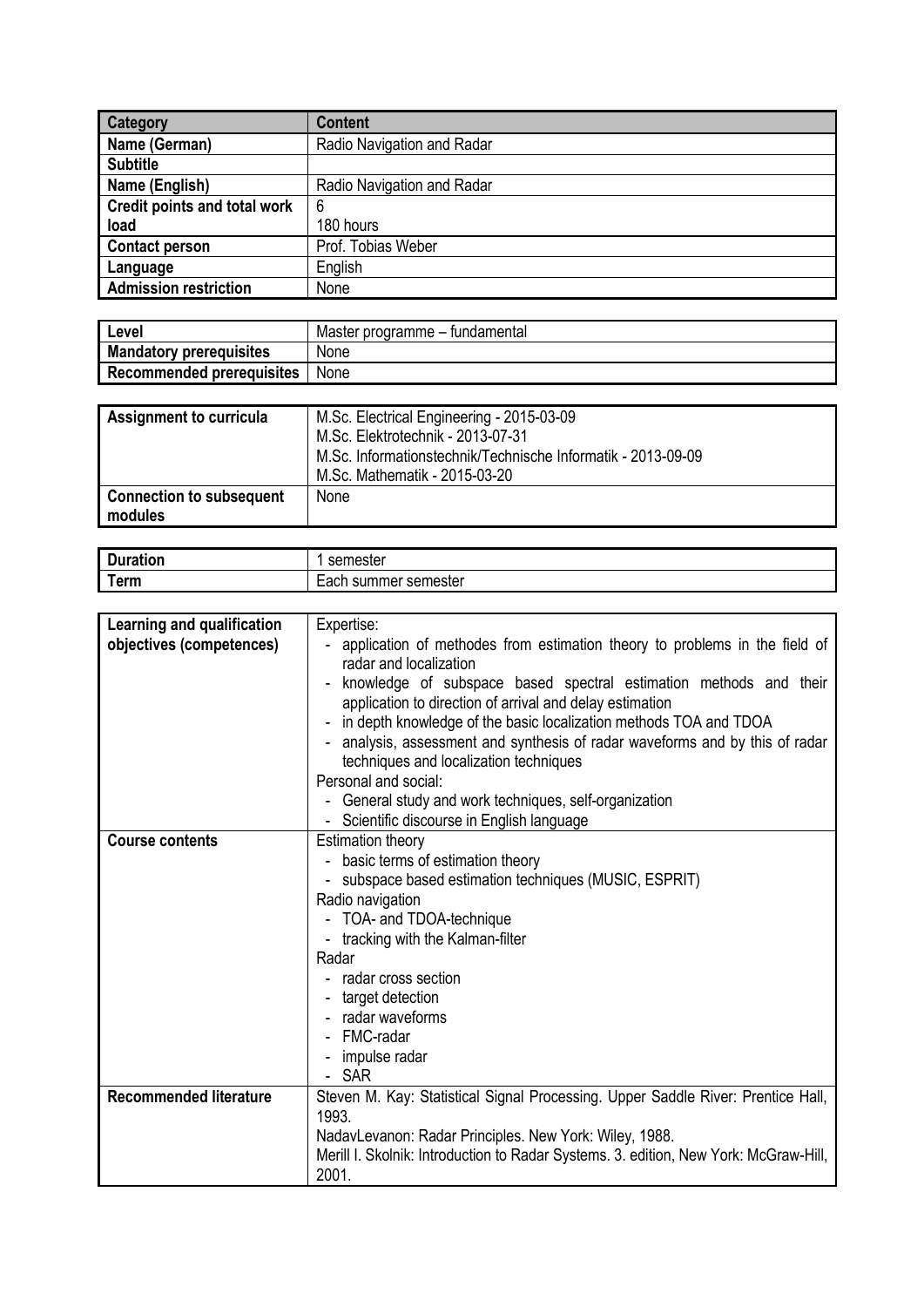| Category | Content |
|---|---|
| Name (German) | Radio Navigation and Radar |
| Subtitle | |
| Name (English) | Radio Navigation and Radar |
| Credit points and total work load | 6<br>180 hours |
| Contact person | Prof. Tobias Weber |
| Language | English |
| Admission restriction | None |

| Level | Master programme – fundamental |
|---|---|
| Mandatory prerequisites | None |
| Recommended prerequisites | None |

| Assignment to curricula | M.Sc. Electrical Engineering - 2015-03-09<br>M.Sc. Elektrotechnik - 2013-07-31<br>M.Sc. Informationstechnik/Technische Informatik - 2013-09-09<br>M.Sc. Mathematik - 2015-03-20 |
|---|---|
| Connection to subsequent modules | None |

| Duration | 1 semester |
|---|---|
| Term | Each summer semester |

| Learning and qualification objectives (competences) | Expertise:<br>- application of methodes from estimation theory to problems in the field of radar and localization<br>- knowledge of subspace based spectral estimation methods and their application to direction of arrival and delay estimation<br>- in depth knowledge of the basic localization methods TOA and TDOA<br>- analysis, assessment and synthesis of radar waveforms and by this of radar techniques and localization techniques<br>Personal and social:<br>- General study and work techniques, self-organization<br>- Scientific discourse in English language |
|---|---|
| Course contents | Estimation theory<br>- basic terms of estimation theory<br>- subspace based estimation techniques (MUSIC, ESPRIT)<br>Radio navigation<br>- TOA- and TDOA-technique<br>- tracking with the Kalman-filter<br>Radar<br>- radar cross section<br>- target detection<br>- radar waveforms<br>- FMC-radar<br>- impulse radar<br>- SAR |
| Recommended literature | Steven M. Kay: Statistical Signal Processing. Upper Saddle River: Prentice Hall, 1993.<br>NadavLevanon: Radar Principles. New York: Wiley, 1988.<br>Merill I. Skolnik: Introduction to Radar Systems. 3. edition, New York: McGraw-Hill, 2001. |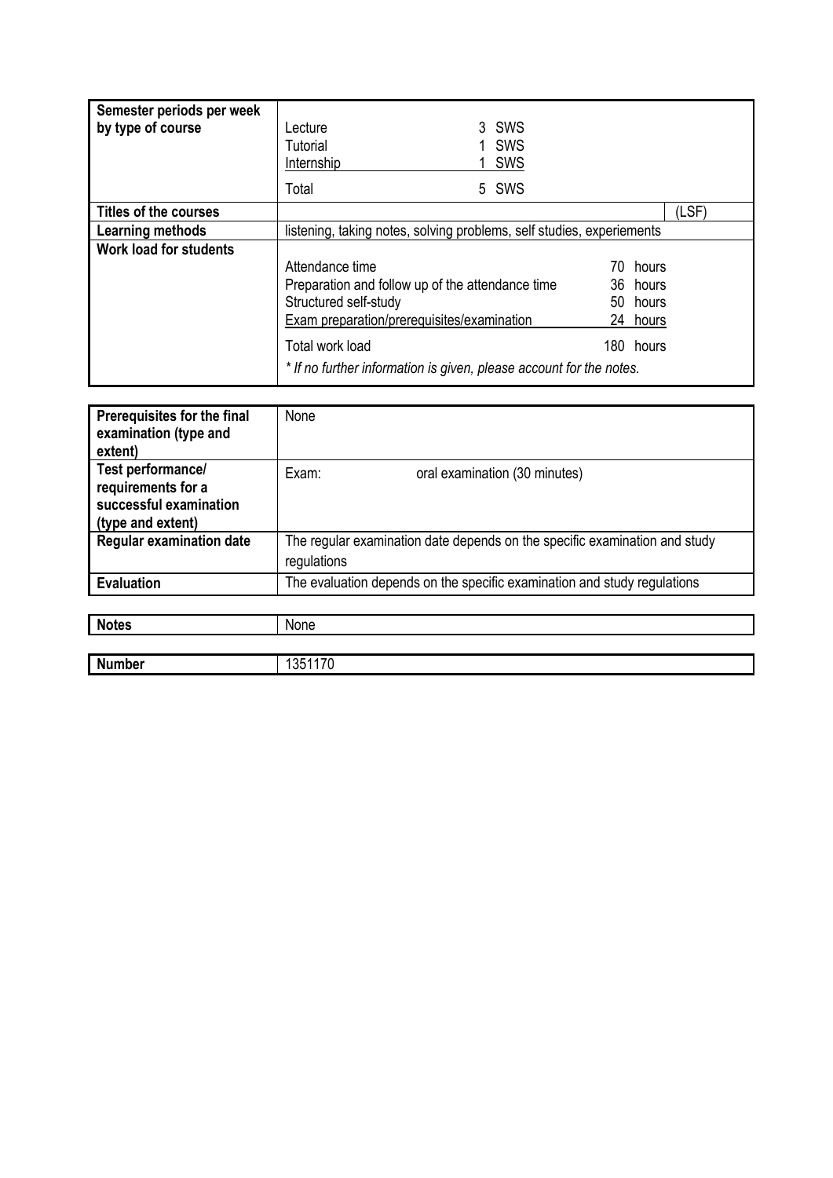| | |
|---|---|
| **Semester periods per week by type of course** | Lecture 3 SWS<br>Tutorial 1 SWS<br>Internship 1 SWS<br>Total 5 SWS |
| **Titles of the courses** | (LSF) |
| **Learning methods** | listening, taking notes, solving problems, self studies, experiements |
| **Work load for students** | Attendance time 70 hours<br>Preparation and follow up of the attendance time 36 hours<br>Structured self-study 50 hours<br>Exam preparation/prerequisites/examination 24 hours<br>Total work load 180 hours<br>*\* If no further information is given, please account for the notes.* |

| | |
|---|---|
| **Prerequisites for the final examination (type and extent)** | None |
| **Test performance/ requirements for a successful examination (type and extent)** | Exam: oral examination (30 minutes) |
| **Regular examination date** | The regular examination date depends on the specific examination and study regulations |
| **Evaluation** | The evaluation depends on the specific examination and study regulations |

| | |
|---|---|
| **Notes** | None |

| | |
|---|---|
| **Number** | 1351170 |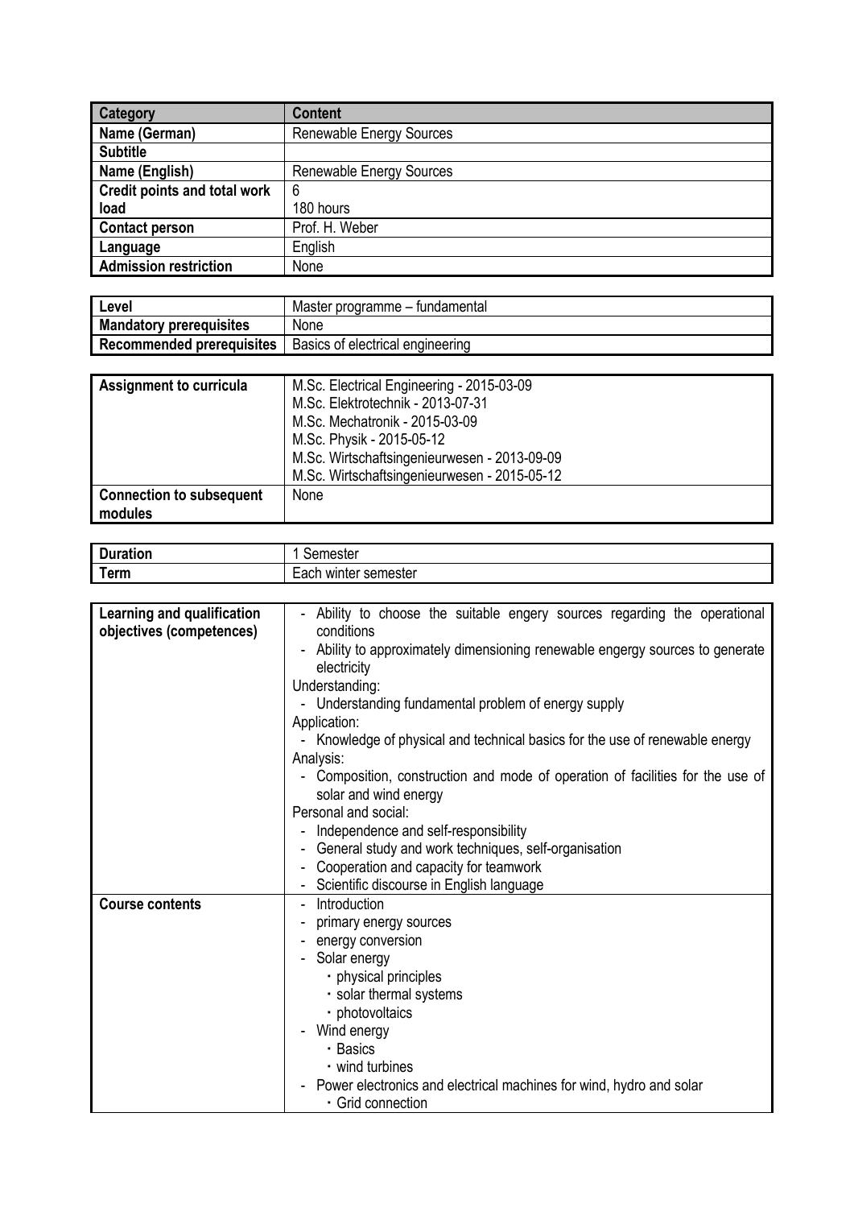| Category | Content |
|---|---|
| Name (German) | Renewable Energy Sources |
| Subtitle | |
| Name (English) | Renewable Energy Sources |
| Credit points and total work load | 6<br>180 hours |
| Contact person | Prof. H. Weber |
| Language | English |
| Admission restriction | None |

| Level | Master programme – fundamental |
|---|---|
| Mandatory prerequisites | None |
| Recommended prerequisites | Basics of electrical engineering |

| Assignment to curricula | M.Sc. Electrical Engineering - 2015-03-09<br>M.Sc. Elektrotechnik - 2013-07-31<br>M.Sc. Mechatronik - 2015-03-09<br>M.Sc. Physik - 2015-05-12<br>M.Sc. Wirtschaftsingenieurwesen - 2013-09-09<br>M.Sc. Wirtschaftsingenieurwesen - 2015-05-12 |
|---|---|
| Connection to subsequent modules | None |

| Duration | 1 Semester |
|---|---|
| Term | Each winter semester |

| Learning and qualification objectives (competences) | - Ability to choose the suitable engery sources regarding the operational conditions<br>- Ability to approximately dimensioning renewable engergy sources to generate electricity<br>Understanding:<br>- Understanding fundamental problem of energy supply<br>Application:<br>- Knowledge of physical and technical basics for the use of renewable energy<br>Analysis:<br>- Composition, construction and mode of operation of facilities for the use of solar and wind energy<br>Personal and social:<br>- Independence and self-responsibility<br>- General study and work techniques, self-organisation<br>- Cooperation and capacity for teamwork<br>- Scientific discourse in English language |
|---|---|
| Course contents | - Introduction<br>- primary energy sources<br>- energy conversion<br>- Solar energy<br>  ・physical principles<br>  ・solar thermal systems<br>  ・photovoltaics<br>- Wind energy<br>  ・Basics<br>  ・wind turbines<br>- Power electronics and electrical machines for wind, hydro and solar<br>  ・Grid connection |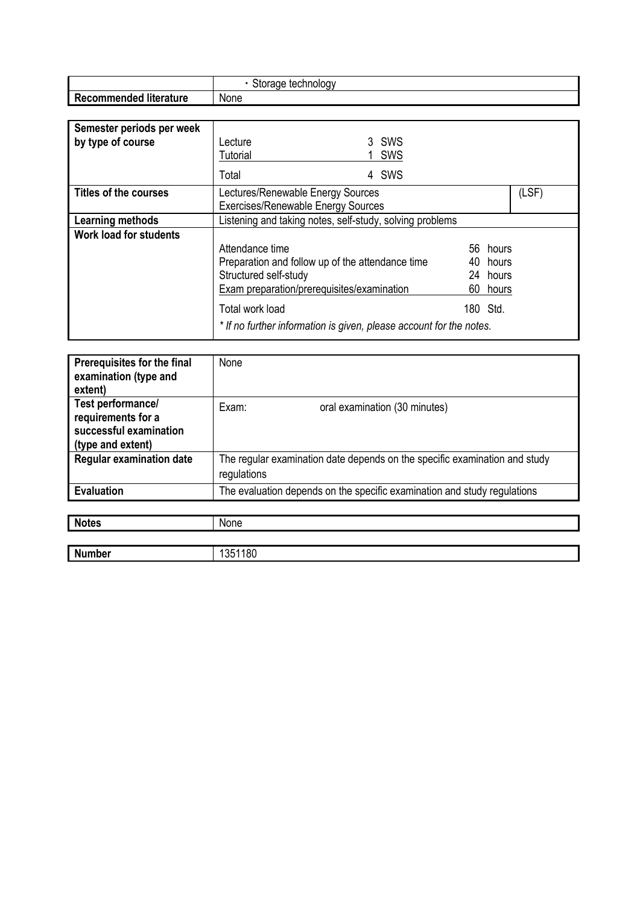| | |
|---|---|
| | • Storage technology |
| **Recommended literature** | None |

| | | | |
|---|---|---|---|
| **Semester periods per week by type of course** | Lecture | 3 SWS | |
| | Tutorial | 1 SWS | |
| | Total | 4 SWS | |
| **Titles of the courses** | Lectures/Renewable Energy Sources<br>Exercises/Renewable Energy Sources | | (LSF) |
| **Learning methods** | Listening and taking notes, self-study, solving problems | | |
| **Work load for students** | Attendance time | 56 hours | |
| | Preparation and follow up of the attendance time | 40 hours | |
| | Structured self-study | 24 hours | |
| | Exam preparation/prerequisites/examination | 60 hours | |
| | Total work load | 180 Std. | |
| | *\* If no further information is given, please account for the notes.* | | |

| | | |
|---|---|---|
| **Prerequisites for the final examination (type and extent)** | None | |
| **Test performance/ requirements for a successful examination (type and extent)** | Exam: | oral examination (30 minutes) |
| **Regular examination date** | The regular examination date depends on the specific examination and study regulations | |
| **Evaluation** | The evaluation depends on the specific examination and study regulations | |

| | |
|---|---|
| **Notes** | None |

| | |
|---|---|
| **Number** | 1351180 |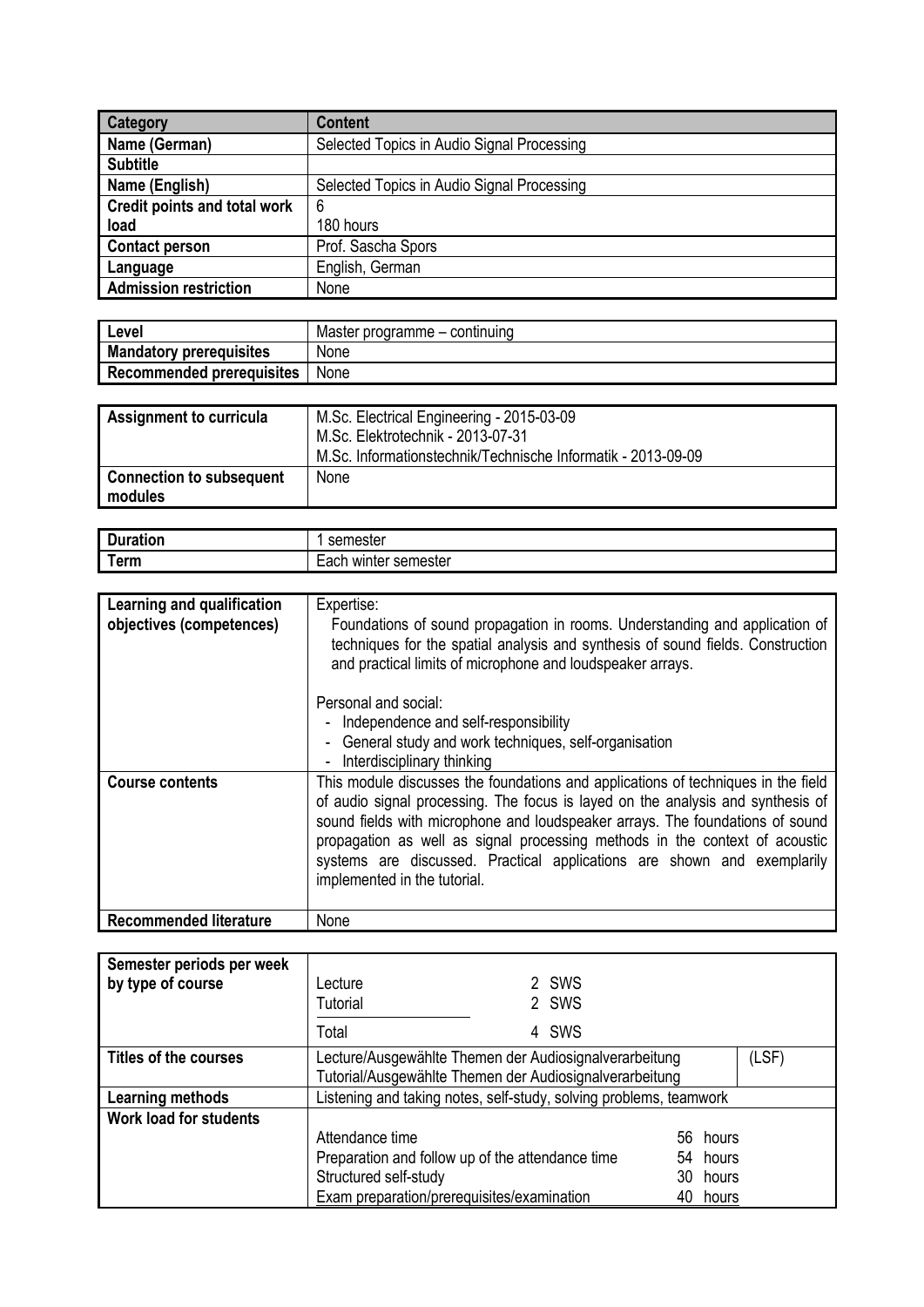| Category | Content |
| --- | --- |
| Name (German) | Selected Topics in Audio Signal Processing |
| Subtitle | |
| Name (English) | Selected Topics in Audio Signal Processing |
| Credit points and total work load | 6<br>180 hours |
| Contact person | Prof. Sascha Spors |
| Language | English, German |
| Admission restriction | None |

| | |
| --- | --- |
| Level | Master programme – continuing |
| Mandatory prerequisites | None |
| Recommended prerequisites | None |

| | |
| --- | --- |
| Assignment to curricula | M.Sc. Electrical Engineering - 2015-03-09<br>M.Sc. Elektrotechnik - 2013-07-31<br>M.Sc. Informationstechnik/Technische Informatik - 2013-09-09 |
| Connection to subsequent modules | None |

| | |
| --- | --- |
| Duration | 1 semester |
| Term | Each winter semester |

| | |
| --- | --- |
| Learning and qualification objectives (competences) | Expertise:<br>Foundations of sound propagation in rooms. Understanding and application of techniques for the spatial analysis and synthesis of sound fields. Construction and practical limits of microphone and loudspeaker arrays.<br><br>Personal and social:<br>- Independence and self-responsibility<br>- General study and work techniques, self-organisation<br>- Interdisciplinary thinking |
| Course contents | This module discusses the foundations and applications of techniques in the field of audio signal processing. The focus is layed on the analysis and synthesis of sound fields with microphone and loudspeaker arrays. The foundations of sound propagation as well as signal processing methods in the context of acoustic systems are discussed. Practical applications are shown and exemplarily implemented in the tutorial. |
| Recommended literature | None |

| | | |
| --- | --- | --- |
| Semester periods per week by type of course | Lecture 2 SWS<br>Tutorial 2 SWS<br>Total 4 SWS | |
| Titles of the courses | Lecture/Ausgewählte Themen der Audiosignalverarbeitung<br>Tutorial/Ausgewählte Themen der Audiosignalverarbeitung | (LSF) |
| Learning methods | Listening and taking notes, self-study, solving problems, teamwork | |
| Work load for students | Attendance time 56 hours<br>Preparation and follow up of the attendance time 54 hours<br>Structured self-study 30 hours<br>Exam preparation/prerequisites/examination 40 hours | |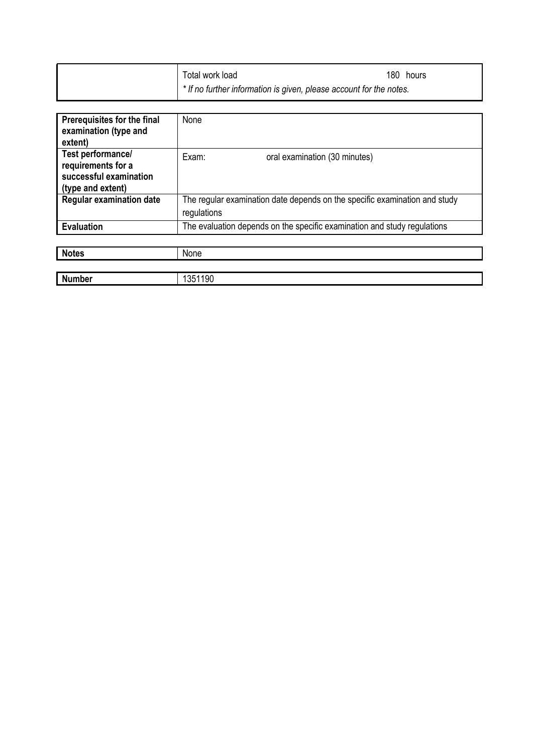| | |
|---|---|
| | Total work load 180 hours<br>*\* If no further information is given, please account for the notes.* |

| | |
|---|---|
| **Prerequisites for the final examination (type and extent)** | None |
| **Test performance/ requirements for a successful examination (type and extent)** | Exam: oral examination (30 minutes) |
| **Regular examination date** | The regular examination date depends on the specific examination and study regulations |
| **Evaluation** | The evaluation depends on the specific examination and study regulations |

| | |
|---|---|
| **Notes** | None |

| | |
|---|---|
| **Number** | 1351190 |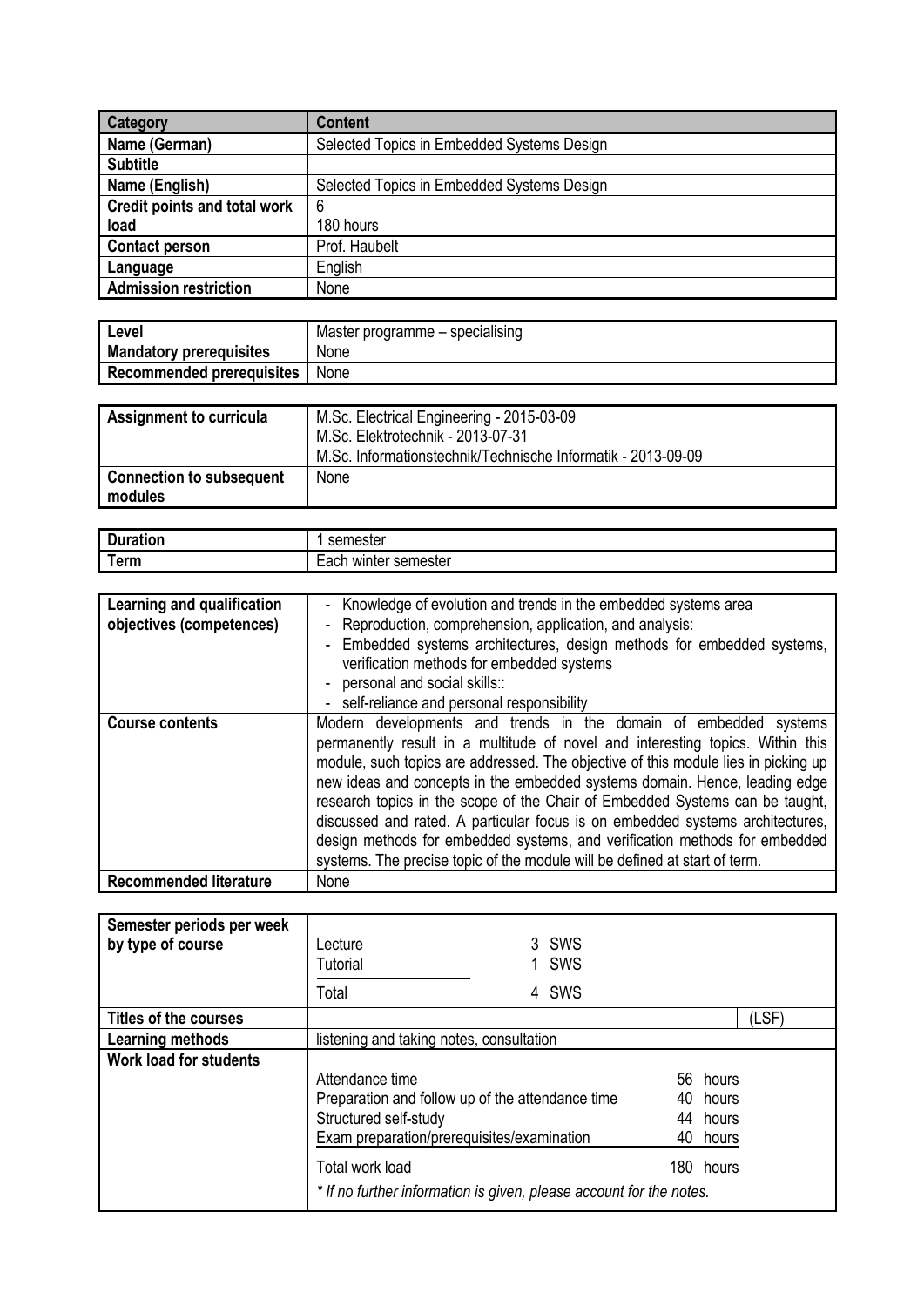| Category | Content |
| --- | --- |
| Name (German) | Selected Topics in Embedded Systems Design |
| Subtitle | |
| Name (English) | Selected Topics in Embedded Systems Design |
| Credit points and total work load | 6<br>180 hours |
| Contact person | Prof. Haubelt |
| Language | English |
| Admission restriction | None |

| Level | Master programme – specialising |
| --- | --- |
| Mandatory prerequisites | None |
| Recommended prerequisites | None |

| Assignment to curricula | M.Sc. Electrical Engineering - 2015-03-09<br>M.Sc. Elektrotechnik - 2013-07-31<br>M.Sc. Informationstechnik/Technische Informatik - 2013-09-09 |
| --- | --- |
| Connection to subsequent modules | None |

| Duration | 1 semester |
| --- | --- |
| Term | Each winter semester |

| Learning and qualification objectives (competences) | - Knowledge of evolution and trends in the embedded systems area<br>- Reproduction, comprehension, application, and analysis:<br>- Embedded systems architectures, design methods for embedded systems, verification methods for embedded systems<br>- personal and social skills::<br>- self-reliance and personal responsibility |
| --- | --- |
| Course contents | Modern developments and trends in the domain of embedded systems permanently result in a multitude of novel and interesting topics. Within this module, such topics are addressed. The objective of this module lies in picking up new ideas and concepts in the embedded systems domain. Hence, leading edge research topics in the scope of the Chair of Embedded Systems can be taught, discussed and rated. A particular focus is on embedded systems architectures, design methods for embedded systems, and verification methods for embedded systems. The precise topic of the module will be defined at start of term. |
| Recommended literature | None |

| Semester periods per week by type of course | Lecture 3 SWS<br>Tutorial 1 SWS<br>Total 4 SWS |
| --- | --- |
| Titles of the courses | (LSF) |
| Learning methods | listening and taking notes, consultation |
| Work load for students | Attendance time 56 hours<br>Preparation and follow up of the attendance time 40 hours<br>Structured self-study 44 hours<br>Exam preparation/prerequisites/examination 40 hours<br>Total work load 180 hours<br>* If no further information is given, please account for the notes. |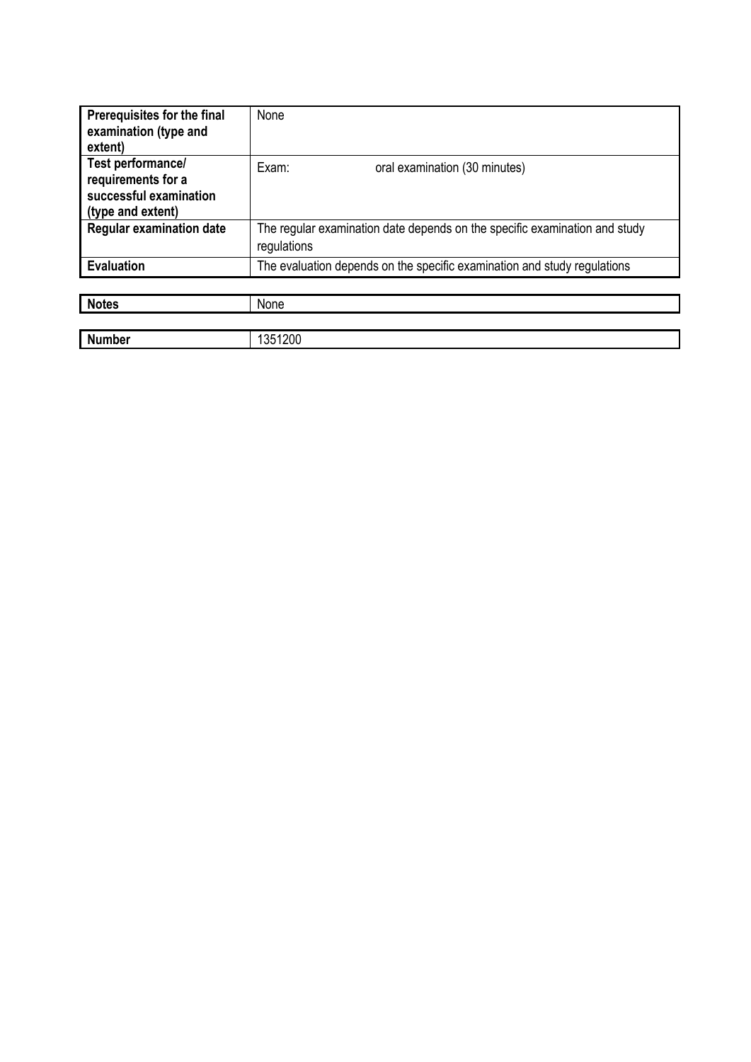| | |
|---|---|
| **Prerequisites for the final examination (type and extent)** | None |
| **Test performance/ requirements for a successful examination (type and extent)** | Exam: oral examination (30 minutes) |
| **Regular examination date** | The regular examination date depends on the specific examination and study regulations |
| **Evaluation** | The evaluation depends on the specific examination and study regulations |

| | |
|---|---|
| **Notes** | None |

| | |
|---|---|
| **Number** | 1351200 |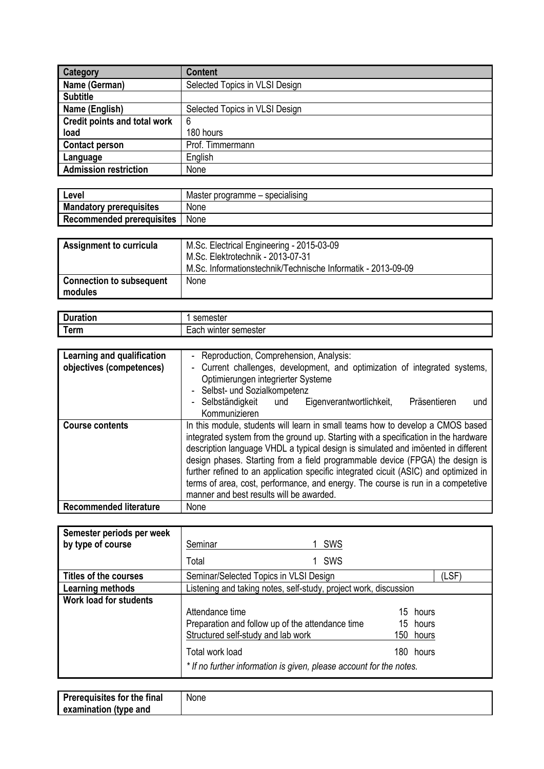| Category | Content |
|---|---|
| Name (German) | Selected Topics in VLSI Design |
| Subtitle | |
| Name (English) | Selected Topics in VLSI Design |
| Credit points and total work load | 6<br>180 hours |
| Contact person | Prof. Timmermann |
| Language | English |
| Admission restriction | None |

| Level | Master programme – specialising |
|---|---|
| Mandatory prerequisites | None |
| Recommended prerequisites | None |

| Assignment to curricula | M.Sc. Electrical Engineering - 2015-03-09<br>M.Sc. Elektrotechnik - 2013-07-31<br>M.Sc. Informationstechnik/Technische Informatik - 2013-09-09 |
|---|---|
| Connection to subsequent modules | None |

| Duration | 1 semester |
|---|---|
| Term | Each winter semester |

| Learning and qualification objectives (competences) | - Reproduction, Comprehension, Analysis:<br>- Current challenges, development, and optimization of integrated systems, Optimierungen integrierter Systeme<br>- Selbst- und Sozialkompetenz<br>- Selbständigkeit und Eigenverantwortlichkeit, Präsentieren und Kommunizieren |
|---|---|
| Course contents | In this module, students will learn in small teams how to develop a CMOS based integrated system from the ground up. Starting with a specification in the hardware description language VHDL a typical design is simulated and imöented in different design phases. Starting from a field programmable device (FPGA) the design is further refined to an application specific integrated cicuit (ASIC) and optimized in terms of area, cost, performance, and energy. The course is run in a competetive manner and best results will be awarded. |
| Recommended literature | None |

| Semester periods per week by type of course | Seminar 1 SWS<br>Total 1 SWS |
|---|---|
| Titles of the courses | Seminar/Selected Topics in VLSI Design (LSF) |
| Learning methods | Listening and taking notes, self-study, project work, discussion |
| Work load for students | Attendance time 15 hours<br>Preparation and follow up of the attendance time 15 hours<br>Structured self-study and lab work 150 hours<br>Total work load 180 hours<br>*\* If no further information is given, please account for the notes.* |

| Prerequisites for the final examination (type and | None |
|---|---|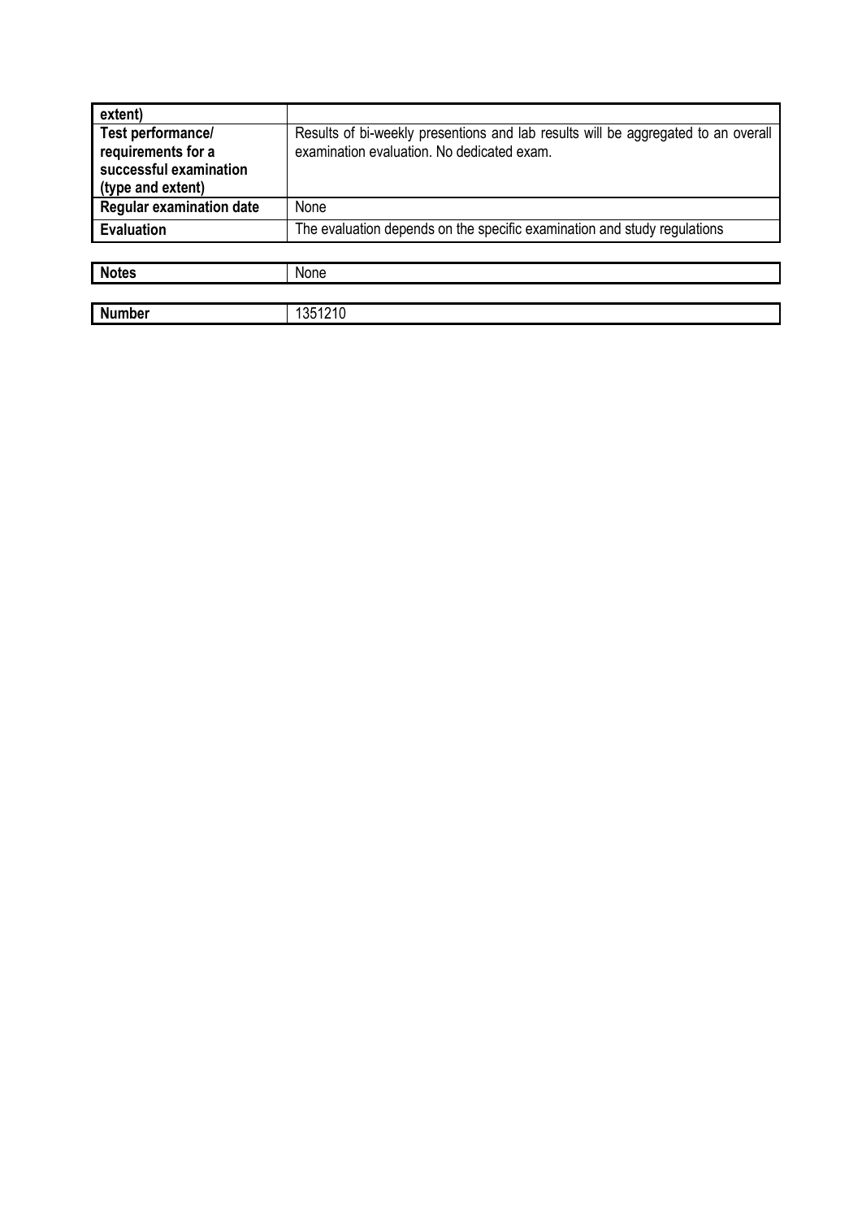| extent) | |
|---|---|
| **Test performance/ requirements for a successful examination (type and extent)** | Results of bi-weekly presentions and lab results will be aggregated to an overall examination evaluation. No dedicated exam. |
| **Regular examination date** | None |
| **Evaluation** | The evaluation depends on the specific examination and study regulations |

| **Notes** | None |
|---|---|

| **Number** | 1351210 |
|---|---|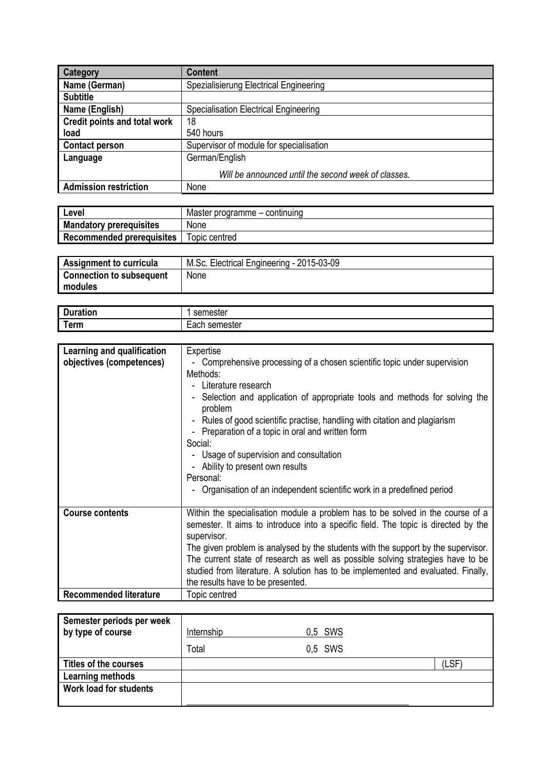| Category | Content |
|---|---|
| Name (German) | Spezialisierung Electrical Engineering |
| Subtitle | |
| Name (English) | Specialisation Electrical Engineering |
| Credit points and total work load | 18<br>540 hours |
| Contact person | Supervisor of module for specialisation |
| Language | German/English<br>*Will be announced until the second week of classes.* |
| Admission restriction | None |

| Level | Master programme – continuing |
|---|---|
| Mandatory prerequisites | None |
| Recommended prerequisites | Topic centred |

| Assignment to curricula | M.Sc. Electrical Engineering - 2015-03-09 |
|---|---|
| Connection to subsequent modules | None |

| Duration | 1 semester |
|---|---|
| Term | Each semester |

| Learning and qualification objectives (competences) | Expertise<br>- Comprehensive processing of a chosen scientific topic under supervision<br>Methods:<br>- Literature research<br>- Selection and application of appropriate tools and methods for solving the problem<br>- Rules of good scientific practise, handling with citation and plagiarism<br>- Preparation of a topic in oral and written form<br>Social:<br>- Usage of supervision and consultation<br>- Ability to present own results<br>Personal:<br>- Organisation of an independent scientific work in a predefined period |
|---|---|
| Course contents | Within the specialisation module a problem has to be solved in the course of a semester. It aims to introduce into a specific field. The topic is directed by the supervisor.<br>The given problem is analysed by the students with the support by the supervisor. The current state of research as well as possible solving strategies have to be studied from literature. A solution has to be implemented and evaluated. Finally, the results have to be presented. |
| Recommended literature | Topic centred |

| Semester periods per week by type of course | Internship 0,5 SWS<br>Total 0,5 SWS | |
|---|---|---|
| Titles of the courses | | (LSF) |
| Learning methods | | |
| Work load for students | | |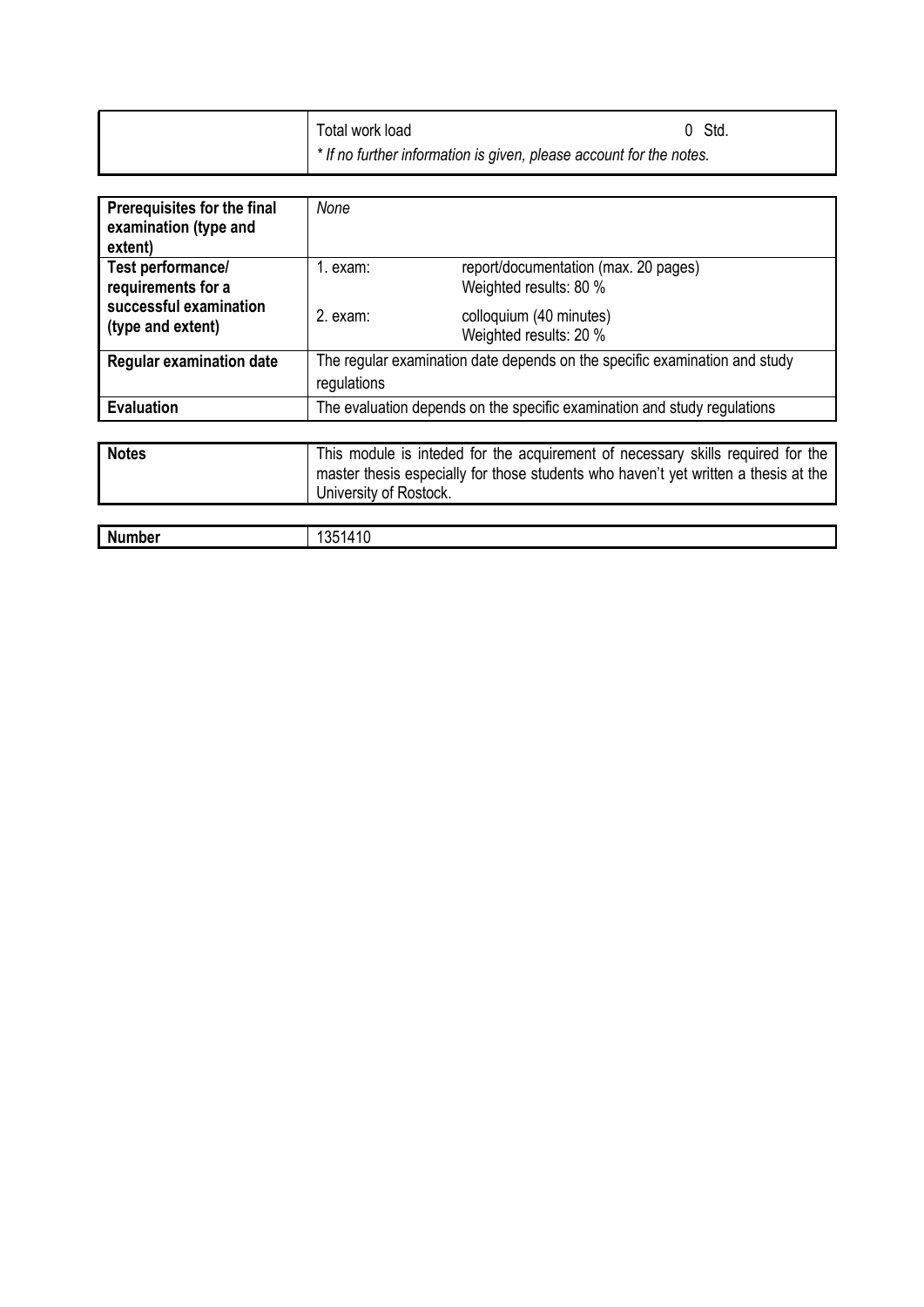| | |
|---|---|
| | Total work load 0 Std.<br>*\* If no further information is given, please account for the notes.* |

| | | |
|---|---|---|
| **Prerequisites for the final examination (type and extent)** | *None* | |
| **Test performance/ requirements for a successful examination (type and extent)** | 1. exam: | report/documentation (max. 20 pages)<br>Weighted results: 80 % |
| | 2. exam: | colloquium (40 minutes)<br>Weighted results: 20 % |
| **Regular examination date** | The regular examination date depends on the specific examination and study regulations | |
| **Evaluation** | The evaluation depends on the specific examination and study regulations | |

| | |
|---|---|
| **Notes** | This module is inteded for the acquirement of necessary skills required for the master thesis especially for those students who haven't yet written a thesis at the University of Rostock. |

| | |
|---|---|
| **Number** | 1351410 |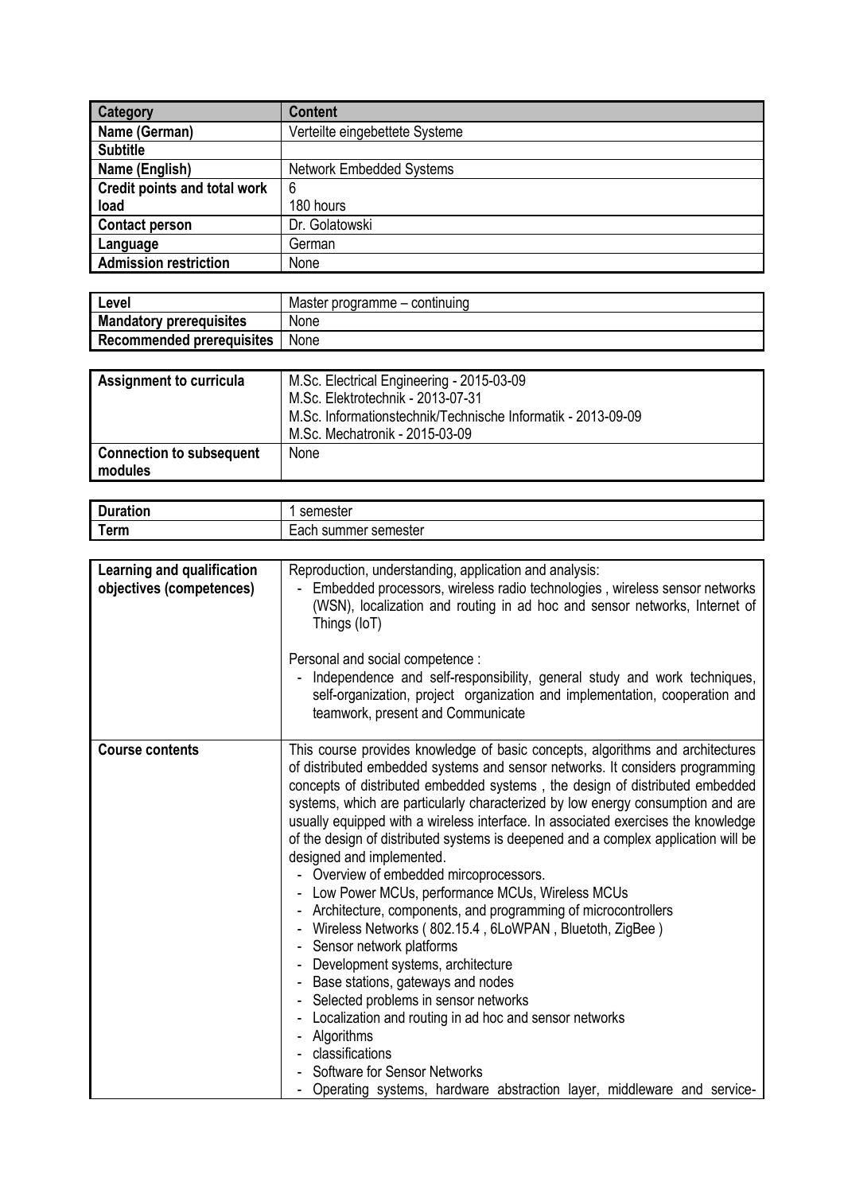| Category | Content |
| --- | --- |
| Name (German) | Verteilte eingebettete Systeme |
| Subtitle | |
| Name (English) | Network Embedded Systems |
| Credit points and total work load | 6<br>180 hours |
| Contact person | Dr. Golatowski |
| Language | German |
| Admission restriction | None |

| Level | Master programme – continuing |
| --- | --- |
| Mandatory prerequisites | None |
| Recommended prerequisites | None |

| Assignment to curricula | M.Sc. Electrical Engineering - 2015-03-09<br>M.Sc. Elektrotechnik - 2013-07-31<br>M.Sc. Informationstechnik/Technische Informatik - 2013-09-09<br>M.Sc. Mechatronik - 2015-03-09 |
| --- | --- |
| Connection to subsequent modules | None |

| Duration | 1 semester |
| --- | --- |
| Term | Each summer semester |

| Learning and qualification objectives (competences) | Reproduction, understanding, application and analysis:<br>- Embedded processors, wireless radio technologies , wireless sensor networks (WSN), localization and routing in ad hoc and sensor networks, Internet of Things (IoT)<br><br>Personal and social competence :<br>- Independence and self-responsibility, general study and work techniques, self-organization, project organization and implementation, cooperation and teamwork, present and Communicate |
| --- | --- |
| Course contents | This course provides knowledge of basic concepts, algorithms and architectures of distributed embedded systems and sensor networks. It considers programming concepts of distributed embedded systems , the design of distributed embedded systems, which are particularly characterized by low energy consumption and are usually equipped with a wireless interface. In associated exercises the knowledge of the design of distributed systems is deepened and a complex application will be designed and implemented.<br>- Overview of embedded mircoprocessors.<br>- Low Power MCUs, performance MCUs, Wireless MCUs<br>- Architecture, components, and programming of microcontrollers<br>- Wireless Networks ( 802.15.4 , 6LoWPAN , Blueto­th, ZigBee )<br>- Sensor network platforms<br>- Development systems, architecture<br>- Base stations, gateways and nodes<br>- Selected problems in sensor networks<br>- Localization and routing in ad hoc and sensor networks<br>- Algorithms<br>- classifications<br>- Software for Sensor Networks<br>- Operating systems, hardware abstraction layer, middleware and service- |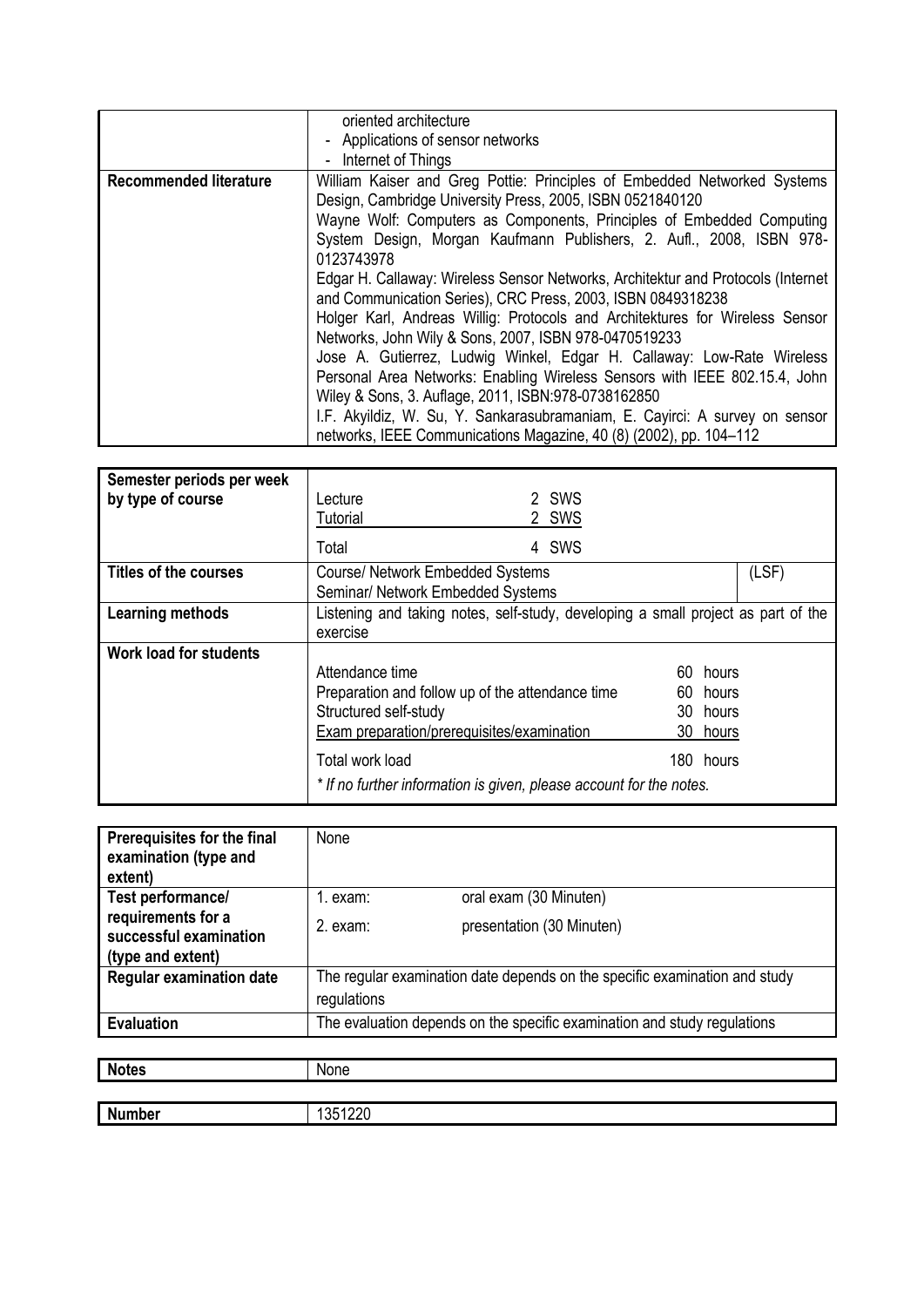| | |
|---|---|
| | oriented architecture<br>- Applications of sensor networks<br>- Internet of Things |
| **Recommended literature** | William Kaiser and Greg Pottie: Principles of Embedded Networked Systems Design, Cambridge University Press, 2005, ISBN 0521840120<br>Wayne Wolf: Computers as Components, Principles of Embedded Computing System Design, Morgan Kaufmann Publishers, 2. Aufl., 2008, ISBN 978-0123743978<br>Edgar H. Callaway: Wireless Sensor Networks, Architektur and Protocols (Internet and Communication Series), CRC Press, 2003, ISBN 0849318238<br>Holger Karl, Andreas Willig: Protocols and Architektures for Wireless Sensor Networks, John Wily & Sons, 2007, ISBN 978-0470519233<br>Jose A. Gutierrez, Ludwig Winkel, Edgar H. Callaway: Low-Rate Wireless Personal Area Networks: Enabling Wireless Sensors with IEEE 802.15.4, John Wiley & Sons, 3. Auflage, 2011, ISBN:978-0738162850<br>I.F. Akyildiz, W. Su, Y. Sankarasubramaniam, E. Cayirci: A survey on sensor networks, IEEE Communications Magazine, 40 (8) (2002), pp. 104–112 |

| | | | |
|---|---|---|---|
| **Semester periods per week by type of course** | Lecture<br>Tutorial<br>Total | 2 SWS<br>2 SWS<br>4 SWS | |
| **Titles of the courses** | Course/ Network Embedded Systems<br>Seminar/ Network Embedded Systems | | (LSF) |
| **Learning methods** | Listening and taking notes, self-study, developing a small project as part of the exercise | | |
| **Work load for students** | Attendance time<br>Preparation and follow up of the attendance time<br>Structured self-study<br>Exam preparation/prerequisites/examination<br>Total work load<br>*\* If no further information is given, please account for the notes.* | 60 hours<br>60 hours<br>30 hours<br>30 hours<br>180 hours | |

| | | |
|---|---|---|
| **Prerequisites for the final examination (type and extent)** | None | |
| **Test performance/ requirements for a successful examination (type and extent)** | 1. exam:<br>2. exam: | oral exam (30 Minuten)<br>presentation (30 Minuten) |
| **Regular examination date** | The regular examination date depends on the specific examination and study regulations | |
| **Evaluation** | The evaluation depends on the specific examination and study regulations | |

| | |
|---|---|
| **Notes** | None |

| | |
|---|---|
| **Number** | 1351220 |